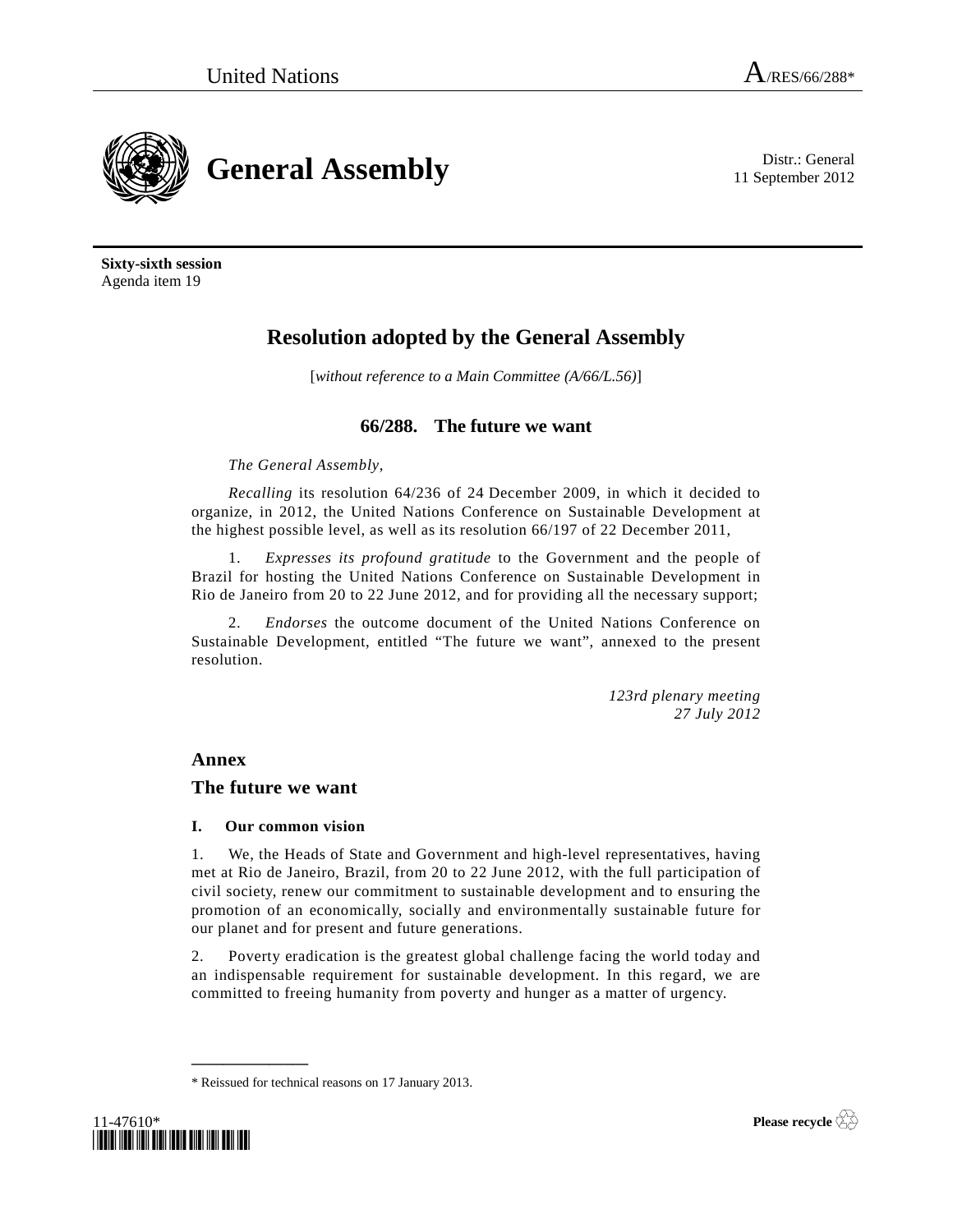United Nations A/RES/66/288*

# General Assembly

Distr.: General
11 September 2012

**Sixty-sixth session**
Agenda item 19

## Resolution adopted by the General Assembly

[*without reference to a Main Committee (A/66/L.56)*]

### 66/288. The future we want

*The General Assembly*,

*Recalling* its resolution 64/236 of 24 December 2009, in which it decided to organize, in 2012, the United Nations Conference on Sustainable Development at the highest possible level, as well as its resolution 66/197 of 22 December 2011,

1. *Expresses its profound gratitude* to the Government and the people of Brazil for hosting the United Nations Conference on Sustainable Development in Rio de Janeiro from 20 to 22 June 2012, and for providing all the necessary support;

2. *Endorses* the outcome document of the United Nations Conference on Sustainable Development, entitled "The future we want", annexed to the present resolution.

*123rd plenary meeting*
*27 July 2012*

## Annex

## The future we want

### I. Our common vision

1. We, the Heads of State and Government and high-level representatives, having met at Rio de Janeiro, Brazil, from 20 to 22 June 2012, with the full participation of civil society, renew our commitment to sustainable development and to ensuring the promotion of an economically, socially and environmentally sustainable future for our planet and for present and future generations.

2. Poverty eradication is the greatest global challenge facing the world today and an indispensable requirement for sustainable development. In this regard, we are committed to freeing humanity from poverty and hunger as a matter of urgency.

---

\* Reissued for technical reasons on 17 January 2013.

11-47610*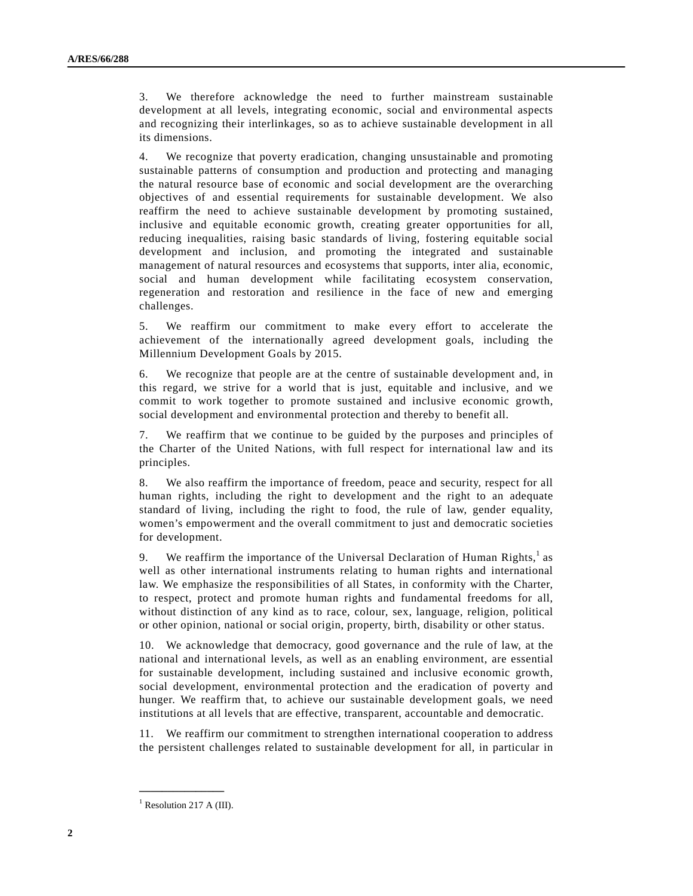3. We therefore acknowledge the need to further mainstream sustainable development at all levels, integrating economic, social and environmental aspects and recognizing their interlinkages, so as to achieve sustainable development in all its dimensions.

4. We recognize that poverty eradication, changing unsustainable and promoting sustainable patterns of consumption and production and protecting and managing the natural resource base of economic and social development are the overarching objectives of and essential requirements for sustainable development. We also reaffirm the need to achieve sustainable development by promoting sustained, inclusive and equitable economic growth, creating greater opportunities for all, reducing inequalities, raising basic standards of living, fostering equitable social development and inclusion, and promoting the integrated and sustainable management of natural resources and ecosystems that supports, inter alia, economic, social and human development while facilitating ecosystem conservation, regeneration and restoration and resilience in the face of new and emerging challenges.

5. We reaffirm our commitment to make every effort to accelerate the achievement of the internationally agreed development goals, including the Millennium Development Goals by 2015.

6. We recognize that people are at the centre of sustainable development and, in this regard, we strive for a world that is just, equitable and inclusive, and we commit to work together to promote sustained and inclusive economic growth, social development and environmental protection and thereby to benefit all.

7. We reaffirm that we continue to be guided by the purposes and principles of the Charter of the United Nations, with full respect for international law and its principles.

8. We also reaffirm the importance of freedom, peace and security, respect for all human rights, including the right to development and the right to an adequate standard of living, including the right to food, the rule of law, gender equality, women's empowerment and the overall commitment to just and democratic societies for development.

9. We reaffirm the importance of the Universal Declaration of Human Rights,[1] as well as other international instruments relating to human rights and international law. We emphasize the responsibilities of all States, in conformity with the Charter, to respect, protect and promote human rights and fundamental freedoms for all, without distinction of any kind as to race, colour, sex, language, religion, political or other opinion, national or social origin, property, birth, disability or other status.

10. We acknowledge that democracy, good governance and the rule of law, at the national and international levels, as well as an enabling environment, are essential for sustainable development, including sustained and inclusive economic growth, social development, environmental protection and the eradication of poverty and hunger. We reaffirm that, to achieve our sustainable development goals, we need institutions at all levels that are effective, transparent, accountable and democratic.

11. We reaffirm our commitment to strengthen international cooperation to address the persistent challenges related to sustainable development for all, in particular in

---

[1] Resolution 217 A (III).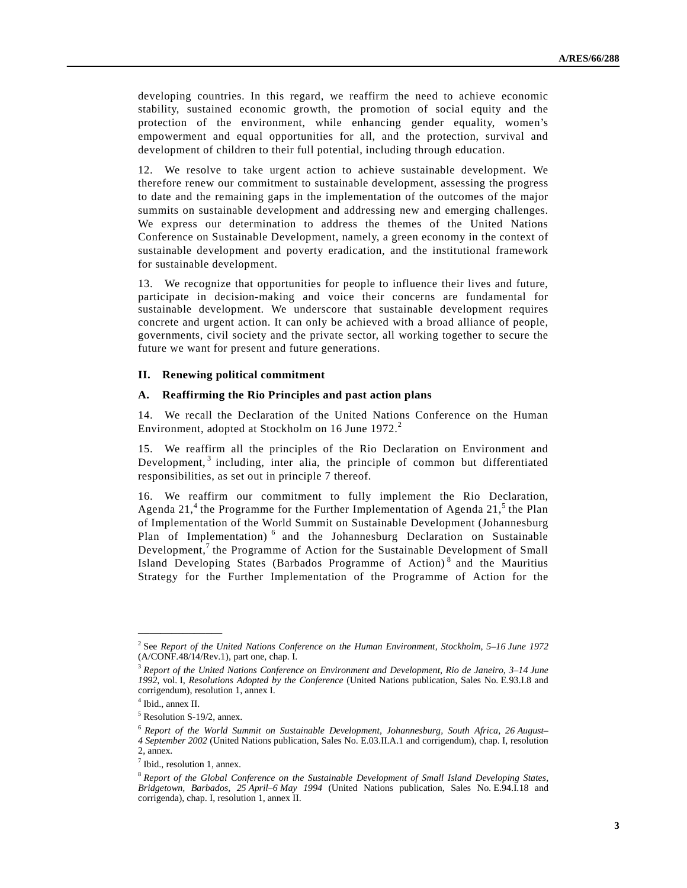developing countries. In this regard, we reaffirm the need to achieve economic stability, sustained economic growth, the promotion of social equity and the protection of the environment, while enhancing gender equality, women's empowerment and equal opportunities for all, and the protection, survival and development of children to their full potential, including through education.

12. We resolve to take urgent action to achieve sustainable development. We therefore renew our commitment to sustainable development, assessing the progress to date and the remaining gaps in the implementation of the outcomes of the major summits on sustainable development and addressing new and emerging challenges. We express our determination to address the themes of the United Nations Conference on Sustainable Development, namely, a green economy in the context of sustainable development and poverty eradication, and the institutional framework for sustainable development.

13. We recognize that opportunities for people to influence their lives and future, participate in decision-making and voice their concerns are fundamental for sustainable development. We underscore that sustainable development requires concrete and urgent action. It can only be achieved with a broad alliance of people, governments, civil society and the private sector, all working together to secure the future we want for present and future generations.

## II. Renewing political commitment

### A. Reaffirming the Rio Principles and past action plans

14. We recall the Declaration of the United Nations Conference on the Human Environment, adopted at Stockholm on 16 June 1972.[2]

15. We reaffirm all the principles of the Rio Declaration on Environment and Development,[3] including, inter alia, the principle of common but differentiated responsibilities, as set out in principle 7 thereof.

16. We reaffirm our commitment to fully implement the Rio Declaration, Agenda 21,[4] the Programme for the Further Implementation of Agenda 21,[5] the Plan of Implementation of the World Summit on Sustainable Development (Johannesburg Plan of Implementation)[6] and the Johannesburg Declaration on Sustainable Development,[7] the Programme of Action for the Sustainable Development of Small Island Developing States (Barbados Programme of Action)[8] and the Mauritius Strategy for the Further Implementation of the Programme of Action for the

---

[2] See *Report of the United Nations Conference on the Human Environment, Stockholm, 5–16 June 1972* (A/CONF.48/14/Rev.1), part one, chap. I.

[3] *Report of the United Nations Conference on Environment and Development, Rio de Janeiro, 3–14 June 1992*, vol. I, *Resolutions Adopted by the Conference* (United Nations publication, Sales No. E.93.I.8 and corrigendum), resolution 1, annex I.

[4] Ibid., annex II.

[5] Resolution S-19/2, annex.

[6] *Report of the World Summit on Sustainable Development, Johannesburg, South Africa, 26 August–4 September 2002* (United Nations publication, Sales No. E.03.II.A.1 and corrigendum), chap. I, resolution 2, annex.

[7] Ibid., resolution 1, annex.

[8] *Report of the Global Conference on the Sustainable Development of Small Island Developing States, Bridgetown, Barbados, 25 April–6 May 1994* (United Nations publication, Sales No. E.94.I.18 and corrigenda), chap. I, resolution 1, annex II.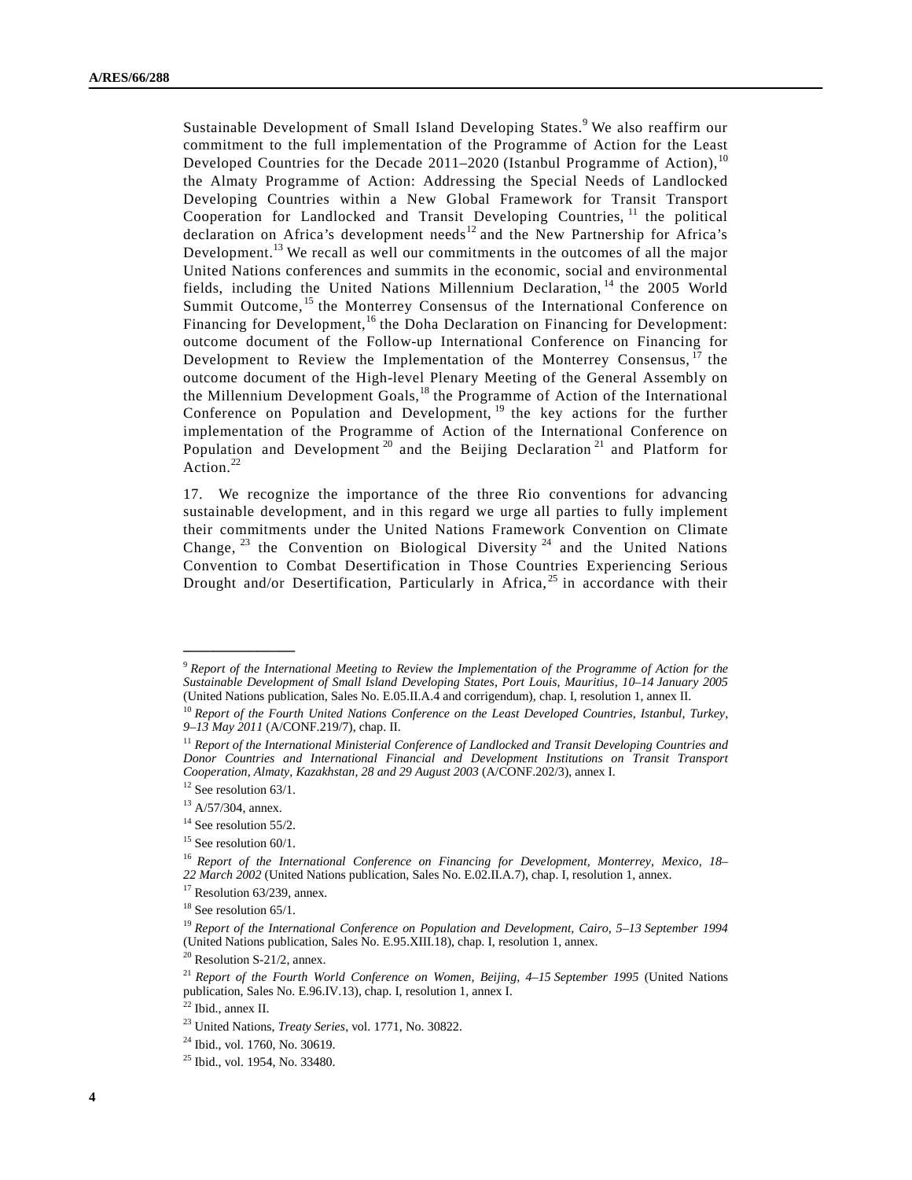Sustainable Development of Small Island Developing States.[9] We also reaffirm our commitment to the full implementation of the Programme of Action for the Least Developed Countries for the Decade 2011–2020 (Istanbul Programme of Action),[10] the Almaty Programme of Action: Addressing the Special Needs of Landlocked Developing Countries within a New Global Framework for Transit Transport Cooperation for Landlocked and Transit Developing Countries,[11] the political declaration on Africa's development needs[12] and the New Partnership for Africa's Development.[13] We recall as well our commitments in the outcomes of all the major United Nations conferences and summits in the economic, social and environmental fields, including the United Nations Millennium Declaration,[14] the 2005 World Summit Outcome,[15] the Monterrey Consensus of the International Conference on Financing for Development,[16] the Doha Declaration on Financing for Development: outcome document of the Follow-up International Conference on Financing for Development to Review the Implementation of the Monterrey Consensus,[17] the outcome document of the High-level Plenary Meeting of the General Assembly on the Millennium Development Goals,[18] the Programme of Action of the International Conference on Population and Development,[19] the key actions for the further implementation of the Programme of Action of the International Conference on Population and Development[20] and the Beijing Declaration[21] and Platform for Action.[22]

17. We recognize the importance of the three Rio conventions for advancing sustainable development, and in this regard we urge all parties to fully implement their commitments under the United Nations Framework Convention on Climate Change,[23] the Convention on Biological Diversity[24] and the United Nations Convention to Combat Desertification in Those Countries Experiencing Serious Drought and/or Desertification, Particularly in Africa,[25] in accordance with their

---

[9] *Report of the International Meeting to Review the Implementation of the Programme of Action for the Sustainable Development of Small Island Developing States, Port Louis, Mauritius, 10–14 January 2005* (United Nations publication, Sales No. E.05.II.A.4 and corrigendum), chap. I, resolution 1, annex II.

[10] *Report of the Fourth United Nations Conference on the Least Developed Countries, Istanbul, Turkey, 9–13 May 2011* (A/CONF.219/7), chap. II.

[11] *Report of the International Ministerial Conference of Landlocked and Transit Developing Countries and Donor Countries and International Financial and Development Institutions on Transit Transport Cooperation, Almaty, Kazakhstan, 28 and 29 August 2003* (A/CONF.202/3), annex I.

[12] See resolution 63/1.

[13] A/57/304, annex.

[14] See resolution 55/2.

[15] See resolution 60/1.

[16] *Report of the International Conference on Financing for Development, Monterrey, Mexico, 18–22 March 2002* (United Nations publication, Sales No. E.02.II.A.7), chap. I, resolution 1, annex.

[17] Resolution 63/239, annex.

[18] See resolution 65/1.

[19] *Report of the International Conference on Population and Development, Cairo, 5–13 September 1994* (United Nations publication, Sales No. E.95.XIII.18), chap. I, resolution 1, annex.

[20] Resolution S-21/2, annex.

[21] *Report of the Fourth World Conference on Women, Beijing, 4–15 September 1995* (United Nations publication, Sales No. E.96.IV.13), chap. I, resolution 1, annex I.

[22] Ibid., annex II.

[23] United Nations, *Treaty Series*, vol. 1771, No. 30822.

[24] Ibid., vol. 1760, No. 30619.

[25] Ibid., vol. 1954, No. 33480.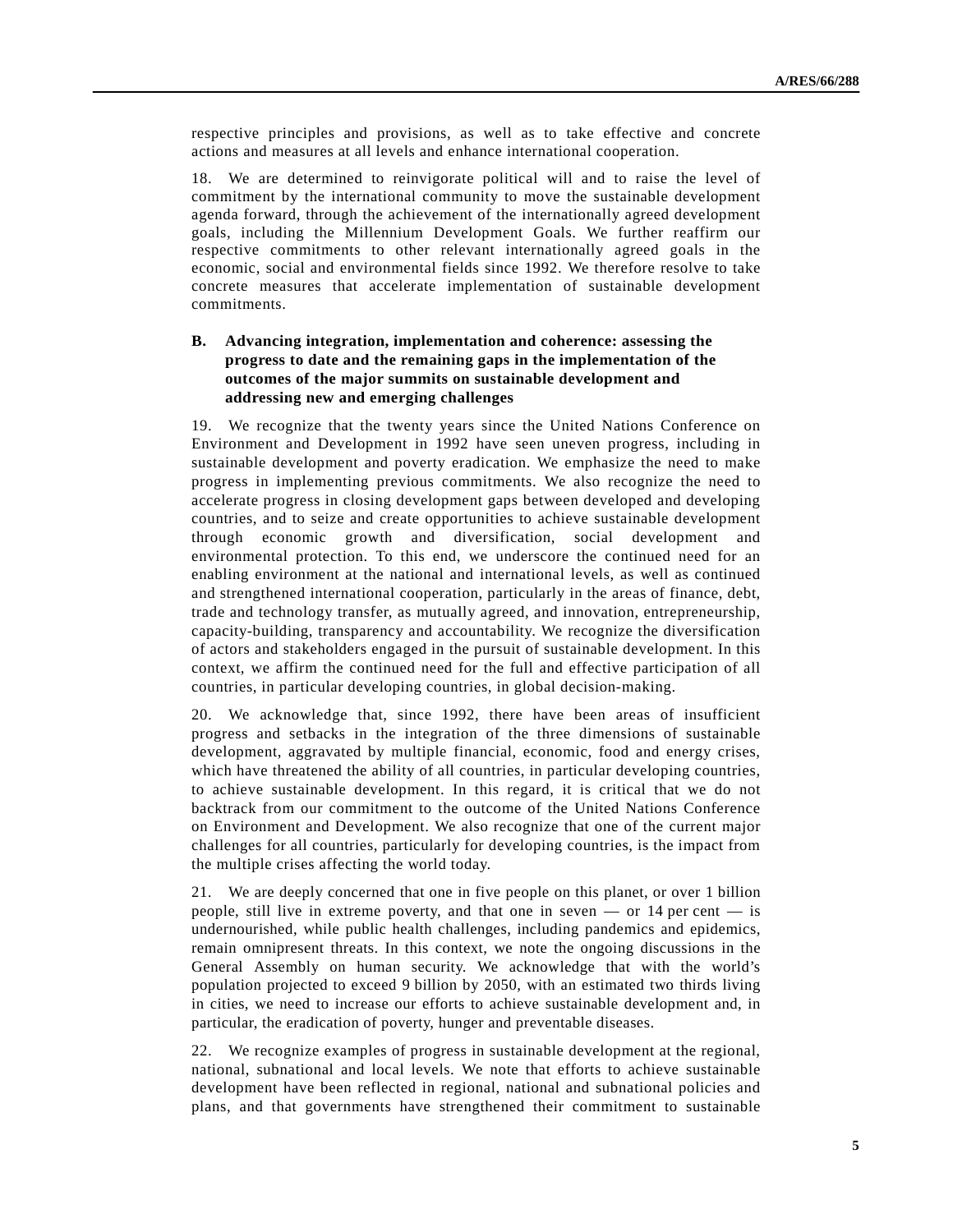respective principles and provisions, as well as to take effective and concrete actions and measures at all levels and enhance international cooperation.

18. We are determined to reinvigorate political will and to raise the level of commitment by the international community to move the sustainable development agenda forward, through the achievement of the internationally agreed development goals, including the Millennium Development Goals. We further reaffirm our respective commitments to other relevant internationally agreed goals in the economic, social and environmental fields since 1992. We therefore resolve to take concrete measures that accelerate implementation of sustainable development commitments.

### B. Advancing integration, implementation and coherence: assessing the progress to date and the remaining gaps in the implementation of the outcomes of the major summits on sustainable development and addressing new and emerging challenges

19. We recognize that the twenty years since the United Nations Conference on Environment and Development in 1992 have seen uneven progress, including in sustainable development and poverty eradication. We emphasize the need to make progress in implementing previous commitments. We also recognize the need to accelerate progress in closing development gaps between developed and developing countries, and to seize and create opportunities to achieve sustainable development through economic growth and diversification, social development and environmental protection. To this end, we underscore the continued need for an enabling environment at the national and international levels, as well as continued and strengthened international cooperation, particularly in the areas of finance, debt, trade and technology transfer, as mutually agreed, and innovation, entrepreneurship, capacity-building, transparency and accountability. We recognize the diversification of actors and stakeholders engaged in the pursuit of sustainable development. In this context, we affirm the continued need for the full and effective participation of all countries, in particular developing countries, in global decision-making.

20. We acknowledge that, since 1992, there have been areas of insufficient progress and setbacks in the integration of the three dimensions of sustainable development, aggravated by multiple financial, economic, food and energy crises, which have threatened the ability of all countries, in particular developing countries, to achieve sustainable development. In this regard, it is critical that we do not backtrack from our commitment to the outcome of the United Nations Conference on Environment and Development. We also recognize that one of the current major challenges for all countries, particularly for developing countries, is the impact from the multiple crises affecting the world today.

21. We are deeply concerned that one in five people on this planet, or over 1 billion people, still live in extreme poverty, and that one in seven — or 14 per cent — is undernourished, while public health challenges, including pandemics and epidemics, remain omnipresent threats. In this context, we note the ongoing discussions in the General Assembly on human security. We acknowledge that with the world's population projected to exceed 9 billion by 2050, with an estimated two thirds living in cities, we need to increase our efforts to achieve sustainable development and, in particular, the eradication of poverty, hunger and preventable diseases.

22. We recognize examples of progress in sustainable development at the regional, national, subnational and local levels. We note that efforts to achieve sustainable development have been reflected in regional, national and subnational policies and plans, and that governments have strengthened their commitment to sustainable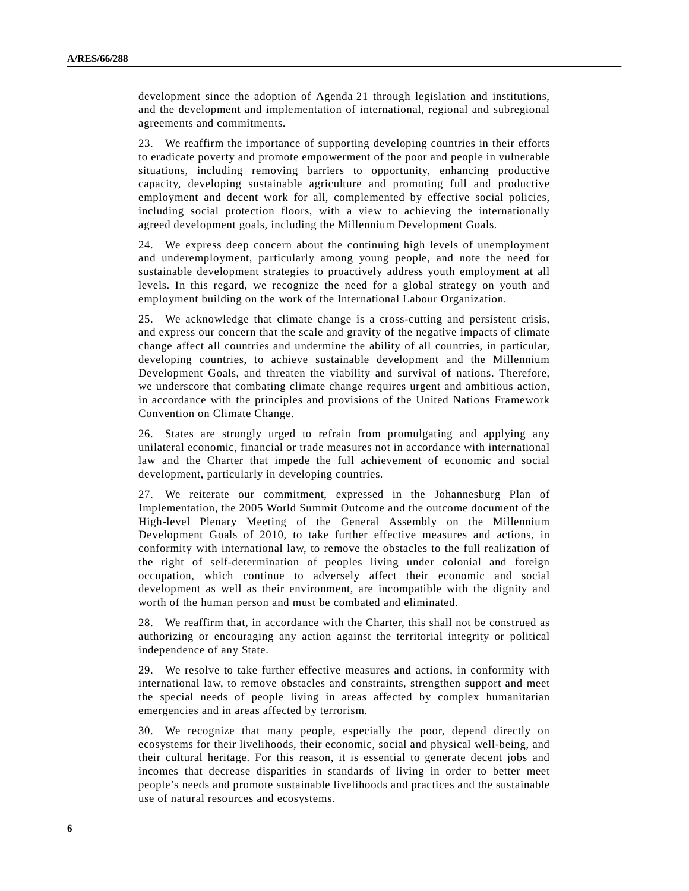development since the adoption of Agenda 21 through legislation and institutions, and the development and implementation of international, regional and subregional agreements and commitments.

23. We reaffirm the importance of supporting developing countries in their efforts to eradicate poverty and promote empowerment of the poor and people in vulnerable situations, including removing barriers to opportunity, enhancing productive capacity, developing sustainable agriculture and promoting full and productive employment and decent work for all, complemented by effective social policies, including social protection floors, with a view to achieving the internationally agreed development goals, including the Millennium Development Goals.

24. We express deep concern about the continuing high levels of unemployment and underemployment, particularly among young people, and note the need for sustainable development strategies to proactively address youth employment at all levels. In this regard, we recognize the need for a global strategy on youth and employment building on the work of the International Labour Organization.

25. We acknowledge that climate change is a cross-cutting and persistent crisis, and express our concern that the scale and gravity of the negative impacts of climate change affect all countries and undermine the ability of all countries, in particular, developing countries, to achieve sustainable development and the Millennium Development Goals, and threaten the viability and survival of nations. Therefore, we underscore that combating climate change requires urgent and ambitious action, in accordance with the principles and provisions of the United Nations Framework Convention on Climate Change.

26. States are strongly urged to refrain from promulgating and applying any unilateral economic, financial or trade measures not in accordance with international law and the Charter that impede the full achievement of economic and social development, particularly in developing countries.

27. We reiterate our commitment, expressed in the Johannesburg Plan of Implementation, the 2005 World Summit Outcome and the outcome document of the High-level Plenary Meeting of the General Assembly on the Millennium Development Goals of 2010, to take further effective measures and actions, in conformity with international law, to remove the obstacles to the full realization of the right of self-determination of peoples living under colonial and foreign occupation, which continue to adversely affect their economic and social development as well as their environment, are incompatible with the dignity and worth of the human person and must be combated and eliminated.

28. We reaffirm that, in accordance with the Charter, this shall not be construed as authorizing or encouraging any action against the territorial integrity or political independence of any State.

29. We resolve to take further effective measures and actions, in conformity with international law, to remove obstacles and constraints, strengthen support and meet the special needs of people living in areas affected by complex humanitarian emergencies and in areas affected by terrorism.

30. We recognize that many people, especially the poor, depend directly on ecosystems for their livelihoods, their economic, social and physical well-being, and their cultural heritage. For this reason, it is essential to generate decent jobs and incomes that decrease disparities in standards of living in order to better meet people's needs and promote sustainable livelihoods and practices and the sustainable use of natural resources and ecosystems.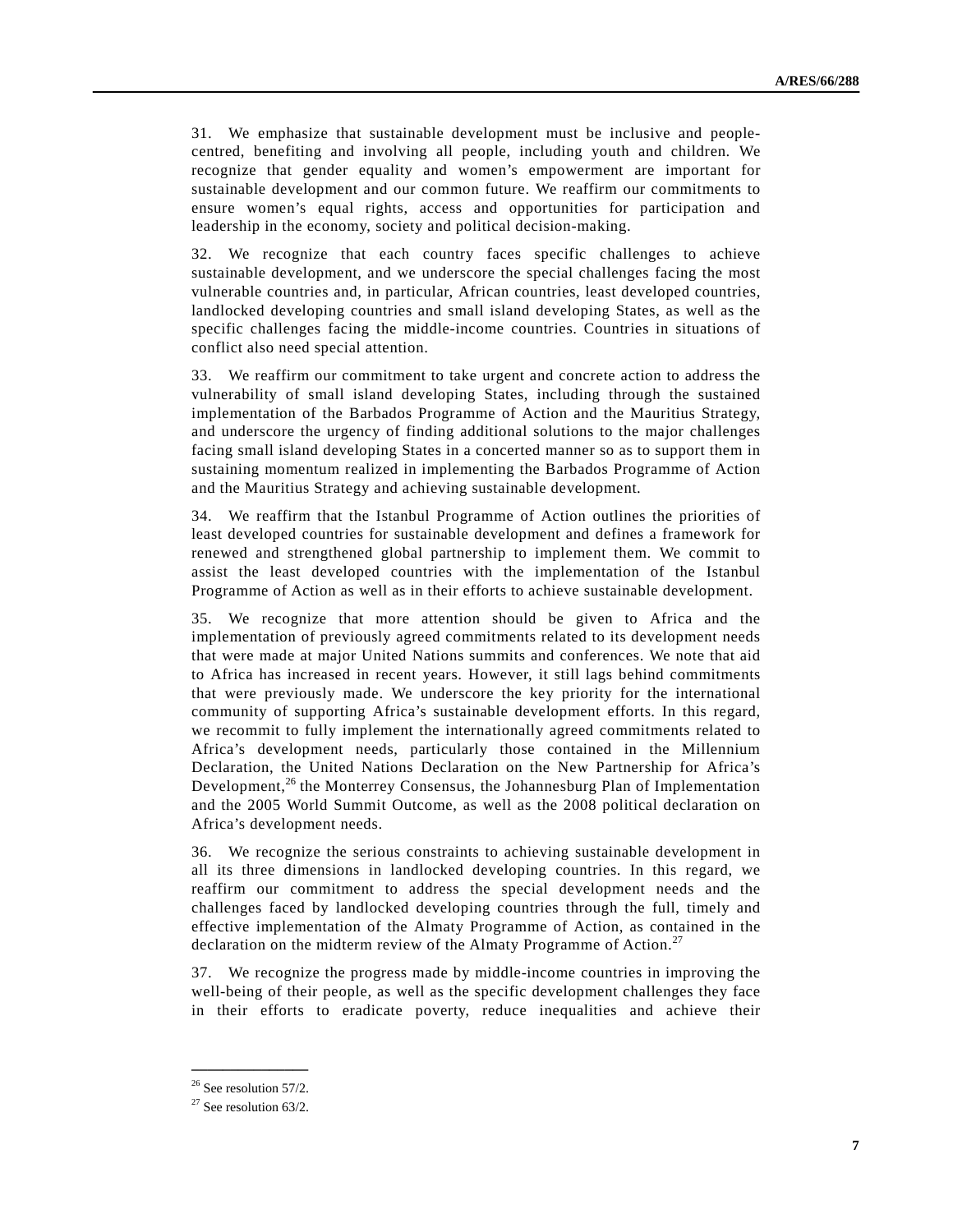31. We emphasize that sustainable development must be inclusive and people-centred, benefiting and involving all people, including youth and children. We recognize that gender equality and women's empowerment are important for sustainable development and our common future. We reaffirm our commitments to ensure women's equal rights, access and opportunities for participation and leadership in the economy, society and political decision-making.

32. We recognize that each country faces specific challenges to achieve sustainable development, and we underscore the special challenges facing the most vulnerable countries and, in particular, African countries, least developed countries, landlocked developing countries and small island developing States, as well as the specific challenges facing the middle-income countries. Countries in situations of conflict also need special attention.

33. We reaffirm our commitment to take urgent and concrete action to address the vulnerability of small island developing States, including through the sustained implementation of the Barbados Programme of Action and the Mauritius Strategy, and underscore the urgency of finding additional solutions to the major challenges facing small island developing States in a concerted manner so as to support them in sustaining momentum realized in implementing the Barbados Programme of Action and the Mauritius Strategy and achieving sustainable development.

34. We reaffirm that the Istanbul Programme of Action outlines the priorities of least developed countries for sustainable development and defines a framework for renewed and strengthened global partnership to implement them. We commit to assist the least developed countries with the implementation of the Istanbul Programme of Action as well as in their efforts to achieve sustainable development.

35. We recognize that more attention should be given to Africa and the implementation of previously agreed commitments related to its development needs that were made at major United Nations summits and conferences. We note that aid to Africa has increased in recent years. However, it still lags behind commitments that were previously made. We underscore the key priority for the international community of supporting Africa's sustainable development efforts. In this regard, we recommit to fully implement the internationally agreed commitments related to Africa's development needs, particularly those contained in the Millennium Declaration, the United Nations Declaration on the New Partnership for Africa's Development,[26] the Monterrey Consensus, the Johannesburg Plan of Implementation and the 2005 World Summit Outcome, as well as the 2008 political declaration on Africa's development needs.

36. We recognize the serious constraints to achieving sustainable development in all its three dimensions in landlocked developing countries. In this regard, we reaffirm our commitment to address the special development needs and the challenges faced by landlocked developing countries through the full, timely and effective implementation of the Almaty Programme of Action, as contained in the declaration on the midterm review of the Almaty Programme of Action.[27]

37. We recognize the progress made by middle-income countries in improving the well-being of their people, as well as the specific development challenges they face in their efforts to eradicate poverty, reduce inequalities and achieve their

---

[26] See resolution 57/2.

[27] See resolution 63/2.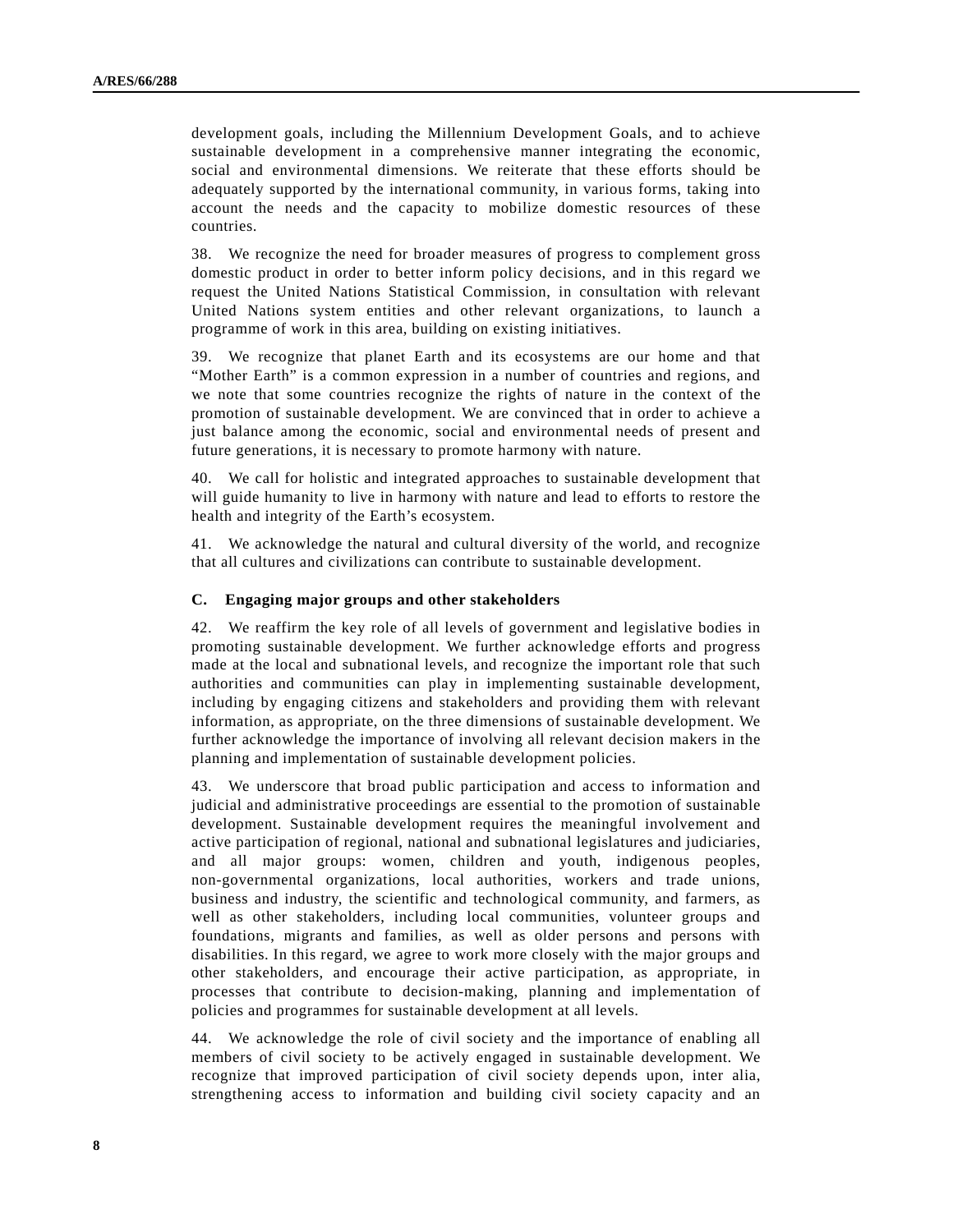development goals, including the Millennium Development Goals, and to achieve sustainable development in a comprehensive manner integrating the economic, social and environmental dimensions. We reiterate that these efforts should be adequately supported by the international community, in various forms, taking into account the needs and the capacity to mobilize domestic resources of these countries.

38. We recognize the need for broader measures of progress to complement gross domestic product in order to better inform policy decisions, and in this regard we request the United Nations Statistical Commission, in consultation with relevant United Nations system entities and other relevant organizations, to launch a programme of work in this area, building on existing initiatives.

39. We recognize that planet Earth and its ecosystems are our home and that "Mother Earth" is a common expression in a number of countries and regions, and we note that some countries recognize the rights of nature in the context of the promotion of sustainable development. We are convinced that in order to achieve a just balance among the economic, social and environmental needs of present and future generations, it is necessary to promote harmony with nature.

40. We call for holistic and integrated approaches to sustainable development that will guide humanity to live in harmony with nature and lead to efforts to restore the health and integrity of the Earth's ecosystem.

41. We acknowledge the natural and cultural diversity of the world, and recognize that all cultures and civilizations can contribute to sustainable development.

### C. Engaging major groups and other stakeholders

42. We reaffirm the key role of all levels of government and legislative bodies in promoting sustainable development. We further acknowledge efforts and progress made at the local and subnational levels, and recognize the important role that such authorities and communities can play in implementing sustainable development, including by engaging citizens and stakeholders and providing them with relevant information, as appropriate, on the three dimensions of sustainable development. We further acknowledge the importance of involving all relevant decision makers in the planning and implementation of sustainable development policies.

43. We underscore that broad public participation and access to information and judicial and administrative proceedings are essential to the promotion of sustainable development. Sustainable development requires the meaningful involvement and active participation of regional, national and subnational legislatures and judiciaries, and all major groups: women, children and youth, indigenous peoples, non-governmental organizations, local authorities, workers and trade unions, business and industry, the scientific and technological community, and farmers, as well as other stakeholders, including local communities, volunteer groups and foundations, migrants and families, as well as older persons and persons with disabilities. In this regard, we agree to work more closely with the major groups and other stakeholders, and encourage their active participation, as appropriate, in processes that contribute to decision-making, planning and implementation of policies and programmes for sustainable development at all levels.

44. We acknowledge the role of civil society and the importance of enabling all members of civil society to be actively engaged in sustainable development. We recognize that improved participation of civil society depends upon, inter alia, strengthening access to information and building civil society capacity and an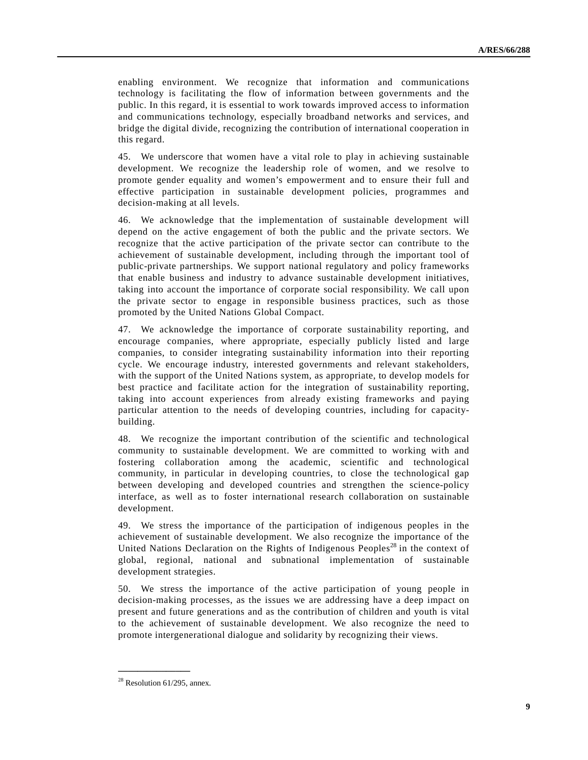enabling environment. We recognize that information and communications technology is facilitating the flow of information between governments and the public. In this regard, it is essential to work towards improved access to information and communications technology, especially broadband networks and services, and bridge the digital divide, recognizing the contribution of international cooperation in this regard.

45. We underscore that women have a vital role to play in achieving sustainable development. We recognize the leadership role of women, and we resolve to promote gender equality and women's empowerment and to ensure their full and effective participation in sustainable development policies, programmes and decision-making at all levels.

46. We acknowledge that the implementation of sustainable development will depend on the active engagement of both the public and the private sectors. We recognize that the active participation of the private sector can contribute to the achievement of sustainable development, including through the important tool of public-private partnerships. We support national regulatory and policy frameworks that enable business and industry to advance sustainable development initiatives, taking into account the importance of corporate social responsibility. We call upon the private sector to engage in responsible business practices, such as those promoted by the United Nations Global Compact.

47. We acknowledge the importance of corporate sustainability reporting, and encourage companies, where appropriate, especially publicly listed and large companies, to consider integrating sustainability information into their reporting cycle. We encourage industry, interested governments and relevant stakeholders, with the support of the United Nations system, as appropriate, to develop models for best practice and facilitate action for the integration of sustainability reporting, taking into account experiences from already existing frameworks and paying particular attention to the needs of developing countries, including for capacity-building.

48. We recognize the important contribution of the scientific and technological community to sustainable development. We are committed to working with and fostering collaboration among the academic, scientific and technological community, in particular in developing countries, to close the technological gap between developing and developed countries and strengthen the science-policy interface, as well as to foster international research collaboration on sustainable development.

49. We stress the importance of the participation of indigenous peoples in the achievement of sustainable development. We also recognize the importance of the United Nations Declaration on the Rights of Indigenous Peoples[28] in the context of global, regional, national and subnational implementation of sustainable development strategies.

50. We stress the importance of the active participation of young people in decision-making processes, as the issues we are addressing have a deep impact on present and future generations and as the contribution of children and youth is vital to the achievement of sustainable development. We also recognize the need to promote intergenerational dialogue and solidarity by recognizing their views.

---

[28] Resolution 61/295, annex.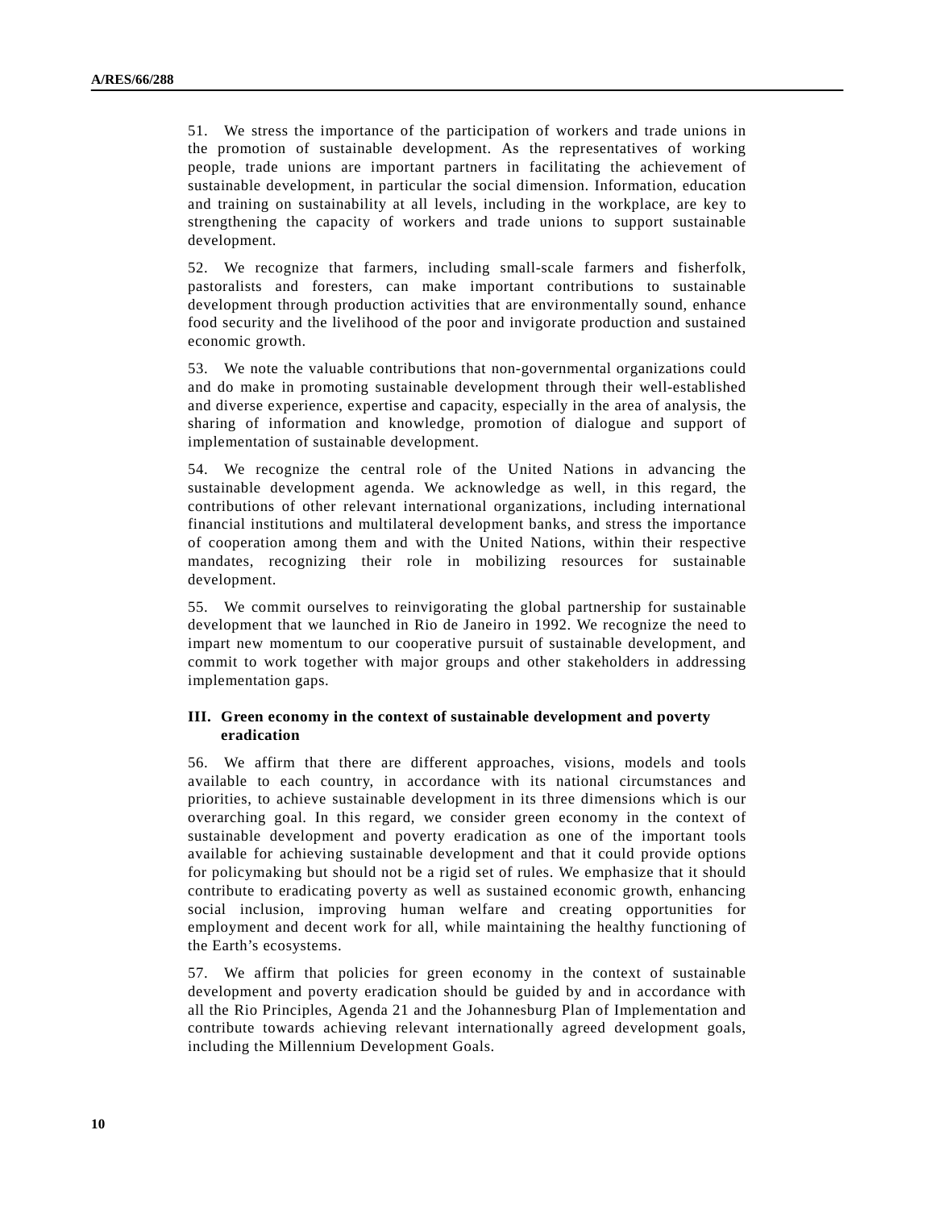51. We stress the importance of the participation of workers and trade unions in the promotion of sustainable development. As the representatives of working people, trade unions are important partners in facilitating the achievement of sustainable development, in particular the social dimension. Information, education and training on sustainability at all levels, including in the workplace, are key to strengthening the capacity of workers and trade unions to support sustainable development.

52. We recognize that farmers, including small-scale farmers and fisherfolk, pastoralists and foresters, can make important contributions to sustainable development through production activities that are environmentally sound, enhance food security and the livelihood of the poor and invigorate production and sustained economic growth.

53. We note the valuable contributions that non-governmental organizations could and do make in promoting sustainable development through their well-established and diverse experience, expertise and capacity, especially in the area of analysis, the sharing of information and knowledge, promotion of dialogue and support of implementation of sustainable development.

54. We recognize the central role of the United Nations in advancing the sustainable development agenda. We acknowledge as well, in this regard, the contributions of other relevant international organizations, including international financial institutions and multilateral development banks, and stress the importance of cooperation among them and with the United Nations, within their respective mandates, recognizing their role in mobilizing resources for sustainable development.

55. We commit ourselves to reinvigorating the global partnership for sustainable development that we launched in Rio de Janeiro in 1992. We recognize the need to impart new momentum to our cooperative pursuit of sustainable development, and commit to work together with major groups and other stakeholders in addressing implementation gaps.

## III. Green economy in the context of sustainable development and poverty eradication

56. We affirm that there are different approaches, visions, models and tools available to each country, in accordance with its national circumstances and priorities, to achieve sustainable development in its three dimensions which is our overarching goal. In this regard, we consider green economy in the context of sustainable development and poverty eradication as one of the important tools available for achieving sustainable development and that it could provide options for policymaking but should not be a rigid set of rules. We emphasize that it should contribute to eradicating poverty as well as sustained economic growth, enhancing social inclusion, improving human welfare and creating opportunities for employment and decent work for all, while maintaining the healthy functioning of the Earth's ecosystems.

57. We affirm that policies for green economy in the context of sustainable development and poverty eradication should be guided by and in accordance with all the Rio Principles, Agenda 21 and the Johannesburg Plan of Implementation and contribute towards achieving relevant internationally agreed development goals, including the Millennium Development Goals.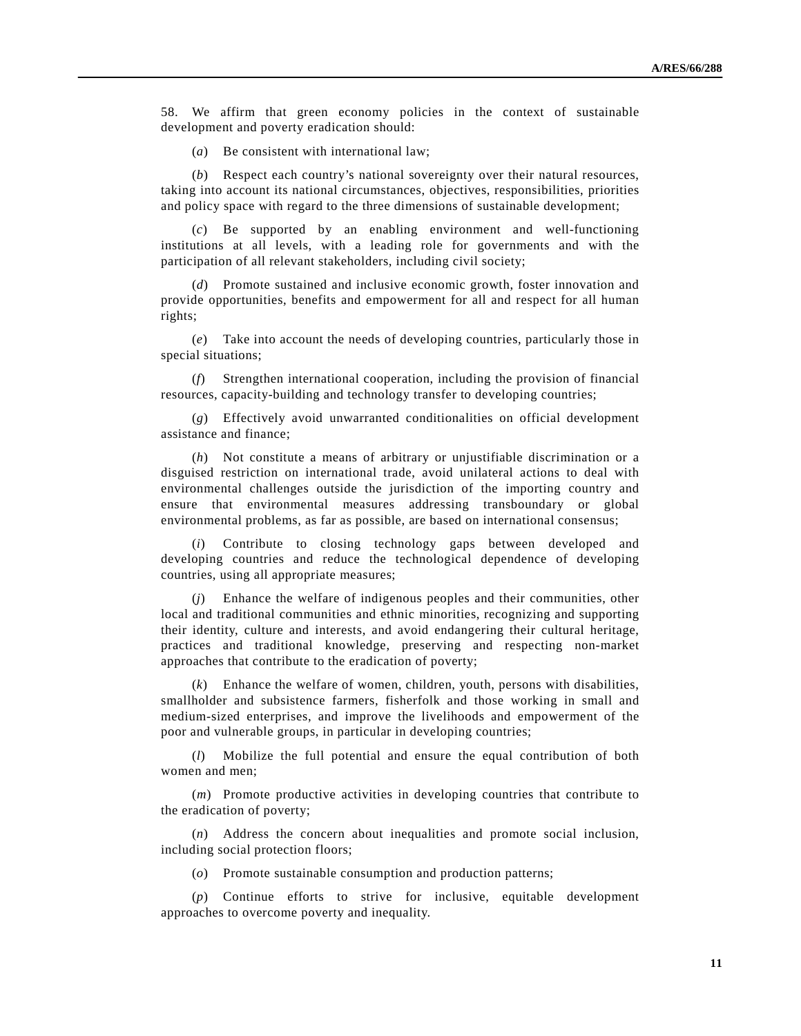58. We affirm that green economy policies in the context of sustainable development and poverty eradication should:

(*a*) Be consistent with international law;

(*b*) Respect each country's national sovereignty over their natural resources, taking into account its national circumstances, objectives, responsibilities, priorities and policy space with regard to the three dimensions of sustainable development;

(*c*) Be supported by an enabling environment and well-functioning institutions at all levels, with a leading role for governments and with the participation of all relevant stakeholders, including civil society;

(*d*) Promote sustained and inclusive economic growth, foster innovation and provide opportunities, benefits and empowerment for all and respect for all human rights;

(*e*) Take into account the needs of developing countries, particularly those in special situations;

(*f*) Strengthen international cooperation, including the provision of financial resources, capacity-building and technology transfer to developing countries;

(*g*) Effectively avoid unwarranted conditionalities on official development assistance and finance;

(*h*) Not constitute a means of arbitrary or unjustifiable discrimination or a disguised restriction on international trade, avoid unilateral actions to deal with environmental challenges outside the jurisdiction of the importing country and ensure that environmental measures addressing transboundary or global environmental problems, as far as possible, are based on international consensus;

(*i*) Contribute to closing technology gaps between developed and developing countries and reduce the technological dependence of developing countries, using all appropriate measures;

(*j*) Enhance the welfare of indigenous peoples and their communities, other local and traditional communities and ethnic minorities, recognizing and supporting their identity, culture and interests, and avoid endangering their cultural heritage, practices and traditional knowledge, preserving and respecting non-market approaches that contribute to the eradication of poverty;

(*k*) Enhance the welfare of women, children, youth, persons with disabilities, smallholder and subsistence farmers, fisherfolk and those working in small and medium-sized enterprises, and improve the livelihoods and empowerment of the poor and vulnerable groups, in particular in developing countries;

(*l*) Mobilize the full potential and ensure the equal contribution of both women and men;

(*m*) Promote productive activities in developing countries that contribute to the eradication of poverty;

(*n*) Address the concern about inequalities and promote social inclusion, including social protection floors;

(*o*) Promote sustainable consumption and production patterns;

(*p*) Continue efforts to strive for inclusive, equitable development approaches to overcome poverty and inequality.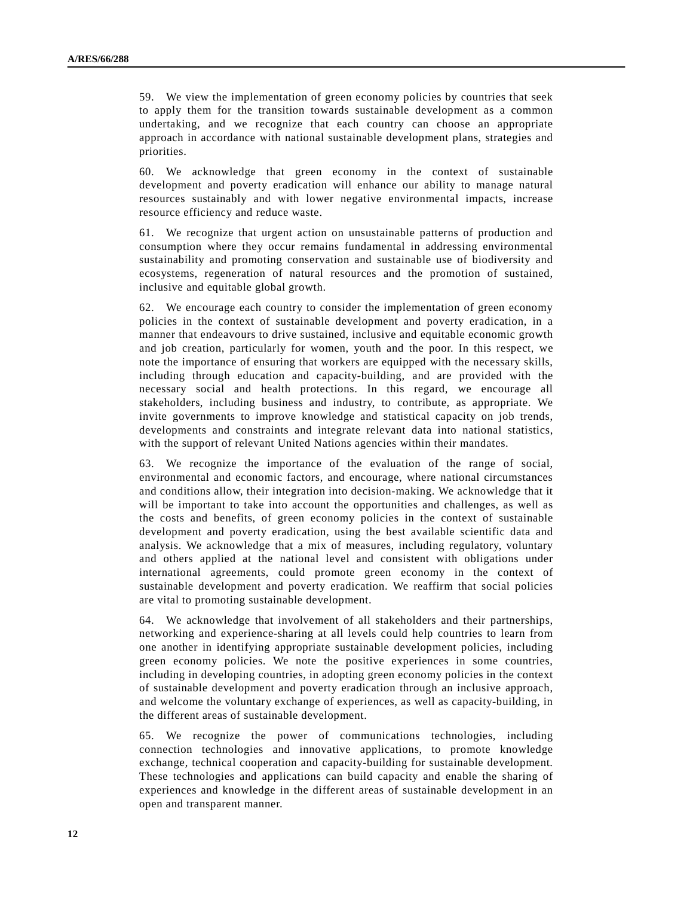59. We view the implementation of green economy policies by countries that seek to apply them for the transition towards sustainable development as a common undertaking, and we recognize that each country can choose an appropriate approach in accordance with national sustainable development plans, strategies and priorities.

60. We acknowledge that green economy in the context of sustainable development and poverty eradication will enhance our ability to manage natural resources sustainably and with lower negative environmental impacts, increase resource efficiency and reduce waste.

61. We recognize that urgent action on unsustainable patterns of production and consumption where they occur remains fundamental in addressing environmental sustainability and promoting conservation and sustainable use of biodiversity and ecosystems, regeneration of natural resources and the promotion of sustained, inclusive and equitable global growth.

62. We encourage each country to consider the implementation of green economy policies in the context of sustainable development and poverty eradication, in a manner that endeavours to drive sustained, inclusive and equitable economic growth and job creation, particularly for women, youth and the poor. In this respect, we note the importance of ensuring that workers are equipped with the necessary skills, including through education and capacity-building, and are provided with the necessary social and health protections. In this regard, we encourage all stakeholders, including business and industry, to contribute, as appropriate. We invite governments to improve knowledge and statistical capacity on job trends, developments and constraints and integrate relevant data into national statistics, with the support of relevant United Nations agencies within their mandates.

63. We recognize the importance of the evaluation of the range of social, environmental and economic factors, and encourage, where national circumstances and conditions allow, their integration into decision-making. We acknowledge that it will be important to take into account the opportunities and challenges, as well as the costs and benefits, of green economy policies in the context of sustainable development and poverty eradication, using the best available scientific data and analysis. We acknowledge that a mix of measures, including regulatory, voluntary and others applied at the national level and consistent with obligations under international agreements, could promote green economy in the context of sustainable development and poverty eradication. We reaffirm that social policies are vital to promoting sustainable development.

64. We acknowledge that involvement of all stakeholders and their partnerships, networking and experience-sharing at all levels could help countries to learn from one another in identifying appropriate sustainable development policies, including green economy policies. We note the positive experiences in some countries, including in developing countries, in adopting green economy policies in the context of sustainable development and poverty eradication through an inclusive approach, and welcome the voluntary exchange of experiences, as well as capacity-building, in the different areas of sustainable development.

65. We recognize the power of communications technologies, including connection technologies and innovative applications, to promote knowledge exchange, technical cooperation and capacity-building for sustainable development. These technologies and applications can build capacity and enable the sharing of experiences and knowledge in the different areas of sustainable development in an open and transparent manner.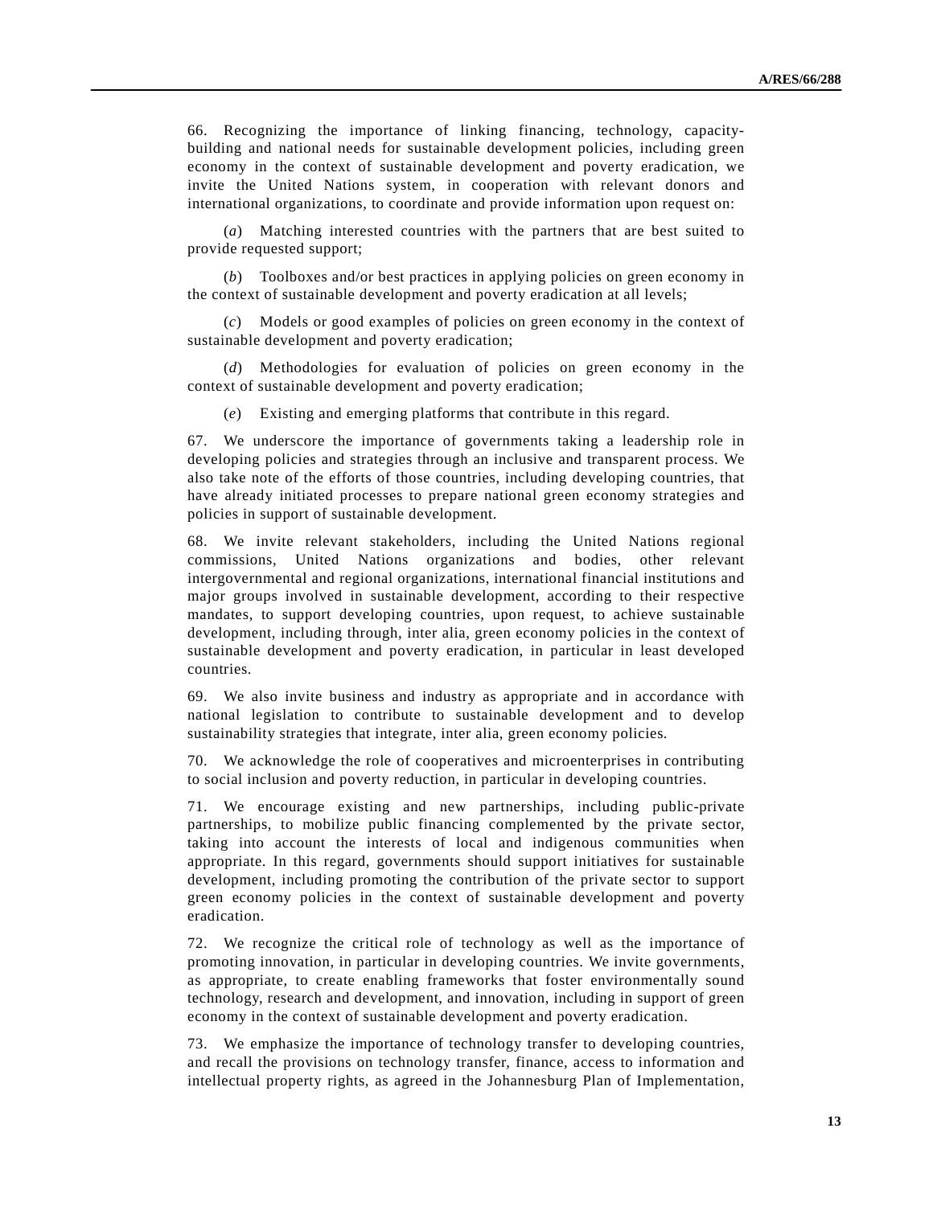66. Recognizing the importance of linking financing, technology, capacity-building and national needs for sustainable development policies, including green economy in the context of sustainable development and poverty eradication, we invite the United Nations system, in cooperation with relevant donors and international organizations, to coordinate and provide information upon request on:

(*a*) Matching interested countries with the partners that are best suited to provide requested support;

(*b*) Toolboxes and/or best practices in applying policies on green economy in the context of sustainable development and poverty eradication at all levels;

(*c*) Models or good examples of policies on green economy in the context of sustainable development and poverty eradication;

(*d*) Methodologies for evaluation of policies on green economy in the context of sustainable development and poverty eradication;

(*e*) Existing and emerging platforms that contribute in this regard.

67. We underscore the importance of governments taking a leadership role in developing policies and strategies through an inclusive and transparent process. We also take note of the efforts of those countries, including developing countries, that have already initiated processes to prepare national green economy strategies and policies in support of sustainable development.

68. We invite relevant stakeholders, including the United Nations regional commissions, United Nations organizations and bodies, other relevant intergovernmental and regional organizations, international financial institutions and major groups involved in sustainable development, according to their respective mandates, to support developing countries, upon request, to achieve sustainable development, including through, inter alia, green economy policies in the context of sustainable development and poverty eradication, in particular in least developed countries.

69. We also invite business and industry as appropriate and in accordance with national legislation to contribute to sustainable development and to develop sustainability strategies that integrate, inter alia, green economy policies.

70. We acknowledge the role of cooperatives and microenterprises in contributing to social inclusion and poverty reduction, in particular in developing countries.

71. We encourage existing and new partnerships, including public-private partnerships, to mobilize public financing complemented by the private sector, taking into account the interests of local and indigenous communities when appropriate. In this regard, governments should support initiatives for sustainable development, including promoting the contribution of the private sector to support green economy policies in the context of sustainable development and poverty eradication.

72. We recognize the critical role of technology as well as the importance of promoting innovation, in particular in developing countries. We invite governments, as appropriate, to create enabling frameworks that foster environmentally sound technology, research and development, and innovation, including in support of green economy in the context of sustainable development and poverty eradication.

73. We emphasize the importance of technology transfer to developing countries, and recall the provisions on technology transfer, finance, access to information and intellectual property rights, as agreed in the Johannesburg Plan of Implementation,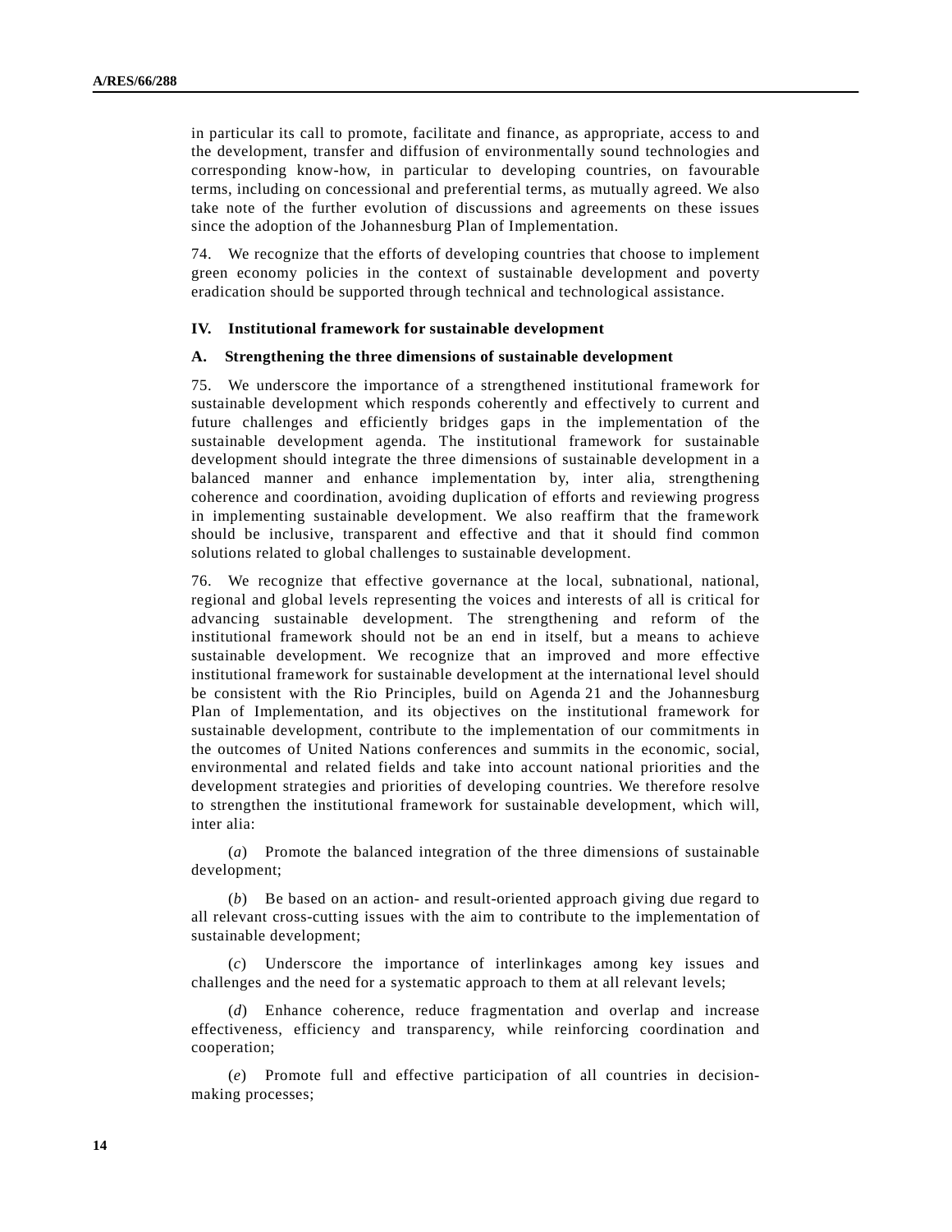in particular its call to promote, facilitate and finance, as appropriate, access to and the development, transfer and diffusion of environmentally sound technologies and corresponding know-how, in particular to developing countries, on favourable terms, including on concessional and preferential terms, as mutually agreed. We also take note of the further evolution of discussions and agreements on these issues since the adoption of the Johannesburg Plan of Implementation.

74. We recognize that the efforts of developing countries that choose to implement green economy policies in the context of sustainable development and poverty eradication should be supported through technical and technological assistance.

## IV. Institutional framework for sustainable development

### A. Strengthening the three dimensions of sustainable development

75. We underscore the importance of a strengthened institutional framework for sustainable development which responds coherently and effectively to current and future challenges and efficiently bridges gaps in the implementation of the sustainable development agenda. The institutional framework for sustainable development should integrate the three dimensions of sustainable development in a balanced manner and enhance implementation by, inter alia, strengthening coherence and coordination, avoiding duplication of efforts and reviewing progress in implementing sustainable development. We also reaffirm that the framework should be inclusive, transparent and effective and that it should find common solutions related to global challenges to sustainable development.

76. We recognize that effective governance at the local, subnational, national, regional and global levels representing the voices and interests of all is critical for advancing sustainable development. The strengthening and reform of the institutional framework should not be an end in itself, but a means to achieve sustainable development. We recognize that an improved and more effective institutional framework for sustainable development at the international level should be consistent with the Rio Principles, build on Agenda 21 and the Johannesburg Plan of Implementation, and its objectives on the institutional framework for sustainable development, contribute to the implementation of our commitments in the outcomes of United Nations conferences and summits in the economic, social, environmental and related fields and take into account national priorities and the development strategies and priorities of developing countries. We therefore resolve to strengthen the institutional framework for sustainable development, which will, inter alia:

(*a*) Promote the balanced integration of the three dimensions of sustainable development;

(*b*) Be based on an action- and result-oriented approach giving due regard to all relevant cross-cutting issues with the aim to contribute to the implementation of sustainable development;

(*c*) Underscore the importance of interlinkages among key issues and challenges and the need for a systematic approach to them at all relevant levels;

(*d*) Enhance coherence, reduce fragmentation and overlap and increase effectiveness, efficiency and transparency, while reinforcing coordination and cooperation;

(*e*) Promote full and effective participation of all countries in decision-making processes;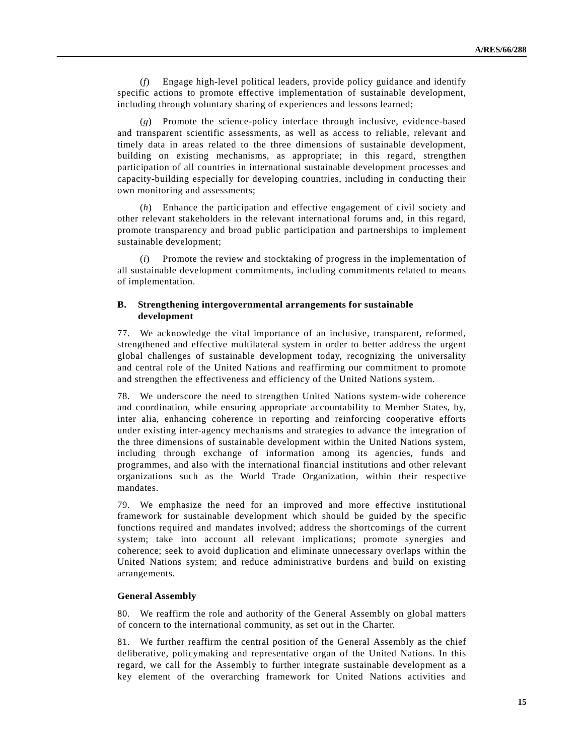(*f*) Engage high-level political leaders, provide policy guidance and identify specific actions to promote effective implementation of sustainable development, including through voluntary sharing of experiences and lessons learned;

(*g*) Promote the science-policy interface through inclusive, evidence-based and transparent scientific assessments, as well as access to reliable, relevant and timely data in areas related to the three dimensions of sustainable development, building on existing mechanisms, as appropriate; in this regard, strengthen participation of all countries in international sustainable development processes and capacity-building especially for developing countries, including in conducting their own monitoring and assessments;

(*h*) Enhance the participation and effective engagement of civil society and other relevant stakeholders in the relevant international forums and, in this regard, promote transparency and broad public participation and partnerships to implement sustainable development;

(*i*) Promote the review and stocktaking of progress in the implementation of all sustainable development commitments, including commitments related to means of implementation.

### B. Strengthening intergovernmental arrangements for sustainable development

77. We acknowledge the vital importance of an inclusive, transparent, reformed, strengthened and effective multilateral system in order to better address the urgent global challenges of sustainable development today, recognizing the universality and central role of the United Nations and reaffirming our commitment to promote and strengthen the effectiveness and efficiency of the United Nations system.

78. We underscore the need to strengthen United Nations system-wide coherence and coordination, while ensuring appropriate accountability to Member States, by, inter alia, enhancing coherence in reporting and reinforcing cooperative efforts under existing inter-agency mechanisms and strategies to advance the integration of the three dimensions of sustainable development within the United Nations system, including through exchange of information among its agencies, funds and programmes, and also with the international financial institutions and other relevant organizations such as the World Trade Organization, within their respective mandates.

79. We emphasize the need for an improved and more effective institutional framework for sustainable development which should be guided by the specific functions required and mandates involved; address the shortcomings of the current system; take into account all relevant implications; promote synergies and coherence; seek to avoid duplication and eliminate unnecessary overlaps within the United Nations system; and reduce administrative burdens and build on existing arrangements.

#### General Assembly

80. We reaffirm the role and authority of the General Assembly on global matters of concern to the international community, as set out in the Charter.

81. We further reaffirm the central position of the General Assembly as the chief deliberative, policymaking and representative organ of the United Nations. In this regard, we call for the Assembly to further integrate sustainable development as a key element of the overarching framework for United Nations activities and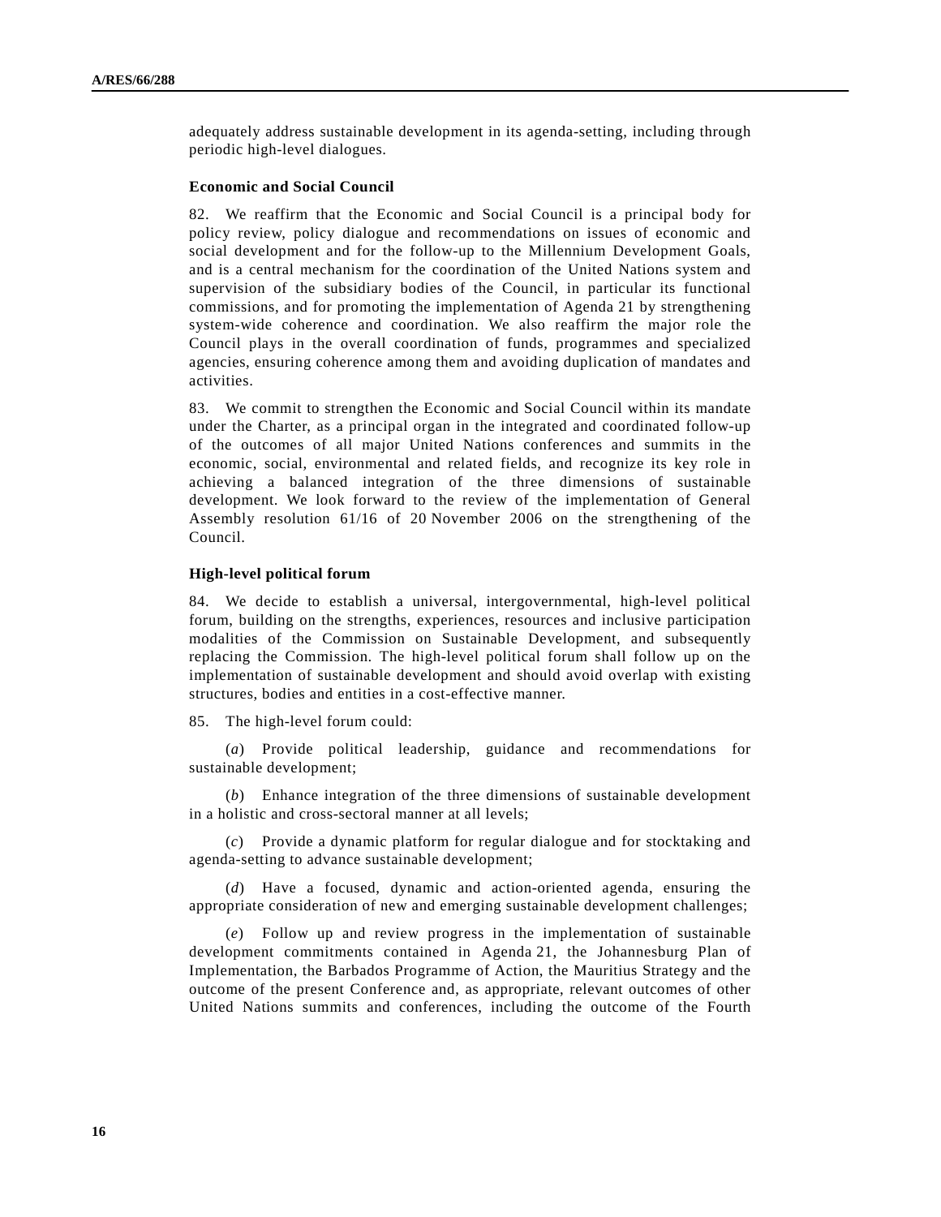adequately address sustainable development in its agenda-setting, including through periodic high-level dialogues.

### Economic and Social Council

82. We reaffirm that the Economic and Social Council is a principal body for policy review, policy dialogue and recommendations on issues of economic and social development and for the follow-up to the Millennium Development Goals, and is a central mechanism for the coordination of the United Nations system and supervision of the subsidiary bodies of the Council, in particular its functional commissions, and for promoting the implementation of Agenda 21 by strengthening system-wide coherence and coordination. We also reaffirm the major role the Council plays in the overall coordination of funds, programmes and specialized agencies, ensuring coherence among them and avoiding duplication of mandates and activities.

83. We commit to strengthen the Economic and Social Council within its mandate under the Charter, as a principal organ in the integrated and coordinated follow-up of the outcomes of all major United Nations conferences and summits in the economic, social, environmental and related fields, and recognize its key role in achieving a balanced integration of the three dimensions of sustainable development. We look forward to the review of the implementation of General Assembly resolution 61/16 of 20 November 2006 on the strengthening of the Council.

### High-level political forum

84. We decide to establish a universal, intergovernmental, high-level political forum, building on the strengths, experiences, resources and inclusive participation modalities of the Commission on Sustainable Development, and subsequently replacing the Commission. The high-level political forum shall follow up on the implementation of sustainable development and should avoid overlap with existing structures, bodies and entities in a cost-effective manner.

85. The high-level forum could:

(*a*) Provide political leadership, guidance and recommendations for sustainable development;

(*b*) Enhance integration of the three dimensions of sustainable development in a holistic and cross-sectoral manner at all levels;

(*c*) Provide a dynamic platform for regular dialogue and for stocktaking and agenda-setting to advance sustainable development;

(*d*) Have a focused, dynamic and action-oriented agenda, ensuring the appropriate consideration of new and emerging sustainable development challenges;

(*e*) Follow up and review progress in the implementation of sustainable development commitments contained in Agenda 21, the Johannesburg Plan of Implementation, the Barbados Programme of Action, the Mauritius Strategy and the outcome of the present Conference and, as appropriate, relevant outcomes of other United Nations summits and conferences, including the outcome of the Fourth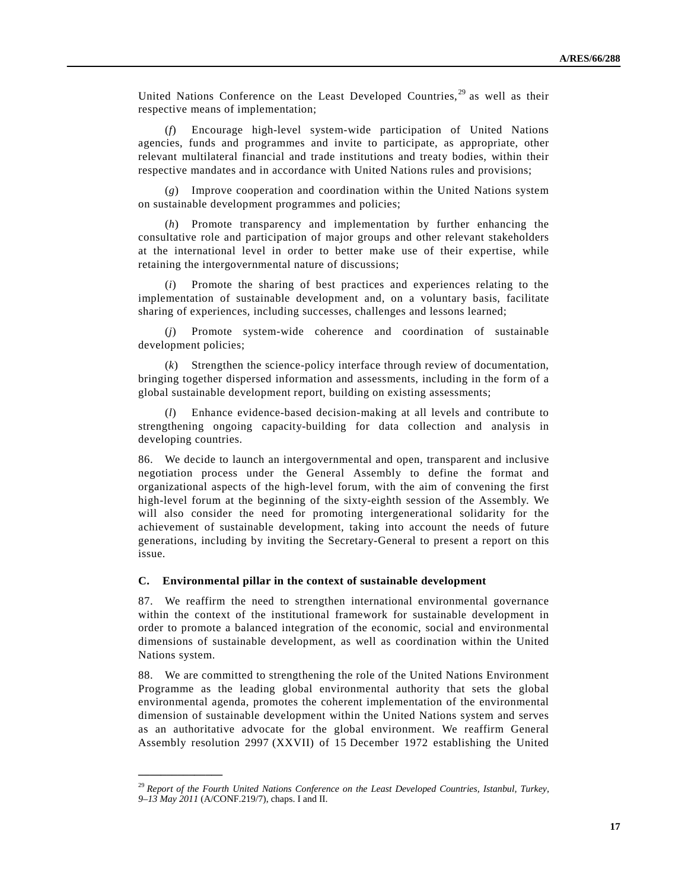United Nations Conference on the Least Developed Countries,[29] as well as their respective means of implementation;

(*f*) Encourage high-level system-wide participation of United Nations agencies, funds and programmes and invite to participate, as appropriate, other relevant multilateral financial and trade institutions and treaty bodies, within their respective mandates and in accordance with United Nations rules and provisions;

(*g*) Improve cooperation and coordination within the United Nations system on sustainable development programmes and policies;

(*h*) Promote transparency and implementation by further enhancing the consultative role and participation of major groups and other relevant stakeholders at the international level in order to better make use of their expertise, while retaining the intergovernmental nature of discussions;

(*i*) Promote the sharing of best practices and experiences relating to the implementation of sustainable development and, on a voluntary basis, facilitate sharing of experiences, including successes, challenges and lessons learned;

(*j*) Promote system-wide coherence and coordination of sustainable development policies;

(*k*) Strengthen the science-policy interface through review of documentation, bringing together dispersed information and assessments, including in the form of a global sustainable development report, building on existing assessments;

(*l*) Enhance evidence-based decision-making at all levels and contribute to strengthening ongoing capacity-building for data collection and analysis in developing countries.

86. We decide to launch an intergovernmental and open, transparent and inclusive negotiation process under the General Assembly to define the format and organizational aspects of the high-level forum, with the aim of convening the first high-level forum at the beginning of the sixty-eighth session of the Assembly. We will also consider the need for promoting intergenerational solidarity for the achievement of sustainable development, taking into account the needs of future generations, including by inviting the Secretary-General to present a report on this issue.

### C. Environmental pillar in the context of sustainable development

87. We reaffirm the need to strengthen international environmental governance within the context of the institutional framework for sustainable development in order to promote a balanced integration of the economic, social and environmental dimensions of sustainable development, as well as coordination within the United Nations system.

88. We are committed to strengthening the role of the United Nations Environment Programme as the leading global environmental authority that sets the global environmental agenda, promotes the coherent implementation of the environmental dimension of sustainable development within the United Nations system and serves as an authoritative advocate for the global environment. We reaffirm General Assembly resolution 2997 (XXVII) of 15 December 1972 establishing the United

---

[29] *Report of the Fourth United Nations Conference on the Least Developed Countries, Istanbul, Turkey, 9–13 May 2011* (A/CONF.219/7), chaps. I and II.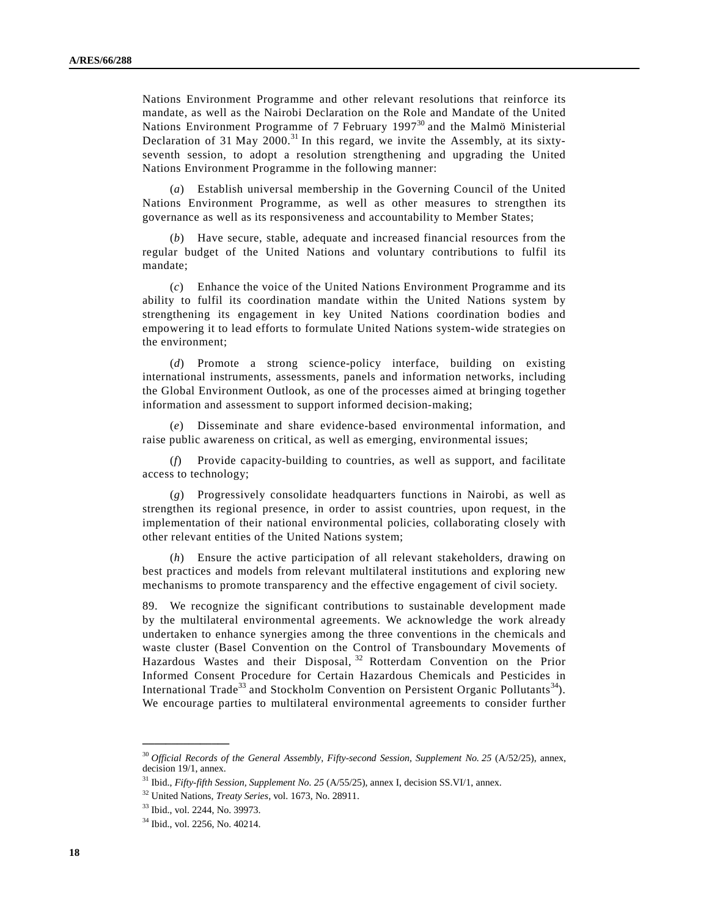Nations Environment Programme and other relevant resolutions that reinforce its mandate, as well as the Nairobi Declaration on the Role and Mandate of the United Nations Environment Programme of 7 February 1997[30] and the Malmö Ministerial Declaration of 31 May 2000.[31] In this regard, we invite the Assembly, at its sixty-seventh session, to adopt a resolution strengthening and upgrading the United Nations Environment Programme in the following manner:

(*a*) Establish universal membership in the Governing Council of the United Nations Environment Programme, as well as other measures to strengthen its governance as well as its responsiveness and accountability to Member States;

(*b*) Have secure, stable, adequate and increased financial resources from the regular budget of the United Nations and voluntary contributions to fulfil its mandate;

(*c*) Enhance the voice of the United Nations Environment Programme and its ability to fulfil its coordination mandate within the United Nations system by strengthening its engagement in key United Nations coordination bodies and empowering it to lead efforts to formulate United Nations system-wide strategies on the environment;

(*d*) Promote a strong science-policy interface, building on existing international instruments, assessments, panels and information networks, including the Global Environment Outlook, as one of the processes aimed at bringing together information and assessment to support informed decision-making;

(*e*) Disseminate and share evidence-based environmental information, and raise public awareness on critical, as well as emerging, environmental issues;

(*f*) Provide capacity-building to countries, as well as support, and facilitate access to technology;

(*g*) Progressively consolidate headquarters functions in Nairobi, as well as strengthen its regional presence, in order to assist countries, upon request, in the implementation of their national environmental policies, collaborating closely with other relevant entities of the United Nations system;

(*h*) Ensure the active participation of all relevant stakeholders, drawing on best practices and models from relevant multilateral institutions and exploring new mechanisms to promote transparency and the effective engagement of civil society.

89. We recognize the significant contributions to sustainable development made by the multilateral environmental agreements. We acknowledge the work already undertaken to enhance synergies among the three conventions in the chemicals and waste cluster (Basel Convention on the Control of Transboundary Movements of Hazardous Wastes and their Disposal,[32] Rotterdam Convention on the Prior Informed Consent Procedure for Certain Hazardous Chemicals and Pesticides in International Trade[33] and Stockholm Convention on Persistent Organic Pollutants[34]). We encourage parties to multilateral environmental agreements to consider further

---

[30] *Official Records of the General Assembly, Fifty-second Session, Supplement No. 25* (A/52/25), annex, decision 19/1, annex.

[31] Ibid., *Fifty-fifth Session, Supplement No. 25* (A/55/25), annex I, decision SS.VI/1, annex.

[32] United Nations, *Treaty Series*, vol. 1673, No. 28911.

[33] Ibid., vol. 2244, No. 39973.

[34] Ibid., vol. 2256, No. 40214.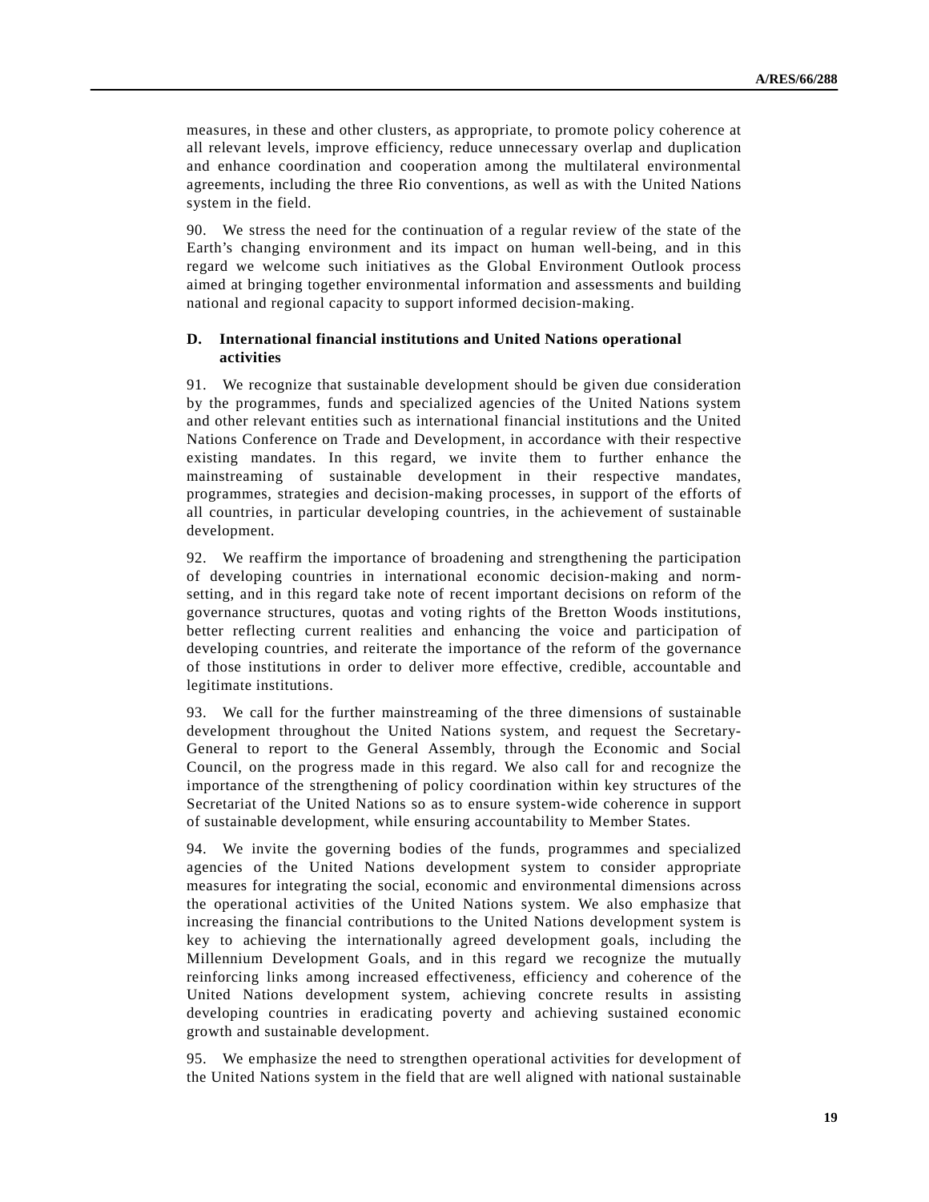measures, in these and other clusters, as appropriate, to promote policy coherence at all relevant levels, improve efficiency, reduce unnecessary overlap and duplication and enhance coordination and cooperation among the multilateral environmental agreements, including the three Rio conventions, as well as with the United Nations system in the field.

90. We stress the need for the continuation of a regular review of the state of the Earth's changing environment and its impact on human well-being, and in this regard we welcome such initiatives as the Global Environment Outlook process aimed at bringing together environmental information and assessments and building national and regional capacity to support informed decision-making.

### D. International financial institutions and United Nations operational activities

91. We recognize that sustainable development should be given due consideration by the programmes, funds and specialized agencies of the United Nations system and other relevant entities such as international financial institutions and the United Nations Conference on Trade and Development, in accordance with their respective existing mandates. In this regard, we invite them to further enhance the mainstreaming of sustainable development in their respective mandates, programmes, strategies and decision-making processes, in support of the efforts of all countries, in particular developing countries, in the achievement of sustainable development.

92. We reaffirm the importance of broadening and strengthening the participation of developing countries in international economic decision-making and norm-setting, and in this regard take note of recent important decisions on reform of the governance structures, quotas and voting rights of the Bretton Woods institutions, better reflecting current realities and enhancing the voice and participation of developing countries, and reiterate the importance of the reform of the governance of those institutions in order to deliver more effective, credible, accountable and legitimate institutions.

93. We call for the further mainstreaming of the three dimensions of sustainable development throughout the United Nations system, and request the Secretary-General to report to the General Assembly, through the Economic and Social Council, on the progress made in this regard. We also call for and recognize the importance of the strengthening of policy coordination within key structures of the Secretariat of the United Nations so as to ensure system-wide coherence in support of sustainable development, while ensuring accountability to Member States.

94. We invite the governing bodies of the funds, programmes and specialized agencies of the United Nations development system to consider appropriate measures for integrating the social, economic and environmental dimensions across the operational activities of the United Nations system. We also emphasize that increasing the financial contributions to the United Nations development system is key to achieving the internationally agreed development goals, including the Millennium Development Goals, and in this regard we recognize the mutually reinforcing links among increased effectiveness, efficiency and coherence of the United Nations development system, achieving concrete results in assisting developing countries in eradicating poverty and achieving sustained economic growth and sustainable development.

95. We emphasize the need to strengthen operational activities for development of the United Nations system in the field that are well aligned with national sustainable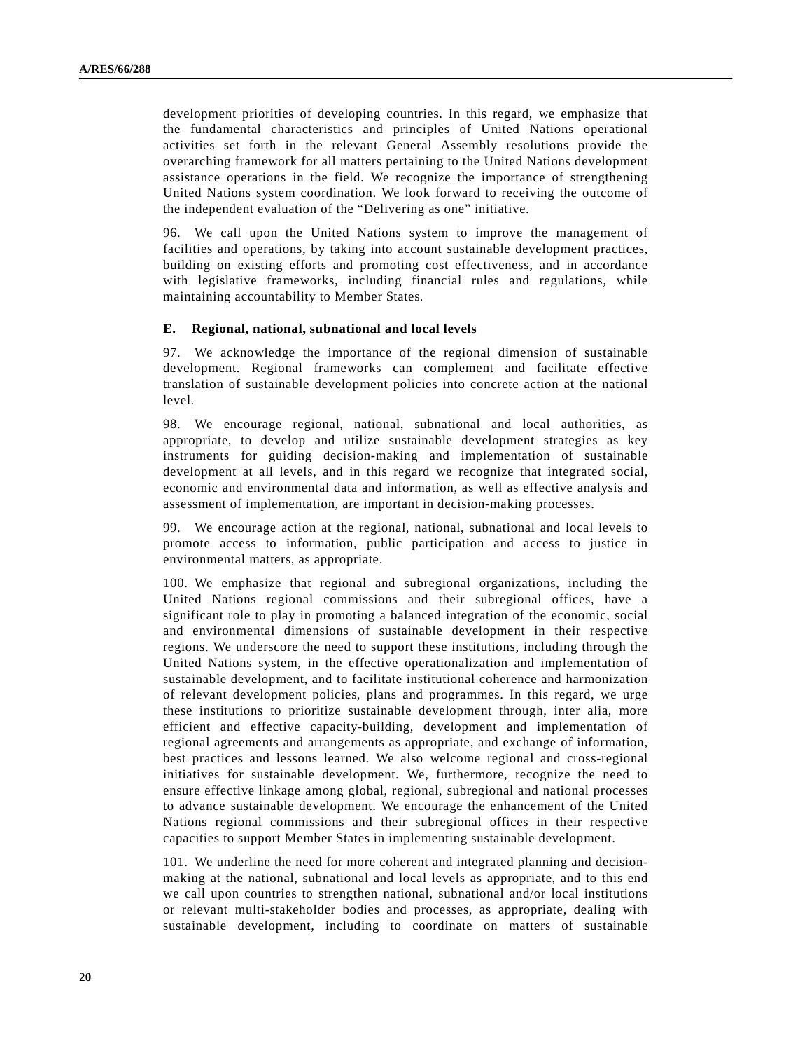development priorities of developing countries. In this regard, we emphasize that the fundamental characteristics and principles of United Nations operational activities set forth in the relevant General Assembly resolutions provide the overarching framework for all matters pertaining to the United Nations development assistance operations in the field. We recognize the importance of strengthening United Nations system coordination. We look forward to receiving the outcome of the independent evaluation of the "Delivering as one" initiative.

96. We call upon the United Nations system to improve the management of facilities and operations, by taking into account sustainable development practices, building on existing efforts and promoting cost effectiveness, and in accordance with legislative frameworks, including financial rules and regulations, while maintaining accountability to Member States.

### E. Regional, national, subnational and local levels

97. We acknowledge the importance of the regional dimension of sustainable development. Regional frameworks can complement and facilitate effective translation of sustainable development policies into concrete action at the national level.

98. We encourage regional, national, subnational and local authorities, as appropriate, to develop and utilize sustainable development strategies as key instruments for guiding decision-making and implementation of sustainable development at all levels, and in this regard we recognize that integrated social, economic and environmental data and information, as well as effective analysis and assessment of implementation, are important in decision-making processes.

99. We encourage action at the regional, national, subnational and local levels to promote access to information, public participation and access to justice in environmental matters, as appropriate.

100. We emphasize that regional and subregional organizations, including the United Nations regional commissions and their subregional offices, have a significant role to play in promoting a balanced integration of the economic, social and environmental dimensions of sustainable development in their respective regions. We underscore the need to support these institutions, including through the United Nations system, in the effective operationalization and implementation of sustainable development, and to facilitate institutional coherence and harmonization of relevant development policies, plans and programmes. In this regard, we urge these institutions to prioritize sustainable development through, inter alia, more efficient and effective capacity-building, development and implementation of regional agreements and arrangements as appropriate, and exchange of information, best practices and lessons learned. We also welcome regional and cross-regional initiatives for sustainable development. We, furthermore, recognize the need to ensure effective linkage among global, regional, subregional and national processes to advance sustainable development. We encourage the enhancement of the United Nations regional commissions and their subregional offices in their respective capacities to support Member States in implementing sustainable development.

101. We underline the need for more coherent and integrated planning and decision-making at the national, subnational and local levels as appropriate, and to this end we call upon countries to strengthen national, subnational and/or local institutions or relevant multi-stakeholder bodies and processes, as appropriate, dealing with sustainable development, including to coordinate on matters of sustainable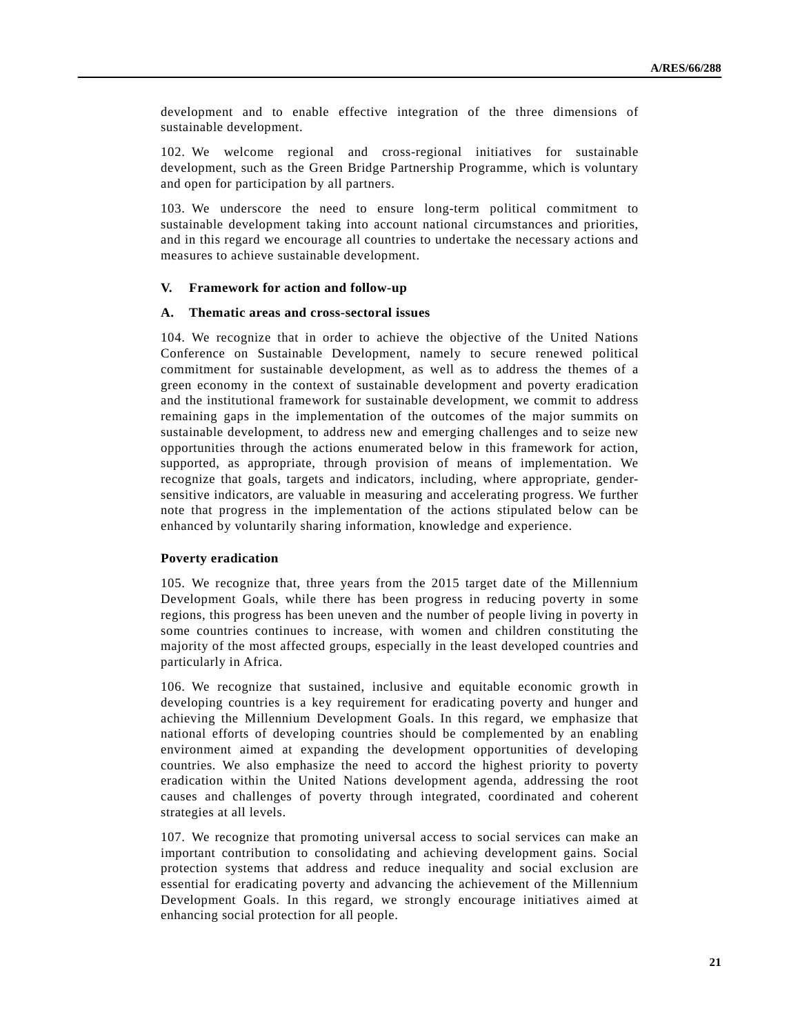development and to enable effective integration of the three dimensions of sustainable development.

102. We welcome regional and cross-regional initiatives for sustainable development, such as the Green Bridge Partnership Programme, which is voluntary and open for participation by all partners.

103. We underscore the need to ensure long-term political commitment to sustainable development taking into account national circumstances and priorities, and in this regard we encourage all countries to undertake the necessary actions and measures to achieve sustainable development.

## V. Framework for action and follow-up

### A. Thematic areas and cross-sectoral issues

104. We recognize that in order to achieve the objective of the United Nations Conference on Sustainable Development, namely to secure renewed political commitment for sustainable development, as well as to address the themes of a green economy in the context of sustainable development and poverty eradication and the institutional framework for sustainable development, we commit to address remaining gaps in the implementation of the outcomes of the major summits on sustainable development, to address new and emerging challenges and to seize new opportunities through the actions enumerated below in this framework for action, supported, as appropriate, through provision of means of implementation. We recognize that goals, targets and indicators, including, where appropriate, gender-sensitive indicators, are valuable in measuring and accelerating progress. We further note that progress in the implementation of the actions stipulated below can be enhanced by voluntarily sharing information, knowledge and experience.

#### Poverty eradication

105. We recognize that, three years from the 2015 target date of the Millennium Development Goals, while there has been progress in reducing poverty in some regions, this progress has been uneven and the number of people living in poverty in some countries continues to increase, with women and children constituting the majority of the most affected groups, especially in the least developed countries and particularly in Africa.

106. We recognize that sustained, inclusive and equitable economic growth in developing countries is a key requirement for eradicating poverty and hunger and achieving the Millennium Development Goals. In this regard, we emphasize that national efforts of developing countries should be complemented by an enabling environment aimed at expanding the development opportunities of developing countries. We also emphasize the need to accord the highest priority to poverty eradication within the United Nations development agenda, addressing the root causes and challenges of poverty through integrated, coordinated and coherent strategies at all levels.

107. We recognize that promoting universal access to social services can make an important contribution to consolidating and achieving development gains. Social protection systems that address and reduce inequality and social exclusion are essential for eradicating poverty and advancing the achievement of the Millennium Development Goals. In this regard, we strongly encourage initiatives aimed at enhancing social protection for all people.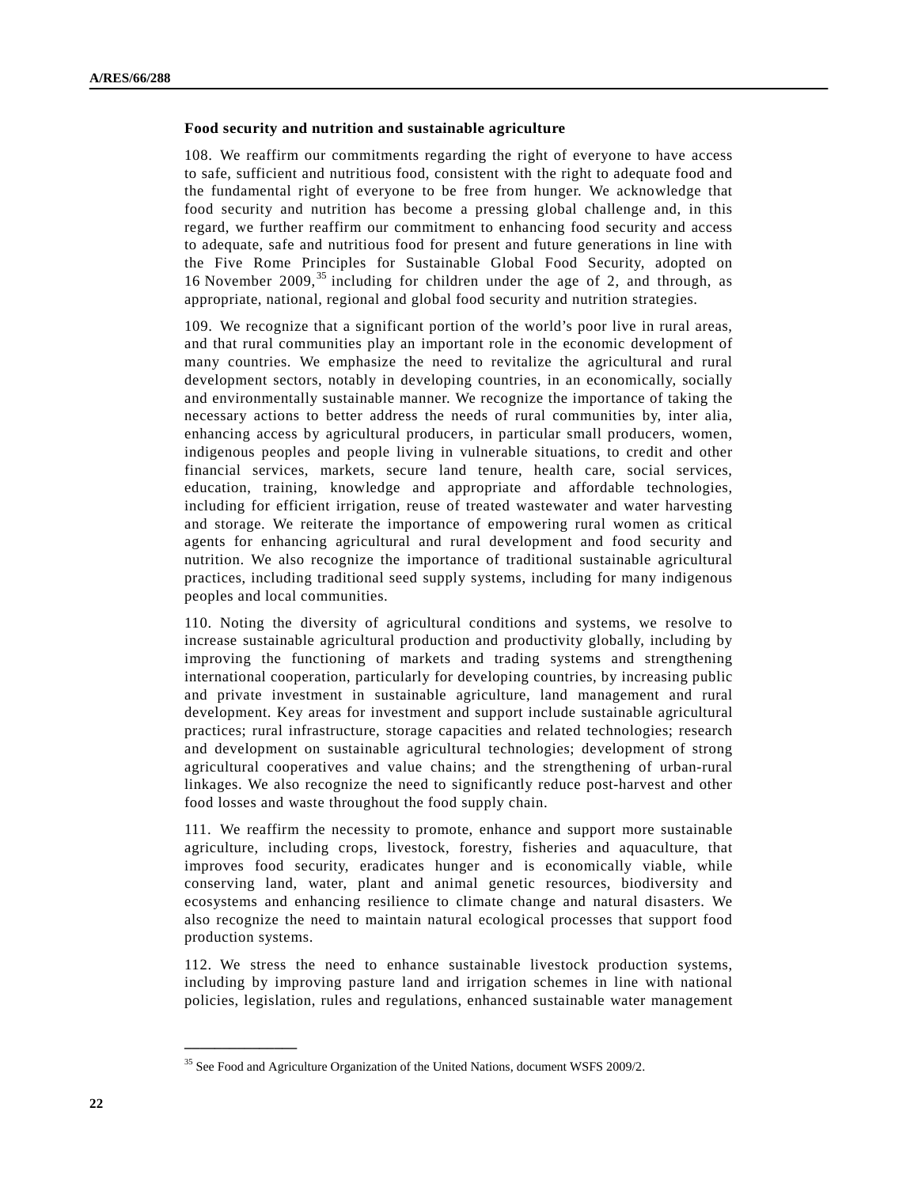**Food security and nutrition and sustainable agriculture**

108. We reaffirm our commitments regarding the right of everyone to have access to safe, sufficient and nutritious food, consistent with the right to adequate food and the fundamental right of everyone to be free from hunger. We acknowledge that food security and nutrition has become a pressing global challenge and, in this regard, we further reaffirm our commitment to enhancing food security and access to adequate, safe and nutritious food for present and future generations in line with the Five Rome Principles for Sustainable Global Food Security, adopted on 16 November 2009,[35] including for children under the age of 2, and through, as appropriate, national, regional and global food security and nutrition strategies.

109. We recognize that a significant portion of the world's poor live in rural areas, and that rural communities play an important role in the economic development of many countries. We emphasize the need to revitalize the agricultural and rural development sectors, notably in developing countries, in an economically, socially and environmentally sustainable manner. We recognize the importance of taking the necessary actions to better address the needs of rural communities by, inter alia, enhancing access by agricultural producers, in particular small producers, women, indigenous peoples and people living in vulnerable situations, to credit and other financial services, markets, secure land tenure, health care, social services, education, training, knowledge and appropriate and affordable technologies, including for efficient irrigation, reuse of treated wastewater and water harvesting and storage. We reiterate the importance of empowering rural women as critical agents for enhancing agricultural and rural development and food security and nutrition. We also recognize the importance of traditional sustainable agricultural practices, including traditional seed supply systems, including for many indigenous peoples and local communities.

110. Noting the diversity of agricultural conditions and systems, we resolve to increase sustainable agricultural production and productivity globally, including by improving the functioning of markets and trading systems and strengthening international cooperation, particularly for developing countries, by increasing public and private investment in sustainable agriculture, land management and rural development. Key areas for investment and support include sustainable agricultural practices; rural infrastructure, storage capacities and related technologies; research and development on sustainable agricultural technologies; development of strong agricultural cooperatives and value chains; and the strengthening of urban-rural linkages. We also recognize the need to significantly reduce post-harvest and other food losses and waste throughout the food supply chain.

111. We reaffirm the necessity to promote, enhance and support more sustainable agriculture, including crops, livestock, forestry, fisheries and aquaculture, that improves food security, eradicates hunger and is economically viable, while conserving land, water, plant and animal genetic resources, biodiversity and ecosystems and enhancing resilience to climate change and natural disasters. We also recognize the need to maintain natural ecological processes that support food production systems.

112. We stress the need to enhance sustainable livestock production systems, including by improving pasture land and irrigation schemes in line with national policies, legislation, rules and regulations, enhanced sustainable water management

---

[35] See Food and Agriculture Organization of the United Nations, document WSFS 2009/2.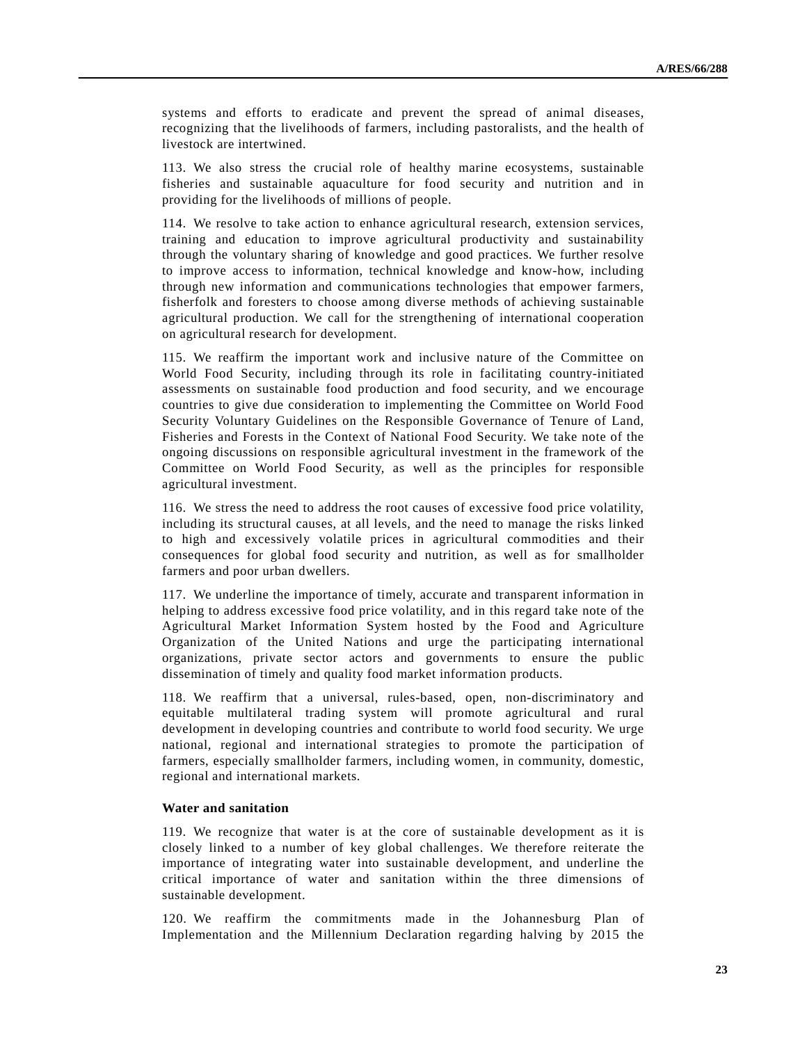systems and efforts to eradicate and prevent the spread of animal diseases, recognizing that the livelihoods of farmers, including pastoralists, and the health of livestock are intertwined.

113. We also stress the crucial role of healthy marine ecosystems, sustainable fisheries and sustainable aquaculture for food security and nutrition and in providing for the livelihoods of millions of people.

114. We resolve to take action to enhance agricultural research, extension services, training and education to improve agricultural productivity and sustainability through the voluntary sharing of knowledge and good practices. We further resolve to improve access to information, technical knowledge and know-how, including through new information and communications technologies that empower farmers, fisherfolk and foresters to choose among diverse methods of achieving sustainable agricultural production. We call for the strengthening of international cooperation on agricultural research for development.

115. We reaffirm the important work and inclusive nature of the Committee on World Food Security, including through its role in facilitating country-initiated assessments on sustainable food production and food security, and we encourage countries to give due consideration to implementing the Committee on World Food Security Voluntary Guidelines on the Responsible Governance of Tenure of Land, Fisheries and Forests in the Context of National Food Security. We take note of the ongoing discussions on responsible agricultural investment in the framework of the Committee on World Food Security, as well as the principles for responsible agricultural investment.

116. We stress the need to address the root causes of excessive food price volatility, including its structural causes, at all levels, and the need to manage the risks linked to high and excessively volatile prices in agricultural commodities and their consequences for global food security and nutrition, as well as for smallholder farmers and poor urban dwellers.

117. We underline the importance of timely, accurate and transparent information in helping to address excessive food price volatility, and in this regard take note of the Agricultural Market Information System hosted by the Food and Agriculture Organization of the United Nations and urge the participating international organizations, private sector actors and governments to ensure the public dissemination of timely and quality food market information products.

118. We reaffirm that a universal, rules-based, open, non-discriminatory and equitable multilateral trading system will promote agricultural and rural development in developing countries and contribute to world food security. We urge national, regional and international strategies to promote the participation of farmers, especially smallholder farmers, including women, in community, domestic, regional and international markets.

**Water and sanitation**

119. We recognize that water is at the core of sustainable development as it is closely linked to a number of key global challenges. We therefore reiterate the importance of integrating water into sustainable development, and underline the critical importance of water and sanitation within the three dimensions of sustainable development.

120. We reaffirm the commitments made in the Johannesburg Plan of Implementation and the Millennium Declaration regarding halving by 2015 the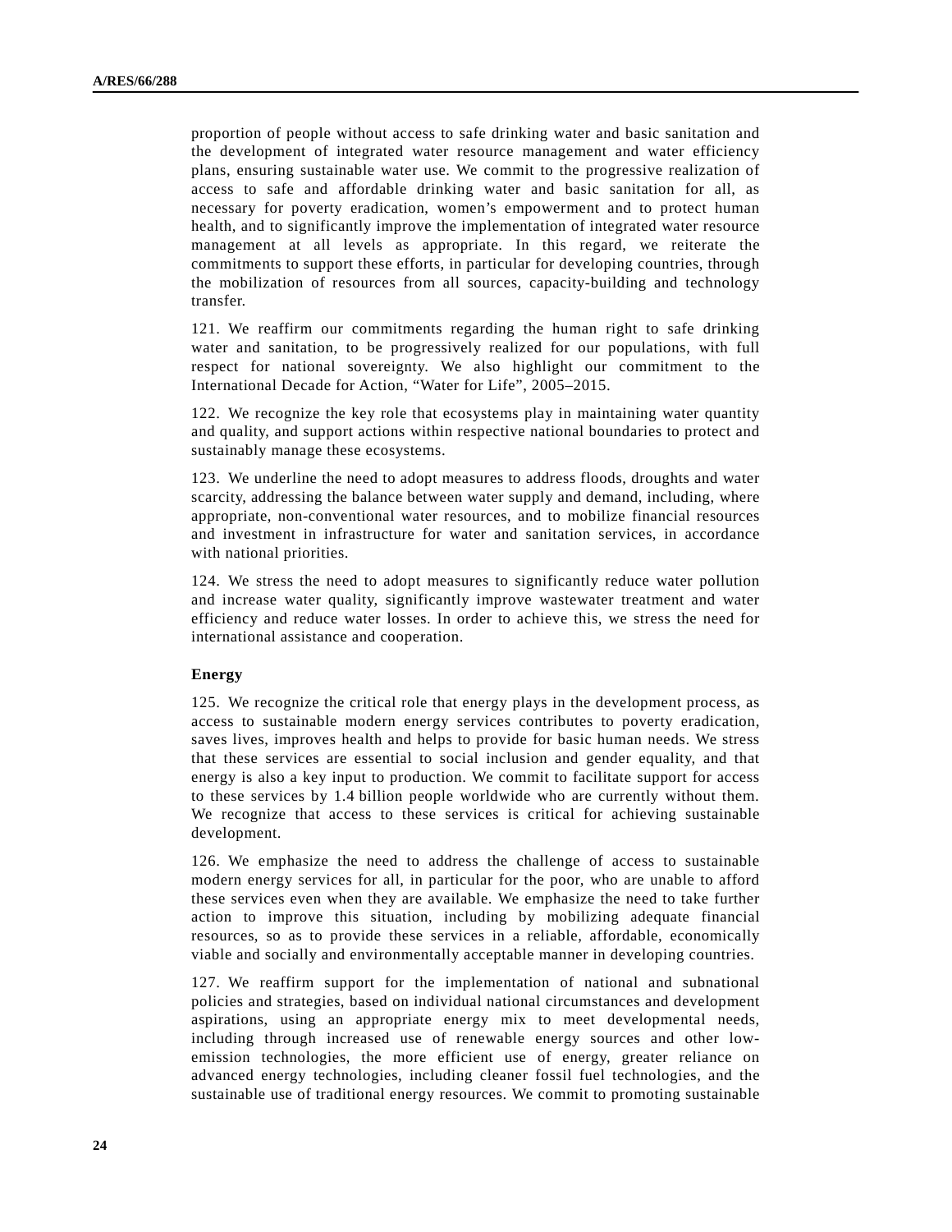proportion of people without access to safe drinking water and basic sanitation and the development of integrated water resource management and water efficiency plans, ensuring sustainable water use. We commit to the progressive realization of access to safe and affordable drinking water and basic sanitation for all, as necessary for poverty eradication, women's empowerment and to protect human health, and to significantly improve the implementation of integrated water resource management at all levels as appropriate. In this regard, we reiterate the commitments to support these efforts, in particular for developing countries, through the mobilization of resources from all sources, capacity-building and technology transfer.

121. We reaffirm our commitments regarding the human right to safe drinking water and sanitation, to be progressively realized for our populations, with full respect for national sovereignty. We also highlight our commitment to the International Decade for Action, "Water for Life", 2005–2015.

122. We recognize the key role that ecosystems play in maintaining water quantity and quality, and support actions within respective national boundaries to protect and sustainably manage these ecosystems.

123. We underline the need to adopt measures to address floods, droughts and water scarcity, addressing the balance between water supply and demand, including, where appropriate, non-conventional water resources, and to mobilize financial resources and investment in infrastructure for water and sanitation services, in accordance with national priorities.

124. We stress the need to adopt measures to significantly reduce water pollution and increase water quality, significantly improve wastewater treatment and water efficiency and reduce water losses. In order to achieve this, we stress the need for international assistance and cooperation.

**Energy**

125. We recognize the critical role that energy plays in the development process, as access to sustainable modern energy services contributes to poverty eradication, saves lives, improves health and helps to provide for basic human needs. We stress that these services are essential to social inclusion and gender equality, and that energy is also a key input to production. We commit to facilitate support for access to these services by 1.4 billion people worldwide who are currently without them. We recognize that access to these services is critical for achieving sustainable development.

126. We emphasize the need to address the challenge of access to sustainable modern energy services for all, in particular for the poor, who are unable to afford these services even when they are available. We emphasize the need to take further action to improve this situation, including by mobilizing adequate financial resources, so as to provide these services in a reliable, affordable, economically viable and socially and environmentally acceptable manner in developing countries.

127. We reaffirm support for the implementation of national and subnational policies and strategies, based on individual national circumstances and development aspirations, using an appropriate energy mix to meet developmental needs, including through increased use of renewable energy sources and other low-emission technologies, the more efficient use of energy, greater reliance on advanced energy technologies, including cleaner fossil fuel technologies, and the sustainable use of traditional energy resources. We commit to promoting sustainable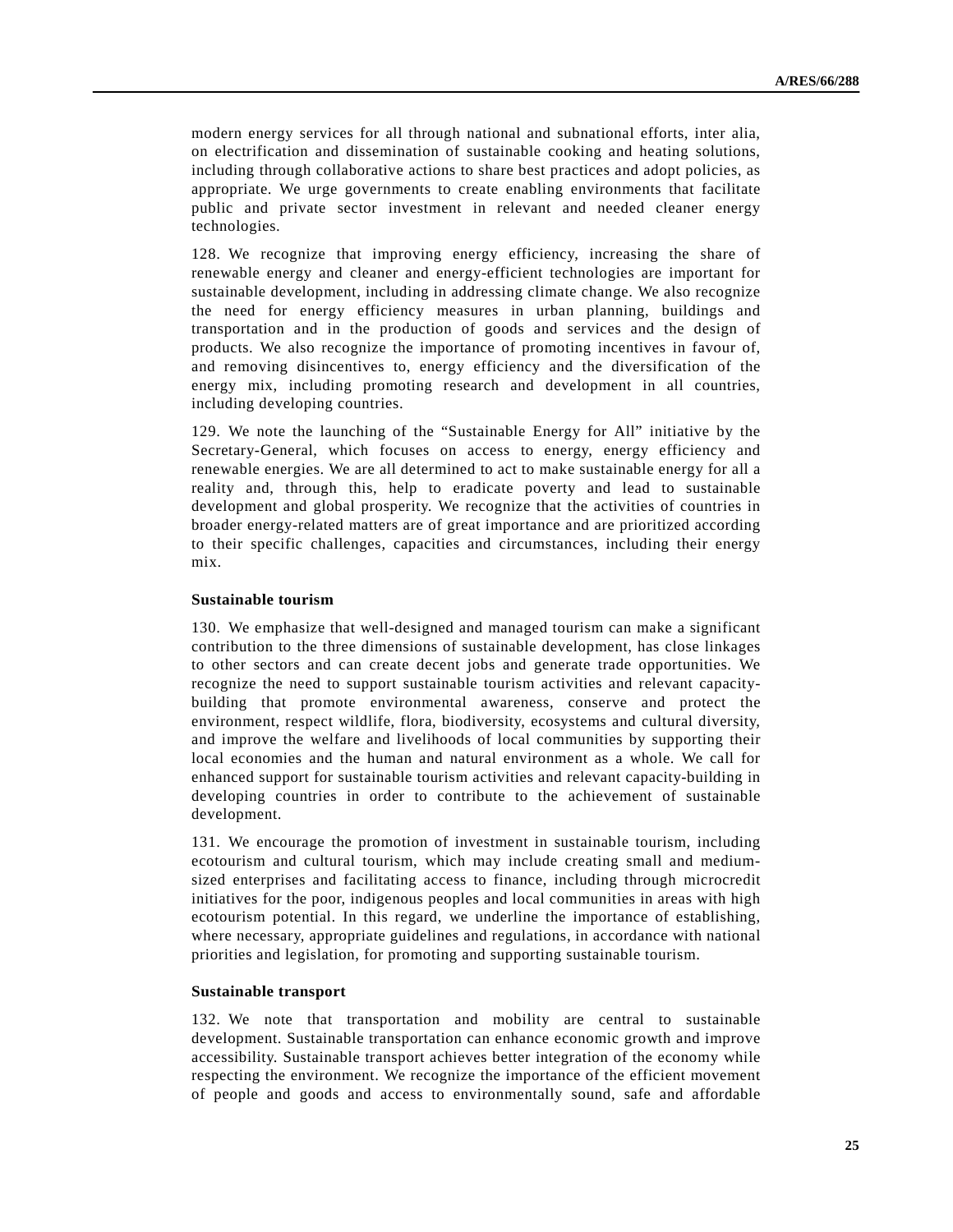modern energy services for all through national and subnational efforts, inter alia, on electrification and dissemination of sustainable cooking and heating solutions, including through collaborative actions to share best practices and adopt policies, as appropriate. We urge governments to create enabling environments that facilitate public and private sector investment in relevant and needed cleaner energy technologies.

128. We recognize that improving energy efficiency, increasing the share of renewable energy and cleaner and energy-efficient technologies are important for sustainable development, including in addressing climate change. We also recognize the need for energy efficiency measures in urban planning, buildings and transportation and in the production of goods and services and the design of products. We also recognize the importance of promoting incentives in favour of, and removing disincentives to, energy efficiency and the diversification of the energy mix, including promoting research and development in all countries, including developing countries.

129. We note the launching of the "Sustainable Energy for All" initiative by the Secretary-General, which focuses on access to energy, energy efficiency and renewable energies. We are all determined to act to make sustainable energy for all a reality and, through this, help to eradicate poverty and lead to sustainable development and global prosperity. We recognize that the activities of countries in broader energy-related matters are of great importance and are prioritized according to their specific challenges, capacities and circumstances, including their energy mix.

**Sustainable tourism**

130. We emphasize that well-designed and managed tourism can make a significant contribution to the three dimensions of sustainable development, has close linkages to other sectors and can create decent jobs and generate trade opportunities. We recognize the need to support sustainable tourism activities and relevant capacity-building that promote environmental awareness, conserve and protect the environment, respect wildlife, flora, biodiversity, ecosystems and cultural diversity, and improve the welfare and livelihoods of local communities by supporting their local economies and the human and natural environment as a whole. We call for enhanced support for sustainable tourism activities and relevant capacity-building in developing countries in order to contribute to the achievement of sustainable development.

131. We encourage the promotion of investment in sustainable tourism, including ecotourism and cultural tourism, which may include creating small and medium-sized enterprises and facilitating access to finance, including through microcredit initiatives for the poor, indigenous peoples and local communities in areas with high ecotourism potential. In this regard, we underline the importance of establishing, where necessary, appropriate guidelines and regulations, in accordance with national priorities and legislation, for promoting and supporting sustainable tourism.

**Sustainable transport**

132. We note that transportation and mobility are central to sustainable development. Sustainable transportation can enhance economic growth and improve accessibility. Sustainable transport achieves better integration of the economy while respecting the environment. We recognize the importance of the efficient movement of people and goods and access to environmentally sound, safe and affordable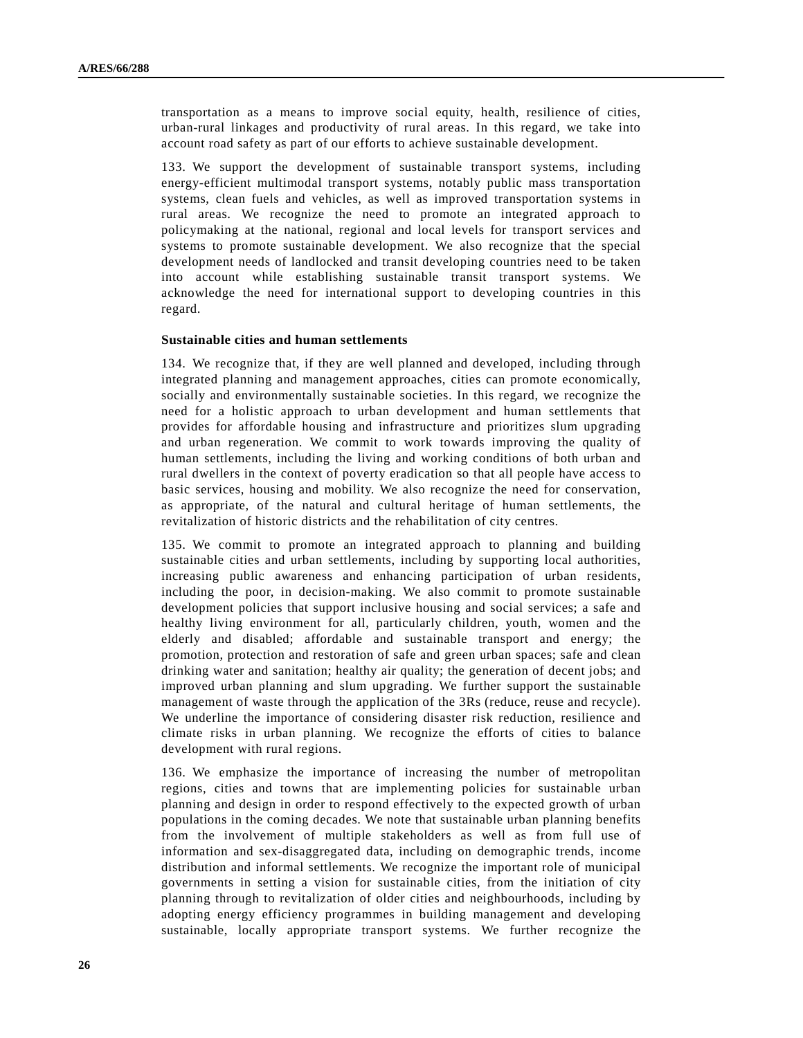transportation as a means to improve social equity, health, resilience of cities, urban-rural linkages and productivity of rural areas. In this regard, we take into account road safety as part of our efforts to achieve sustainable development.

133. We support the development of sustainable transport systems, including energy-efficient multimodal transport systems, notably public mass transportation systems, clean fuels and vehicles, as well as improved transportation systems in rural areas. We recognize the need to promote an integrated approach to policymaking at the national, regional and local levels for transport services and systems to promote sustainable development. We also recognize that the special development needs of landlocked and transit developing countries need to be taken into account while establishing sustainable transit transport systems. We acknowledge the need for international support to developing countries in this regard.

**Sustainable cities and human settlements**

134. We recognize that, if they are well planned and developed, including through integrated planning and management approaches, cities can promote economically, socially and environmentally sustainable societies. In this regard, we recognize the need for a holistic approach to urban development and human settlements that provides for affordable housing and infrastructure and prioritizes slum upgrading and urban regeneration. We commit to work towards improving the quality of human settlements, including the living and working conditions of both urban and rural dwellers in the context of poverty eradication so that all people have access to basic services, housing and mobility. We also recognize the need for conservation, as appropriate, of the natural and cultural heritage of human settlements, the revitalization of historic districts and the rehabilitation of city centres.

135. We commit to promote an integrated approach to planning and building sustainable cities and urban settlements, including by supporting local authorities, increasing public awareness and enhancing participation of urban residents, including the poor, in decision-making. We also commit to promote sustainable development policies that support inclusive housing and social services; a safe and healthy living environment for all, particularly children, youth, women and the elderly and disabled; affordable and sustainable transport and energy; the promotion, protection and restoration of safe and green urban spaces; safe and clean drinking water and sanitation; healthy air quality; the generation of decent jobs; and improved urban planning and slum upgrading. We further support the sustainable management of waste through the application of the 3Rs (reduce, reuse and recycle). We underline the importance of considering disaster risk reduction, resilience and climate risks in urban planning. We recognize the efforts of cities to balance development with rural regions.

136. We emphasize the importance of increasing the number of metropolitan regions, cities and towns that are implementing policies for sustainable urban planning and design in order to respond effectively to the expected growth of urban populations in the coming decades. We note that sustainable urban planning benefits from the involvement of multiple stakeholders as well as from full use of information and sex-disaggregated data, including on demographic trends, income distribution and informal settlements. We recognize the important role of municipal governments in setting a vision for sustainable cities, from the initiation of city planning through to revitalization of older cities and neighbourhoods, including by adopting energy efficiency programmes in building management and developing sustainable, locally appropriate transport systems. We further recognize the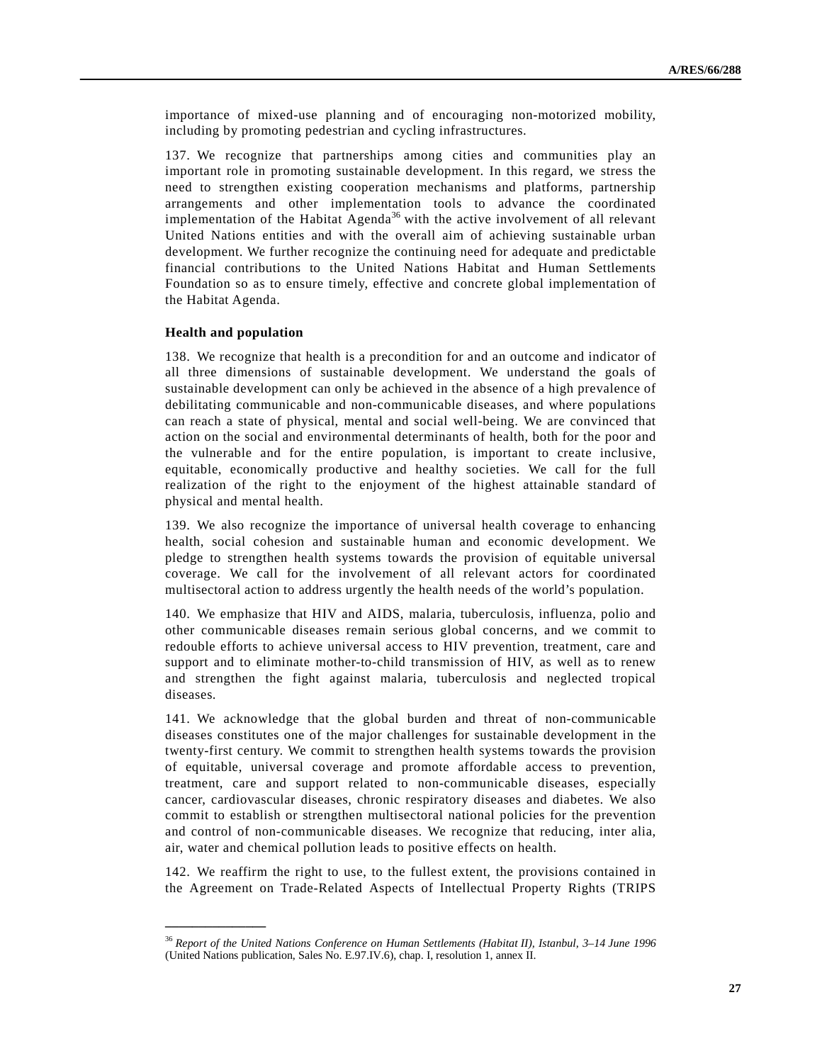importance of mixed-use planning and of encouraging non-motorized mobility, including by promoting pedestrian and cycling infrastructures.

137. We recognize that partnerships among cities and communities play an important role in promoting sustainable development. In this regard, we stress the need to strengthen existing cooperation mechanisms and platforms, partnership arrangements and other implementation tools to advance the coordinated implementation of the Habitat Agenda[36] with the active involvement of all relevant United Nations entities and with the overall aim of achieving sustainable urban development. We further recognize the continuing need for adequate and predictable financial contributions to the United Nations Habitat and Human Settlements Foundation so as to ensure timely, effective and concrete global implementation of the Habitat Agenda.

**Health and population**

138. We recognize that health is a precondition for and an outcome and indicator of all three dimensions of sustainable development. We understand the goals of sustainable development can only be achieved in the absence of a high prevalence of debilitating communicable and non-communicable diseases, and where populations can reach a state of physical, mental and social well-being. We are convinced that action on the social and environmental determinants of health, both for the poor and the vulnerable and for the entire population, is important to create inclusive, equitable, economically productive and healthy societies. We call for the full realization of the right to the enjoyment of the highest attainable standard of physical and mental health.

139. We also recognize the importance of universal health coverage to enhancing health, social cohesion and sustainable human and economic development. We pledge to strengthen health systems towards the provision of equitable universal coverage. We call for the involvement of all relevant actors for coordinated multisectoral action to address urgently the health needs of the world's population.

140. We emphasize that HIV and AIDS, malaria, tuberculosis, influenza, polio and other communicable diseases remain serious global concerns, and we commit to redouble efforts to achieve universal access to HIV prevention, treatment, care and support and to eliminate mother-to-child transmission of HIV, as well as to renew and strengthen the fight against malaria, tuberculosis and neglected tropical diseases.

141. We acknowledge that the global burden and threat of non-communicable diseases constitutes one of the major challenges for sustainable development in the twenty-first century. We commit to strengthen health systems towards the provision of equitable, universal coverage and promote affordable access to prevention, treatment, care and support related to non-communicable diseases, especially cancer, cardiovascular diseases, chronic respiratory diseases and diabetes. We also commit to establish or strengthen multisectoral national policies for the prevention and control of non-communicable diseases. We recognize that reducing, inter alia, air, water and chemical pollution leads to positive effects on health.

142. We reaffirm the right to use, to the fullest extent, the provisions contained in the Agreement on Trade-Related Aspects of Intellectual Property Rights (TRIPS

---

[36] *Report of the United Nations Conference on Human Settlements (Habitat II), Istanbul, 3–14 June 1996* (United Nations publication, Sales No. E.97.IV.6), chap. I, resolution 1, annex II.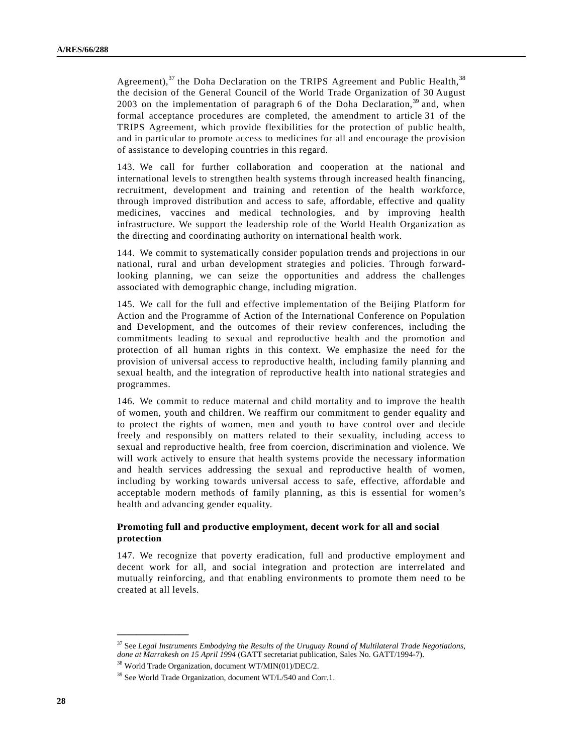Agreement),[37] the Doha Declaration on the TRIPS Agreement and Public Health,[38] the decision of the General Council of the World Trade Organization of 30 August 2003 on the implementation of paragraph 6 of the Doha Declaration,[39] and, when formal acceptance procedures are completed, the amendment to article 31 of the TRIPS Agreement, which provide flexibilities for the protection of public health, and in particular to promote access to medicines for all and encourage the provision of assistance to developing countries in this regard.

143. We call for further collaboration and cooperation at the national and international levels to strengthen health systems through increased health financing, recruitment, development and training and retention of the health workforce, through improved distribution and access to safe, affordable, effective and quality medicines, vaccines and medical technologies, and by improving health infrastructure. We support the leadership role of the World Health Organization as the directing and coordinating authority on international health work.

144. We commit to systematically consider population trends and projections in our national, rural and urban development strategies and policies. Through forward-looking planning, we can seize the opportunities and address the challenges associated with demographic change, including migration.

145. We call for the full and effective implementation of the Beijing Platform for Action and the Programme of Action of the International Conference on Population and Development, and the outcomes of their review conferences, including the commitments leading to sexual and reproductive health and the promotion and protection of all human rights in this context. We emphasize the need for the provision of universal access to reproductive health, including family planning and sexual health, and the integration of reproductive health into national strategies and programmes.

146. We commit to reduce maternal and child mortality and to improve the health of women, youth and children. We reaffirm our commitment to gender equality and to protect the rights of women, men and youth to have control over and decide freely and responsibly on matters related to their sexuality, including access to sexual and reproductive health, free from coercion, discrimination and violence. We will work actively to ensure that health systems provide the necessary information and health services addressing the sexual and reproductive health of women, including by working towards universal access to safe, effective, affordable and acceptable modern methods of family planning, as this is essential for women's health and advancing gender equality.

### Promoting full and productive employment, decent work for all and social protection

147. We recognize that poverty eradication, full and productive employment and decent work for all, and social integration and protection are interrelated and mutually reinforcing, and that enabling environments to promote them need to be created at all levels.

---

[37] See *Legal Instruments Embodying the Results of the Uruguay Round of Multilateral Trade Negotiations, done at Marrakesh on 15 April 1994* (GATT secretariat publication, Sales No. GATT/1994-7).

[38] World Trade Organization, document WT/MIN(01)/DEC/2.

[39] See World Trade Organization, document WT/L/540 and Corr.1.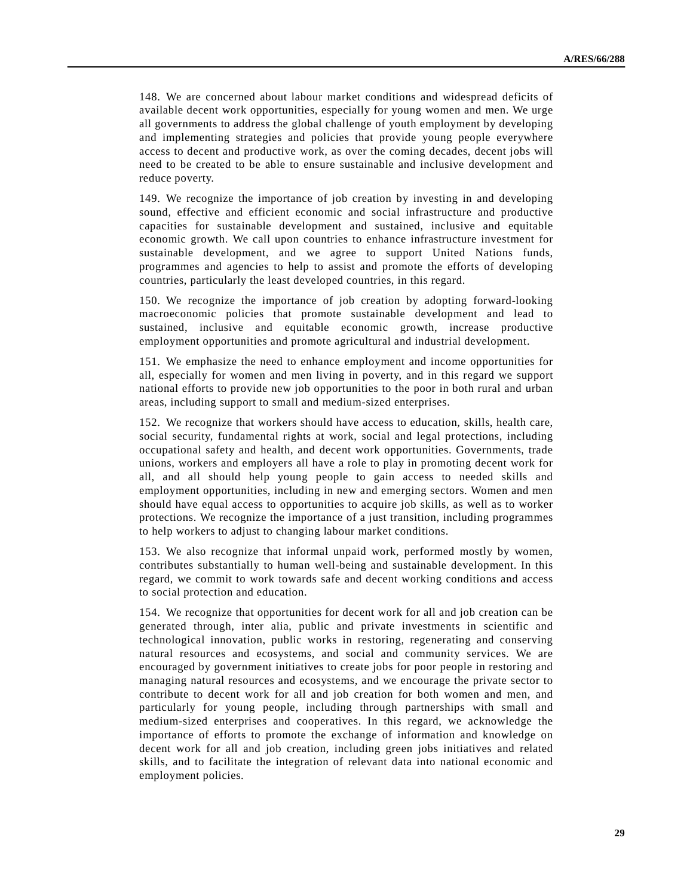148. We are concerned about labour market conditions and widespread deficits of available decent work opportunities, especially for young women and men. We urge all governments to address the global challenge of youth employment by developing and implementing strategies and policies that provide young people everywhere access to decent and productive work, as over the coming decades, decent jobs will need to be created to be able to ensure sustainable and inclusive development and reduce poverty.

149. We recognize the importance of job creation by investing in and developing sound, effective and efficient economic and social infrastructure and productive capacities for sustainable development and sustained, inclusive and equitable economic growth. We call upon countries to enhance infrastructure investment for sustainable development, and we agree to support United Nations funds, programmes and agencies to help to assist and promote the efforts of developing countries, particularly the least developed countries, in this regard.

150. We recognize the importance of job creation by adopting forward-looking macroeconomic policies that promote sustainable development and lead to sustained, inclusive and equitable economic growth, increase productive employment opportunities and promote agricultural and industrial development.

151. We emphasize the need to enhance employment and income opportunities for all, especially for women and men living in poverty, and in this regard we support national efforts to provide new job opportunities to the poor in both rural and urban areas, including support to small and medium-sized enterprises.

152. We recognize that workers should have access to education, skills, health care, social security, fundamental rights at work, social and legal protections, including occupational safety and health, and decent work opportunities. Governments, trade unions, workers and employers all have a role to play in promoting decent work for all, and all should help young people to gain access to needed skills and employment opportunities, including in new and emerging sectors. Women and men should have equal access to opportunities to acquire job skills, as well as to worker protections. We recognize the importance of a just transition, including programmes to help workers to adjust to changing labour market conditions.

153. We also recognize that informal unpaid work, performed mostly by women, contributes substantially to human well-being and sustainable development. In this regard, we commit to work towards safe and decent working conditions and access to social protection and education.

154. We recognize that opportunities for decent work for all and job creation can be generated through, inter alia, public and private investments in scientific and technological innovation, public works in restoring, regenerating and conserving natural resources and ecosystems, and social and community services. We are encouraged by government initiatives to create jobs for poor people in restoring and managing natural resources and ecosystems, and we encourage the private sector to contribute to decent work for all and job creation for both women and men, and particularly for young people, including through partnerships with small and medium-sized enterprises and cooperatives. In this regard, we acknowledge the importance of efforts to promote the exchange of information and knowledge on decent work for all and job creation, including green jobs initiatives and related skills, and to facilitate the integration of relevant data into national economic and employment policies.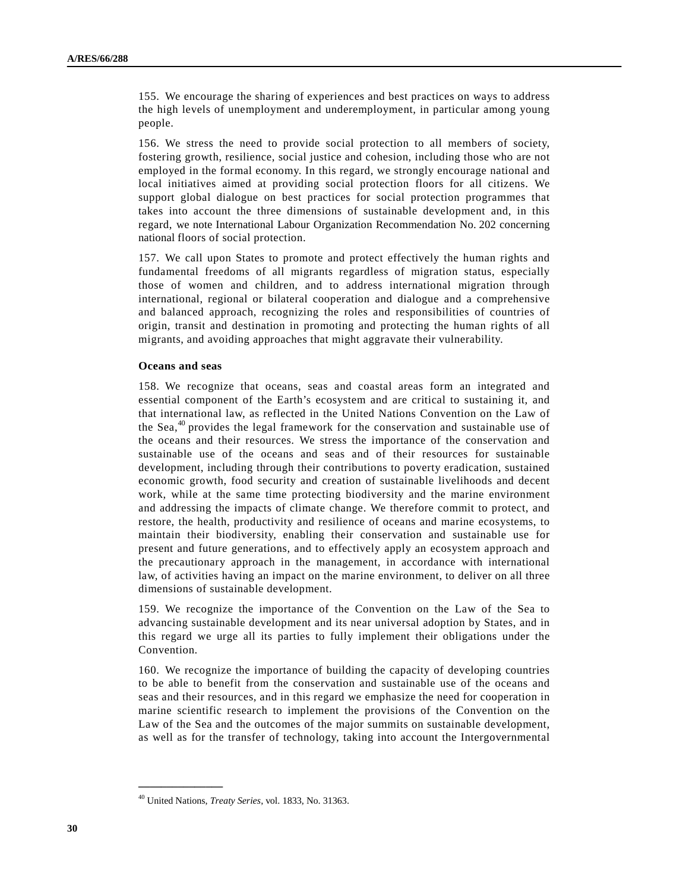155. We encourage the sharing of experiences and best practices on ways to address the high levels of unemployment and underemployment, in particular among young people.

156. We stress the need to provide social protection to all members of society, fostering growth, resilience, social justice and cohesion, including those who are not employed in the formal economy. In this regard, we strongly encourage national and local initiatives aimed at providing social protection floors for all citizens. We support global dialogue on best practices for social protection programmes that takes into account the three dimensions of sustainable development and, in this regard, we note International Labour Organization Recommendation No. 202 concerning national floors of social protection.

157. We call upon States to promote and protect effectively the human rights and fundamental freedoms of all migrants regardless of migration status, especially those of women and children, and to address international migration through international, regional or bilateral cooperation and dialogue and a comprehensive and balanced approach, recognizing the roles and responsibilities of countries of origin, transit and destination in promoting and protecting the human rights of all migrants, and avoiding approaches that might aggravate their vulnerability.

**Oceans and seas**

158. We recognize that oceans, seas and coastal areas form an integrated and essential component of the Earth's ecosystem and are critical to sustaining it, and that international law, as reflected in the United Nations Convention on the Law of the Sea,[40] provides the legal framework for the conservation and sustainable use of the oceans and their resources. We stress the importance of the conservation and sustainable use of the oceans and seas and of their resources for sustainable development, including through their contributions to poverty eradication, sustained economic growth, food security and creation of sustainable livelihoods and decent work, while at the same time protecting biodiversity and the marine environment and addressing the impacts of climate change. We therefore commit to protect, and restore, the health, productivity and resilience of oceans and marine ecosystems, to maintain their biodiversity, enabling their conservation and sustainable use for present and future generations, and to effectively apply an ecosystem approach and the precautionary approach in the management, in accordance with international law, of activities having an impact on the marine environment, to deliver on all three dimensions of sustainable development.

159. We recognize the importance of the Convention on the Law of the Sea to advancing sustainable development and its near universal adoption by States, and in this regard we urge all its parties to fully implement their obligations under the Convention.

160. We recognize the importance of building the capacity of developing countries to be able to benefit from the conservation and sustainable use of the oceans and seas and their resources, and in this regard we emphasize the need for cooperation in marine scientific research to implement the provisions of the Convention on the Law of the Sea and the outcomes of the major summits on sustainable development, as well as for the transfer of technology, taking into account the Intergovernmental

---

[40] United Nations, *Treaty Series*, vol. 1833, No. 31363.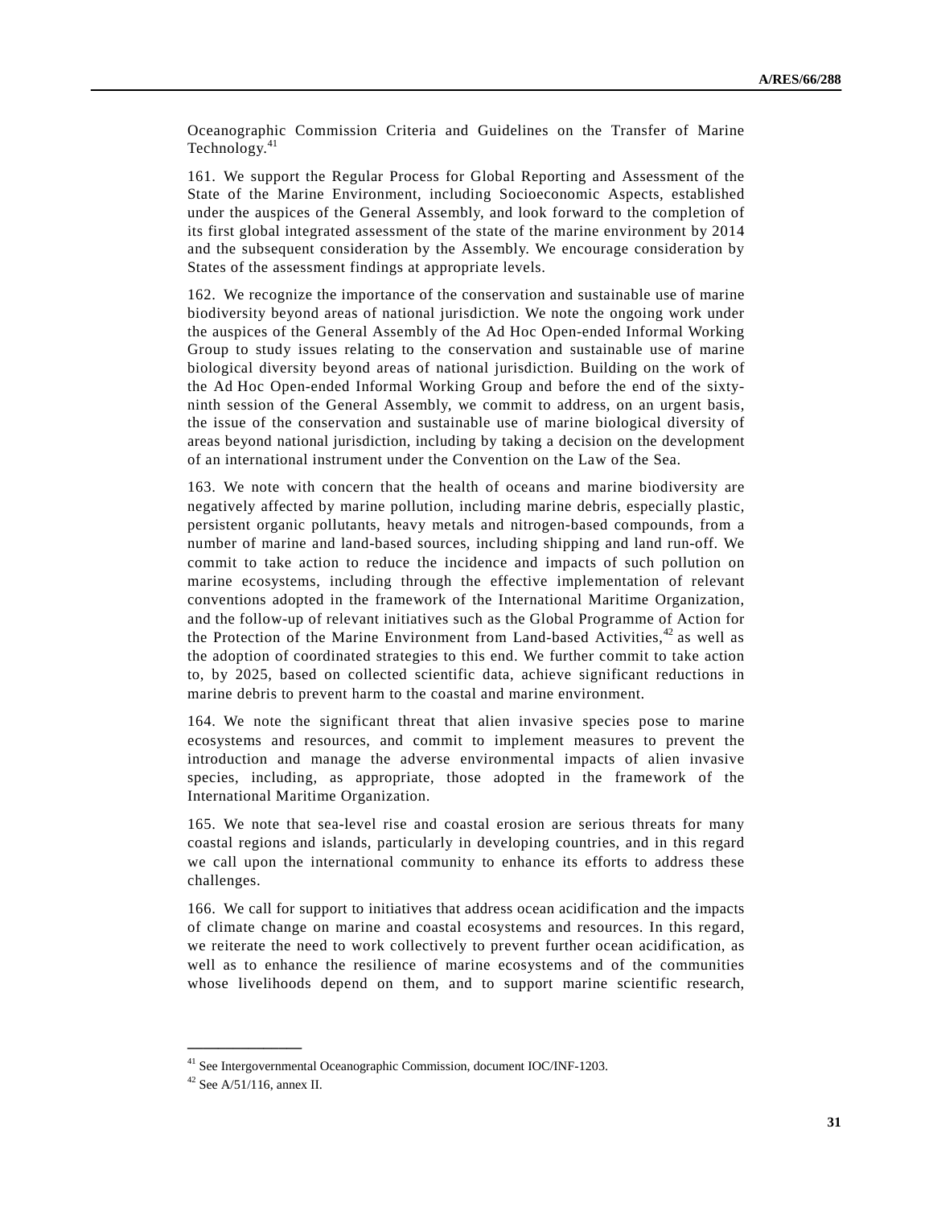Oceanographic Commission Criteria and Guidelines on the Transfer of Marine Technology.[41]

161. We support the Regular Process for Global Reporting and Assessment of the State of the Marine Environment, including Socioeconomic Aspects, established under the auspices of the General Assembly, and look forward to the completion of its first global integrated assessment of the state of the marine environment by 2014 and the subsequent consideration by the Assembly. We encourage consideration by States of the assessment findings at appropriate levels.

162. We recognize the importance of the conservation and sustainable use of marine biodiversity beyond areas of national jurisdiction. We note the ongoing work under the auspices of the General Assembly of the Ad Hoc Open-ended Informal Working Group to study issues relating to the conservation and sustainable use of marine biological diversity beyond areas of national jurisdiction. Building on the work of the Ad Hoc Open-ended Informal Working Group and before the end of the sixty-ninth session of the General Assembly, we commit to address, on an urgent basis, the issue of the conservation and sustainable use of marine biological diversity of areas beyond national jurisdiction, including by taking a decision on the development of an international instrument under the Convention on the Law of the Sea.

163. We note with concern that the health of oceans and marine biodiversity are negatively affected by marine pollution, including marine debris, especially plastic, persistent organic pollutants, heavy metals and nitrogen-based compounds, from a number of marine and land-based sources, including shipping and land run-off. We commit to take action to reduce the incidence and impacts of such pollution on marine ecosystems, including through the effective implementation of relevant conventions adopted in the framework of the International Maritime Organization, and the follow-up of relevant initiatives such as the Global Programme of Action for the Protection of the Marine Environment from Land-based Activities,[42] as well as the adoption of coordinated strategies to this end. We further commit to take action to, by 2025, based on collected scientific data, achieve significant reductions in marine debris to prevent harm to the coastal and marine environment.

164. We note the significant threat that alien invasive species pose to marine ecosystems and resources, and commit to implement measures to prevent the introduction and manage the adverse environmental impacts of alien invasive species, including, as appropriate, those adopted in the framework of the International Maritime Organization.

165. We note that sea-level rise and coastal erosion are serious threats for many coastal regions and islands, particularly in developing countries, and in this regard we call upon the international community to enhance its efforts to address these challenges.

166. We call for support to initiatives that address ocean acidification and the impacts of climate change on marine and coastal ecosystems and resources. In this regard, we reiterate the need to work collectively to prevent further ocean acidification, as well as to enhance the resilience of marine ecosystems and of the communities whose livelihoods depend on them, and to support marine scientific research,

---

[41] See Intergovernmental Oceanographic Commission, document IOC/INF-1203.

[42] See A/51/116, annex II.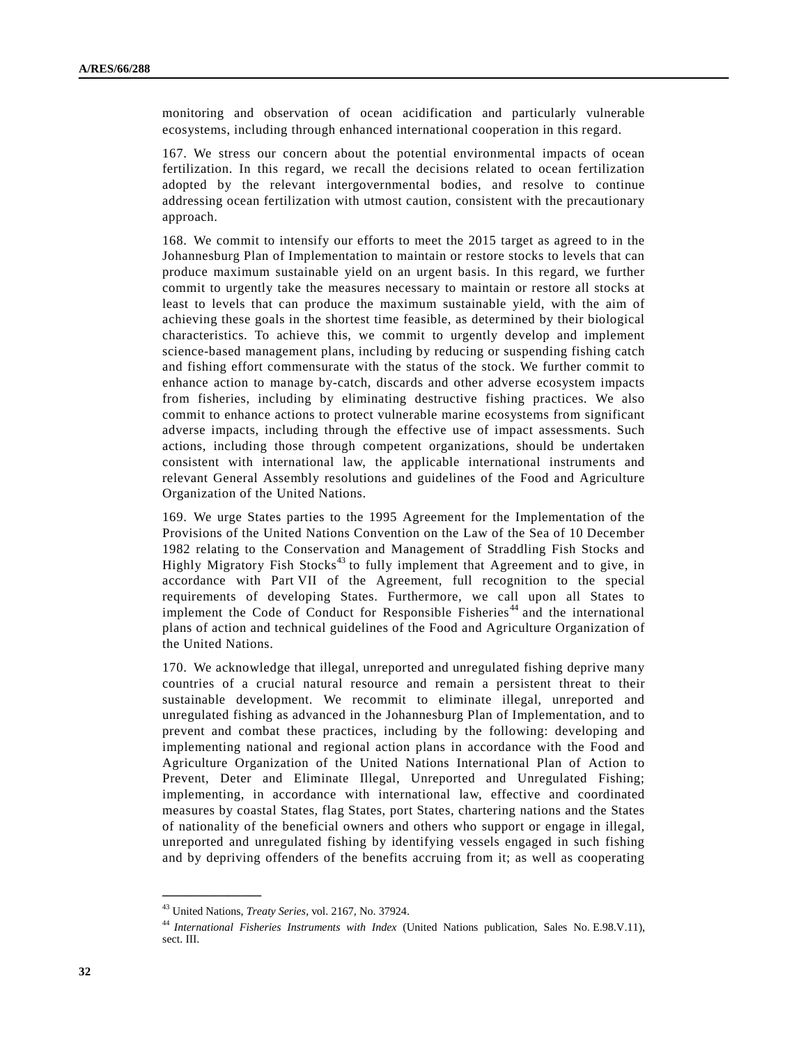monitoring and observation of ocean acidification and particularly vulnerable ecosystems, including through enhanced international cooperation in this regard.

167. We stress our concern about the potential environmental impacts of ocean fertilization. In this regard, we recall the decisions related to ocean fertilization adopted by the relevant intergovernmental bodies, and resolve to continue addressing ocean fertilization with utmost caution, consistent with the precautionary approach.

168. We commit to intensify our efforts to meet the 2015 target as agreed to in the Johannesburg Plan of Implementation to maintain or restore stocks to levels that can produce maximum sustainable yield on an urgent basis. In this regard, we further commit to urgently take the measures necessary to maintain or restore all stocks at least to levels that can produce the maximum sustainable yield, with the aim of achieving these goals in the shortest time feasible, as determined by their biological characteristics. To achieve this, we commit to urgently develop and implement science-based management plans, including by reducing or suspending fishing catch and fishing effort commensurate with the status of the stock. We further commit to enhance action to manage by-catch, discards and other adverse ecosystem impacts from fisheries, including by eliminating destructive fishing practices. We also commit to enhance actions to protect vulnerable marine ecosystems from significant adverse impacts, including through the effective use of impact assessments. Such actions, including those through competent organizations, should be undertaken consistent with international law, the applicable international instruments and relevant General Assembly resolutions and guidelines of the Food and Agriculture Organization of the United Nations.

169. We urge States parties to the 1995 Agreement for the Implementation of the Provisions of the United Nations Convention on the Law of the Sea of 10 December 1982 relating to the Conservation and Management of Straddling Fish Stocks and Highly Migratory Fish Stocks[43] to fully implement that Agreement and to give, in accordance with Part VII of the Agreement, full recognition to the special requirements of developing States. Furthermore, we call upon all States to implement the Code of Conduct for Responsible Fisheries[44] and the international plans of action and technical guidelines of the Food and Agriculture Organization of the United Nations.

170. We acknowledge that illegal, unreported and unregulated fishing deprive many countries of a crucial natural resource and remain a persistent threat to their sustainable development. We recommit to eliminate illegal, unreported and unregulated fishing as advanced in the Johannesburg Plan of Implementation, and to prevent and combat these practices, including by the following: developing and implementing national and regional action plans in accordance with the Food and Agriculture Organization of the United Nations International Plan of Action to Prevent, Deter and Eliminate Illegal, Unreported and Unregulated Fishing; implementing, in accordance with international law, effective and coordinated measures by coastal States, flag States, port States, chartering nations and the States of nationality of the beneficial owners and others who support or engage in illegal, unreported and unregulated fishing by identifying vessels engaged in such fishing and by depriving offenders of the benefits accruing from it; as well as cooperating

---

[43] United Nations, *Treaty Series*, vol. 2167, No. 37924.

[44] *International Fisheries Instruments with Index* (United Nations publication, Sales No. E.98.V.11), sect. III.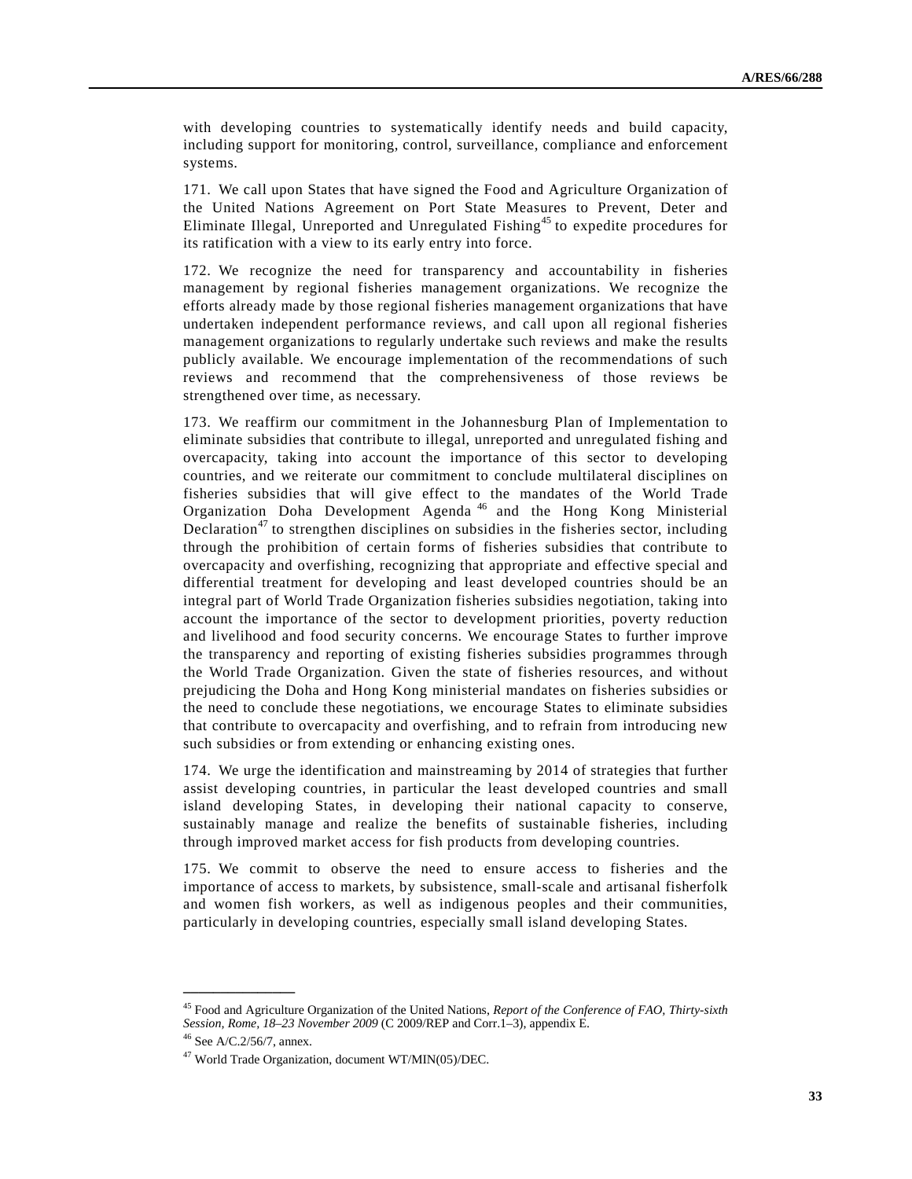with developing countries to systematically identify needs and build capacity, including support for monitoring, control, surveillance, compliance and enforcement systems.

171. We call upon States that have signed the Food and Agriculture Organization of the United Nations Agreement on Port State Measures to Prevent, Deter and Eliminate Illegal, Unreported and Unregulated Fishing[45] to expedite procedures for its ratification with a view to its early entry into force.

172. We recognize the need for transparency and accountability in fisheries management by regional fisheries management organizations. We recognize the efforts already made by those regional fisheries management organizations that have undertaken independent performance reviews, and call upon all regional fisheries management organizations to regularly undertake such reviews and make the results publicly available. We encourage implementation of the recommendations of such reviews and recommend that the comprehensiveness of those reviews be strengthened over time, as necessary.

173. We reaffirm our commitment in the Johannesburg Plan of Implementation to eliminate subsidies that contribute to illegal, unreported and unregulated fishing and overcapacity, taking into account the importance of this sector to developing countries, and we reiterate our commitment to conclude multilateral disciplines on fisheries subsidies that will give effect to the mandates of the World Trade Organization Doha Development Agenda[46] and the Hong Kong Ministerial Declaration[47] to strengthen disciplines on subsidies in the fisheries sector, including through the prohibition of certain forms of fisheries subsidies that contribute to overcapacity and overfishing, recognizing that appropriate and effective special and differential treatment for developing and least developed countries should be an integral part of World Trade Organization fisheries subsidies negotiation, taking into account the importance of the sector to development priorities, poverty reduction and livelihood and food security concerns. We encourage States to further improve the transparency and reporting of existing fisheries subsidies programmes through the World Trade Organization. Given the state of fisheries resources, and without prejudicing the Doha and Hong Kong ministerial mandates on fisheries subsidies or the need to conclude these negotiations, we encourage States to eliminate subsidies that contribute to overcapacity and overfishing, and to refrain from introducing new such subsidies or from extending or enhancing existing ones.

174. We urge the identification and mainstreaming by 2014 of strategies that further assist developing countries, in particular the least developed countries and small island developing States, in developing their national capacity to conserve, sustainably manage and realize the benefits of sustainable fisheries, including through improved market access for fish products from developing countries.

175. We commit to observe the need to ensure access to fisheries and the importance of access to markets, by subsistence, small-scale and artisanal fisherfolk and women fish workers, as well as indigenous peoples and their communities, particularly in developing countries, especially small island developing States.

---

[45] Food and Agriculture Organization of the United Nations, *Report of the Conference of FAO, Thirty-sixth Session, Rome, 18–23 November 2009* (C 2009/REP and Corr.1–3), appendix E.

[46] See A/C.2/56/7, annex.

[47] World Trade Organization, document WT/MIN(05)/DEC.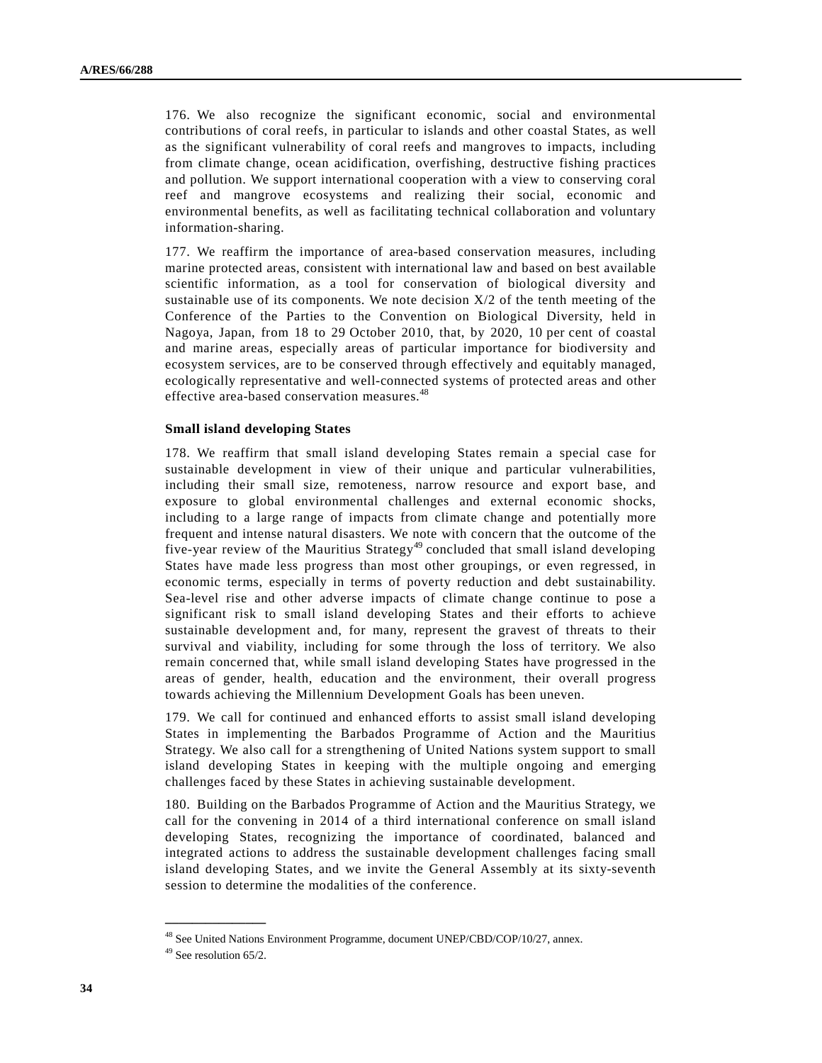176. We also recognize the significant economic, social and environmental contributions of coral reefs, in particular to islands and other coastal States, as well as the significant vulnerability of coral reefs and mangroves to impacts, including from climate change, ocean acidification, overfishing, destructive fishing practices and pollution. We support international cooperation with a view to conserving coral reef and mangrove ecosystems and realizing their social, economic and environmental benefits, as well as facilitating technical collaboration and voluntary information-sharing.

177. We reaffirm the importance of area-based conservation measures, including marine protected areas, consistent with international law and based on best available scientific information, as a tool for conservation of biological diversity and sustainable use of its components. We note decision X/2 of the tenth meeting of the Conference of the Parties to the Convention on Biological Diversity, held in Nagoya, Japan, from 18 to 29 October 2010, that, by 2020, 10 per cent of coastal and marine areas, especially areas of particular importance for biodiversity and ecosystem services, are to be conserved through effectively and equitably managed, ecologically representative and well-connected systems of protected areas and other effective area-based conservation measures.[48]

**Small island developing States**

178. We reaffirm that small island developing States remain a special case for sustainable development in view of their unique and particular vulnerabilities, including their small size, remoteness, narrow resource and export base, and exposure to global environmental challenges and external economic shocks, including to a large range of impacts from climate change and potentially more frequent and intense natural disasters. We note with concern that the outcome of the five-year review of the Mauritius Strategy[49] concluded that small island developing States have made less progress than most other groupings, or even regressed, in economic terms, especially in terms of poverty reduction and debt sustainability. Sea-level rise and other adverse impacts of climate change continue to pose a significant risk to small island developing States and their efforts to achieve sustainable development and, for many, represent the gravest of threats to their survival and viability, including for some through the loss of territory. We also remain concerned that, while small island developing States have progressed in the areas of gender, health, education and the environment, their overall progress towards achieving the Millennium Development Goals has been uneven.

179. We call for continued and enhanced efforts to assist small island developing States in implementing the Barbados Programme of Action and the Mauritius Strategy. We also call for a strengthening of United Nations system support to small island developing States in keeping with the multiple ongoing and emerging challenges faced by these States in achieving sustainable development.

180. Building on the Barbados Programme of Action and the Mauritius Strategy, we call for the convening in 2014 of a third international conference on small island developing States, recognizing the importance of coordinated, balanced and integrated actions to address the sustainable development challenges facing small island developing States, and we invite the General Assembly at its sixty-seventh session to determine the modalities of the conference.

---

[48] See United Nations Environment Programme, document UNEP/CBD/COP/10/27, annex.

[49] See resolution 65/2.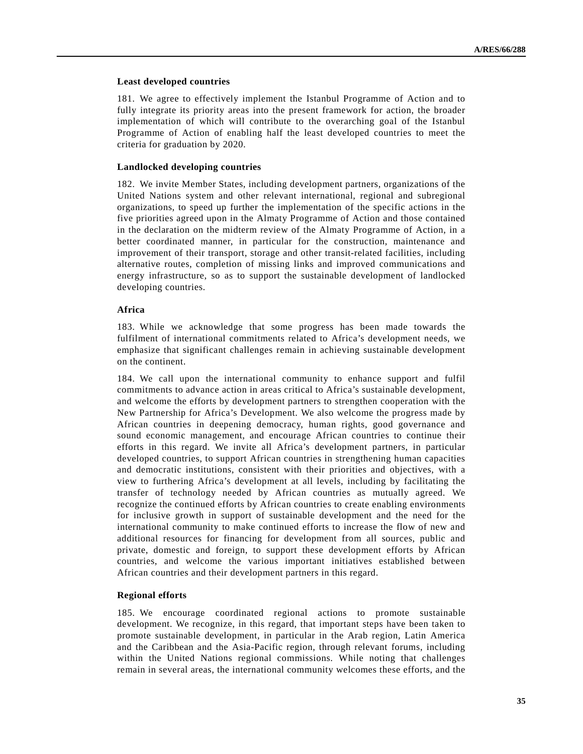### Least developed countries

181. We agree to effectively implement the Istanbul Programme of Action and to fully integrate its priority areas into the present framework for action, the broader implementation of which will contribute to the overarching goal of the Istanbul Programme of Action of enabling half the least developed countries to meet the criteria for graduation by 2020.

### Landlocked developing countries

182. We invite Member States, including development partners, organizations of the United Nations system and other relevant international, regional and subregional organizations, to speed up further the implementation of the specific actions in the five priorities agreed upon in the Almaty Programme of Action and those contained in the declaration on the midterm review of the Almaty Programme of Action, in a better coordinated manner, in particular for the construction, maintenance and improvement of their transport, storage and other transit-related facilities, including alternative routes, completion of missing links and improved communications and energy infrastructure, so as to support the sustainable development of landlocked developing countries.

### Africa

183. While we acknowledge that some progress has been made towards the fulfilment of international commitments related to Africa's development needs, we emphasize that significant challenges remain in achieving sustainable development on the continent.

184. We call upon the international community to enhance support and fulfil commitments to advance action in areas critical to Africa's sustainable development, and welcome the efforts by development partners to strengthen cooperation with the New Partnership for Africa's Development. We also welcome the progress made by African countries in deepening democracy, human rights, good governance and sound economic management, and encourage African countries to continue their efforts in this regard. We invite all Africa's development partners, in particular developed countries, to support African countries in strengthening human capacities and democratic institutions, consistent with their priorities and objectives, with a view to furthering Africa's development at all levels, including by facilitating the transfer of technology needed by African countries as mutually agreed. We recognize the continued efforts by African countries to create enabling environments for inclusive growth in support of sustainable development and the need for the international community to make continued efforts to increase the flow of new and additional resources for financing for development from all sources, public and private, domestic and foreign, to support these development efforts by African countries, and welcome the various important initiatives established between African countries and their development partners in this regard.

### Regional efforts

185. We encourage coordinated regional actions to promote sustainable development. We recognize, in this regard, that important steps have been taken to promote sustainable development, in particular in the Arab region, Latin America and the Caribbean and the Asia-Pacific region, through relevant forums, including within the United Nations regional commissions. While noting that challenges remain in several areas, the international community welcomes these efforts, and the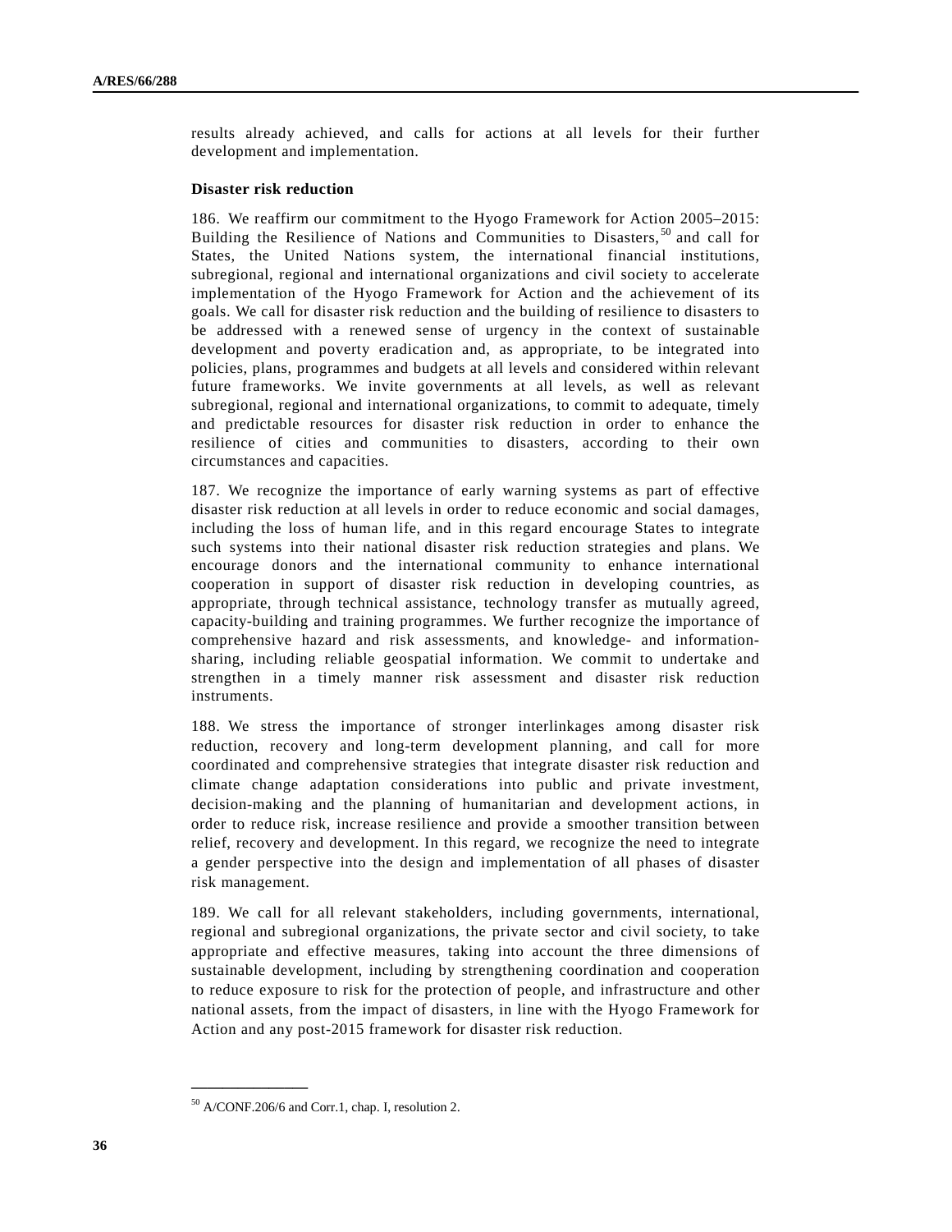results already achieved, and calls for actions at all levels for their further development and implementation.

**Disaster risk reduction**

186. We reaffirm our commitment to the Hyogo Framework for Action 2005–2015: Building the Resilience of Nations and Communities to Disasters,[50] and call for States, the United Nations system, the international financial institutions, subregional, regional and international organizations and civil society to accelerate implementation of the Hyogo Framework for Action and the achievement of its goals. We call for disaster risk reduction and the building of resilience to disasters to be addressed with a renewed sense of urgency in the context of sustainable development and poverty eradication and, as appropriate, to be integrated into policies, plans, programmes and budgets at all levels and considered within relevant future frameworks. We invite governments at all levels, as well as relevant subregional, regional and international organizations, to commit to adequate, timely and predictable resources for disaster risk reduction in order to enhance the resilience of cities and communities to disasters, according to their own circumstances and capacities.

187. We recognize the importance of early warning systems as part of effective disaster risk reduction at all levels in order to reduce economic and social damages, including the loss of human life, and in this regard encourage States to integrate such systems into their national disaster risk reduction strategies and plans. We encourage donors and the international community to enhance international cooperation in support of disaster risk reduction in developing countries, as appropriate, through technical assistance, technology transfer as mutually agreed, capacity-building and training programmes. We further recognize the importance of comprehensive hazard and risk assessments, and knowledge- and information-sharing, including reliable geospatial information. We commit to undertake and strengthen in a timely manner risk assessment and disaster risk reduction instruments.

188. We stress the importance of stronger interlinkages among disaster risk reduction, recovery and long-term development planning, and call for more coordinated and comprehensive strategies that integrate disaster risk reduction and climate change adaptation considerations into public and private investment, decision-making and the planning of humanitarian and development actions, in order to reduce risk, increase resilience and provide a smoother transition between relief, recovery and development. In this regard, we recognize the need to integrate a gender perspective into the design and implementation of all phases of disaster risk management.

189. We call for all relevant stakeholders, including governments, international, regional and subregional organizations, the private sector and civil society, to take appropriate and effective measures, taking into account the three dimensions of sustainable development, including by strengthening coordination and cooperation to reduce exposure to risk for the protection of people, and infrastructure and other national assets, from the impact of disasters, in line with the Hyogo Framework for Action and any post-2015 framework for disaster risk reduction.

---

[50] A/CONF.206/6 and Corr.1, chap. I, resolution 2.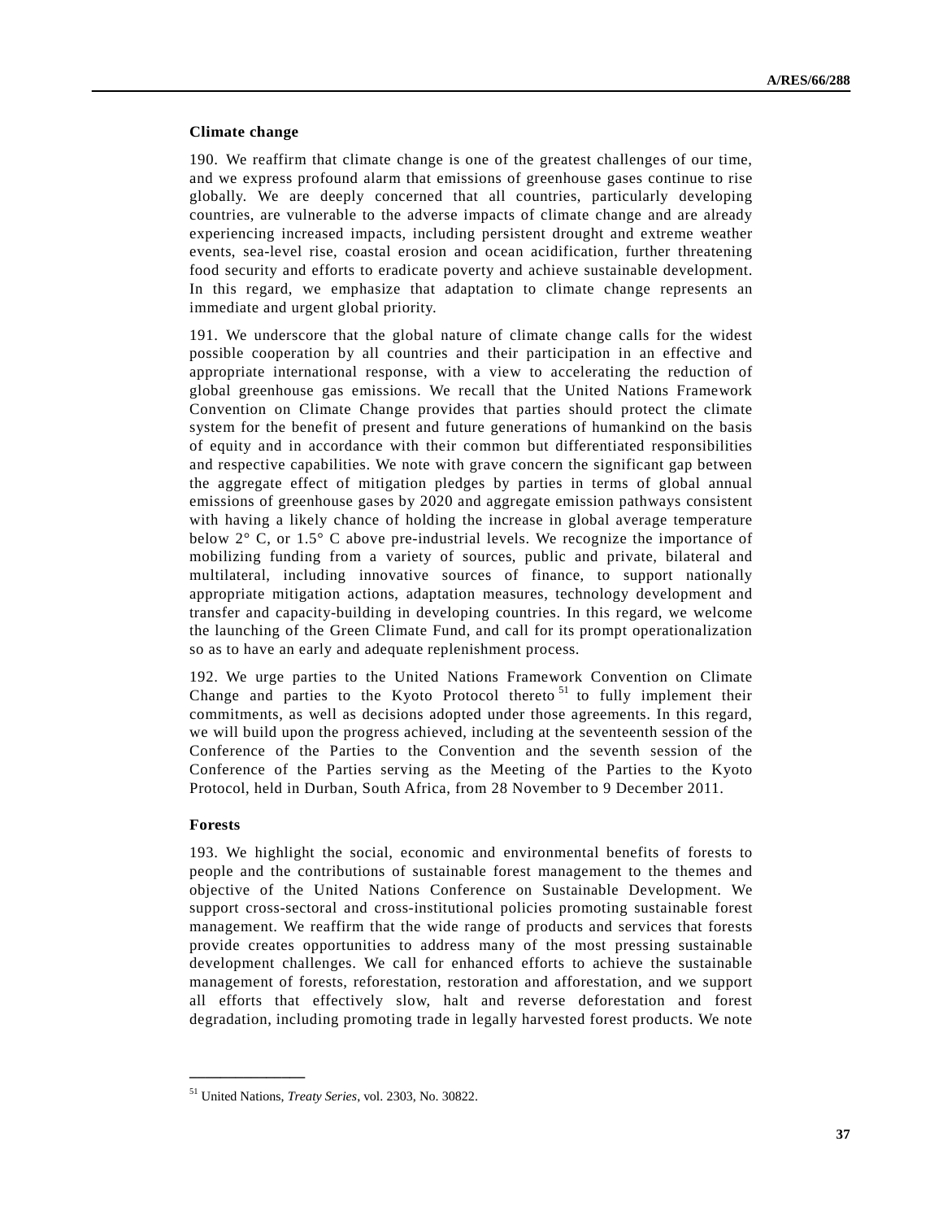### Climate change

190. We reaffirm that climate change is one of the greatest challenges of our time, and we express profound alarm that emissions of greenhouse gases continue to rise globally. We are deeply concerned that all countries, particularly developing countries, are vulnerable to the adverse impacts of climate change and are already experiencing increased impacts, including persistent drought and extreme weather events, sea-level rise, coastal erosion and ocean acidification, further threatening food security and efforts to eradicate poverty and achieve sustainable development. In this regard, we emphasize that adaptation to climate change represents an immediate and urgent global priority.

191. We underscore that the global nature of climate change calls for the widest possible cooperation by all countries and their participation in an effective and appropriate international response, with a view to accelerating the reduction of global greenhouse gas emissions. We recall that the United Nations Framework Convention on Climate Change provides that parties should protect the climate system for the benefit of present and future generations of humankind on the basis of equity and in accordance with their common but differentiated responsibilities and respective capabilities. We note with grave concern the significant gap between the aggregate effect of mitigation pledges by parties in terms of global annual emissions of greenhouse gases by 2020 and aggregate emission pathways consistent with having a likely chance of holding the increase in global average temperature below 2° C, or 1.5° C above pre-industrial levels. We recognize the importance of mobilizing funding from a variety of sources, public and private, bilateral and multilateral, including innovative sources of finance, to support nationally appropriate mitigation actions, adaptation measures, technology development and transfer and capacity-building in developing countries. In this regard, we welcome the launching of the Green Climate Fund, and call for its prompt operationalization so as to have an early and adequate replenishment process.

192. We urge parties to the United Nations Framework Convention on Climate Change and parties to the Kyoto Protocol thereto[51] to fully implement their commitments, as well as decisions adopted under those agreements. In this regard, we will build upon the progress achieved, including at the seventeenth session of the Conference of the Parties to the Convention and the seventh session of the Conference of the Parties serving as the Meeting of the Parties to the Kyoto Protocol, held in Durban, South Africa, from 28 November to 9 December 2011.

### Forests

193. We highlight the social, economic and environmental benefits of forests to people and the contributions of sustainable forest management to the themes and objective of the United Nations Conference on Sustainable Development. We support cross-sectoral and cross-institutional policies promoting sustainable forest management. We reaffirm that the wide range of products and services that forests provide creates opportunities to address many of the most pressing sustainable development challenges. We call for enhanced efforts to achieve the sustainable management of forests, reforestation, restoration and afforestation, and we support all efforts that effectively slow, halt and reverse deforestation and forest degradation, including promoting trade in legally harvested forest products. We note

---

[51] United Nations, *Treaty Series*, vol. 2303, No. 30822.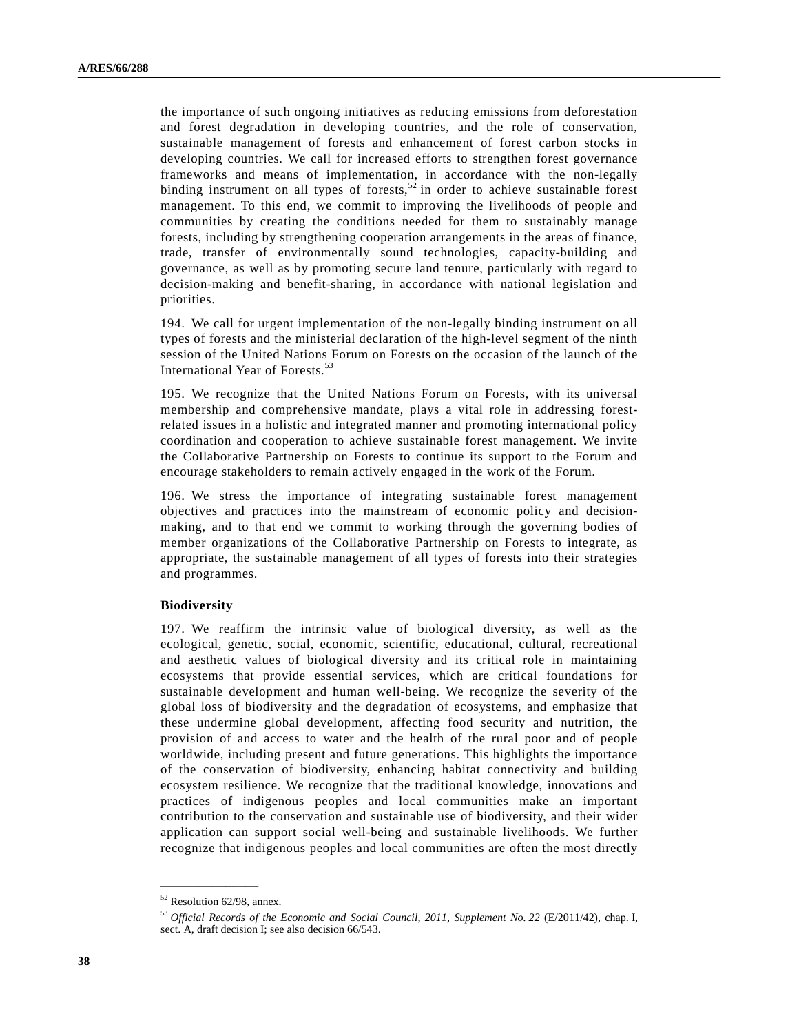the importance of such ongoing initiatives as reducing emissions from deforestation and forest degradation in developing countries, and the role of conservation, sustainable management of forests and enhancement of forest carbon stocks in developing countries. We call for increased efforts to strengthen forest governance frameworks and means of implementation, in accordance with the non-legally binding instrument on all types of forests,[52] in order to achieve sustainable forest management. To this end, we commit to improving the livelihoods of people and communities by creating the conditions needed for them to sustainably manage forests, including by strengthening cooperation arrangements in the areas of finance, trade, transfer of environmentally sound technologies, capacity-building and governance, as well as by promoting secure land tenure, particularly with regard to decision-making and benefit-sharing, in accordance with national legislation and priorities.

194. We call for urgent implementation of the non-legally binding instrument on all types of forests and the ministerial declaration of the high-level segment of the ninth session of the United Nations Forum on Forests on the occasion of the launch of the International Year of Forests.[53]

195. We recognize that the United Nations Forum on Forests, with its universal membership and comprehensive mandate, plays a vital role in addressing forest-related issues in a holistic and integrated manner and promoting international policy coordination and cooperation to achieve sustainable forest management. We invite the Collaborative Partnership on Forests to continue its support to the Forum and encourage stakeholders to remain actively engaged in the work of the Forum.

196. We stress the importance of integrating sustainable forest management objectives and practices into the mainstream of economic policy and decision-making, and to that end we commit to working through the governing bodies of member organizations of the Collaborative Partnership on Forests to integrate, as appropriate, the sustainable management of all types of forests into their strategies and programmes.

**Biodiversity**

197. We reaffirm the intrinsic value of biological diversity, as well as the ecological, genetic, social, economic, scientific, educational, cultural, recreational and aesthetic values of biological diversity and its critical role in maintaining ecosystems that provide essential services, which are critical foundations for sustainable development and human well-being. We recognize the severity of the global loss of biodiversity and the degradation of ecosystems, and emphasize that these undermine global development, affecting food security and nutrition, the provision of and access to water and the health of the rural poor and of people worldwide, including present and future generations. This highlights the importance of the conservation of biodiversity, enhancing habitat connectivity and building ecosystem resilience. We recognize that the traditional knowledge, innovations and practices of indigenous peoples and local communities make an important contribution to the conservation and sustainable use of biodiversity, and their wider application can support social well-being and sustainable livelihoods. We further recognize that indigenous peoples and local communities are often the most directly

---

[52] Resolution 62/98, annex.

[53] *Official Records of the Economic and Social Council, 2011, Supplement No. 22* (E/2011/42), chap. I, sect. A, draft decision I; see also decision 66/543.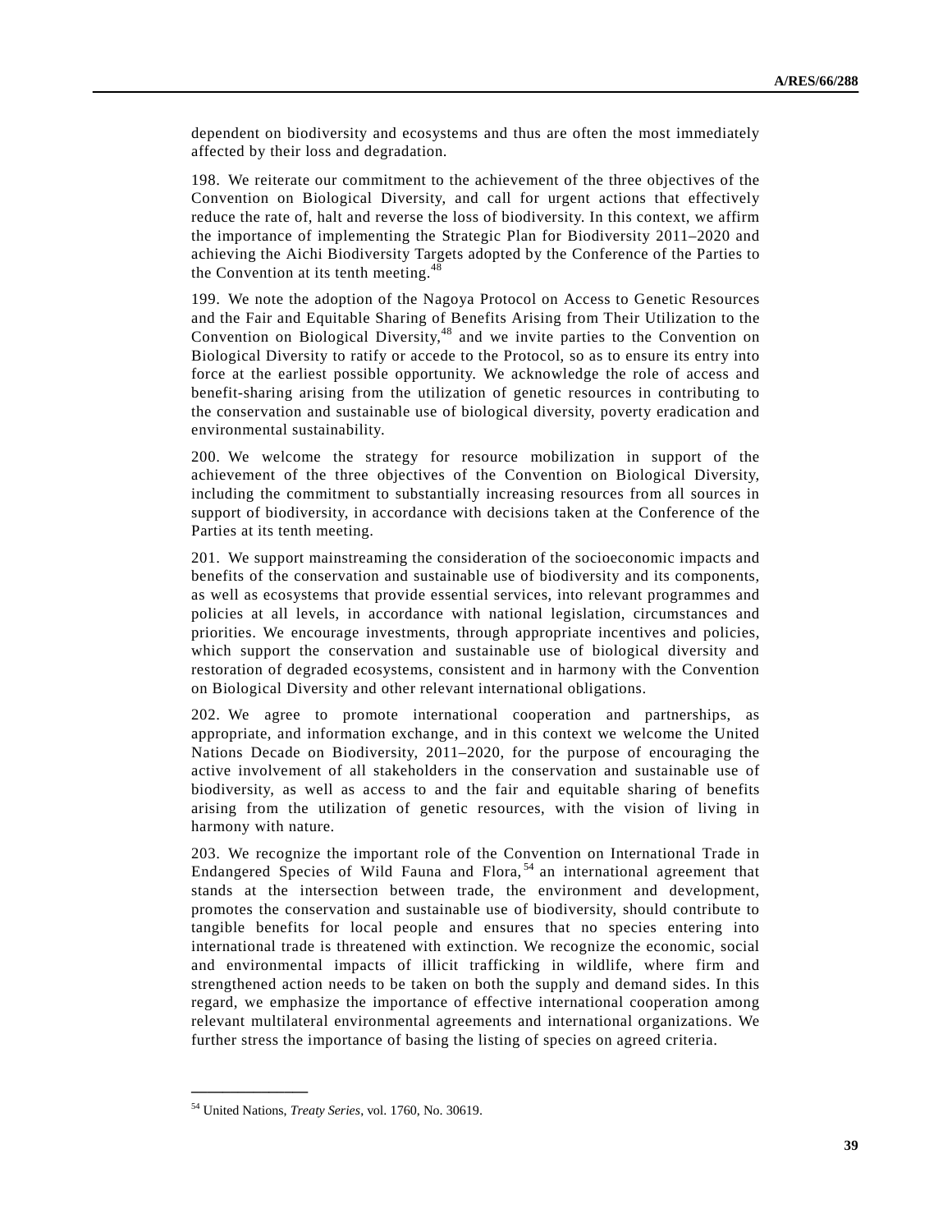dependent on biodiversity and ecosystems and thus are often the most immediately affected by their loss and degradation.

198. We reiterate our commitment to the achievement of the three objectives of the Convention on Biological Diversity, and call for urgent actions that effectively reduce the rate of, halt and reverse the loss of biodiversity. In this context, we affirm the importance of implementing the Strategic Plan for Biodiversity 2011–2020 and achieving the Aichi Biodiversity Targets adopted by the Conference of the Parties to the Convention at its tenth meeting.[48]

199. We note the adoption of the Nagoya Protocol on Access to Genetic Resources and the Fair and Equitable Sharing of Benefits Arising from Their Utilization to the Convention on Biological Diversity,[48] and we invite parties to the Convention on Biological Diversity to ratify or accede to the Protocol, so as to ensure its entry into force at the earliest possible opportunity. We acknowledge the role of access and benefit-sharing arising from the utilization of genetic resources in contributing to the conservation and sustainable use of biological diversity, poverty eradication and environmental sustainability.

200. We welcome the strategy for resource mobilization in support of the achievement of the three objectives of the Convention on Biological Diversity, including the commitment to substantially increasing resources from all sources in support of biodiversity, in accordance with decisions taken at the Conference of the Parties at its tenth meeting.

201. We support mainstreaming the consideration of the socioeconomic impacts and benefits of the conservation and sustainable use of biodiversity and its components, as well as ecosystems that provide essential services, into relevant programmes and policies at all levels, in accordance with national legislation, circumstances and priorities. We encourage investments, through appropriate incentives and policies, which support the conservation and sustainable use of biological diversity and restoration of degraded ecosystems, consistent and in harmony with the Convention on Biological Diversity and other relevant international obligations.

202. We agree to promote international cooperation and partnerships, as appropriate, and information exchange, and in this context we welcome the United Nations Decade on Biodiversity, 2011–2020, for the purpose of encouraging the active involvement of all stakeholders in the conservation and sustainable use of biodiversity, as well as access to and the fair and equitable sharing of benefits arising from the utilization of genetic resources, with the vision of living in harmony with nature.

203. We recognize the important role of the Convention on International Trade in Endangered Species of Wild Fauna and Flora,[54] an international agreement that stands at the intersection between trade, the environment and development, promotes the conservation and sustainable use of biodiversity, should contribute to tangible benefits for local people and ensures that no species entering into international trade is threatened with extinction. We recognize the economic, social and environmental impacts of illicit trafficking in wildlife, where firm and strengthened action needs to be taken on both the supply and demand sides. In this regard, we emphasize the importance of effective international cooperation among relevant multilateral environmental agreements and international organizations. We further stress the importance of basing the listing of species on agreed criteria.

---

[54] United Nations, *Treaty Series*, vol. 1760, No. 30619.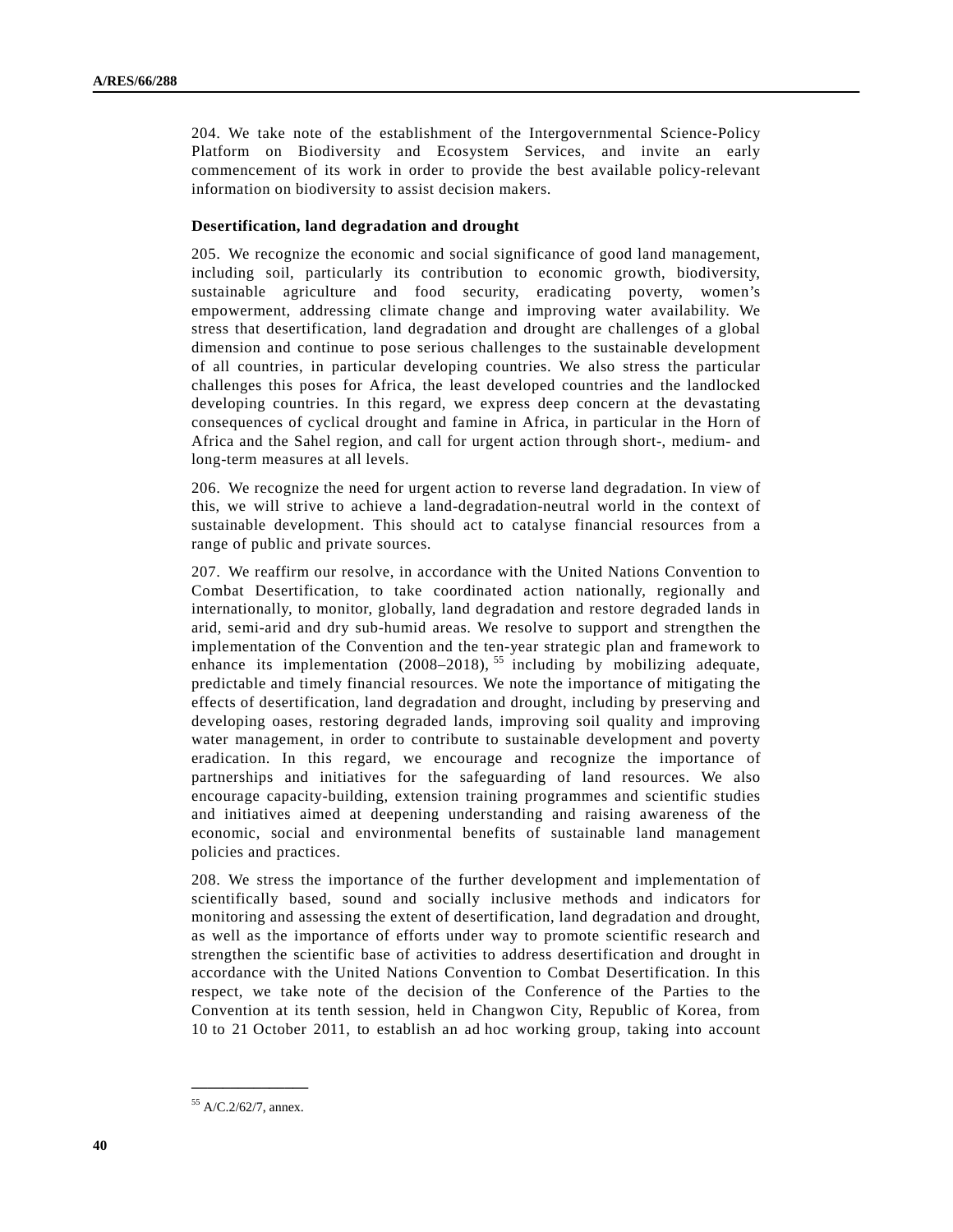204. We take note of the establishment of the Intergovernmental Science-Policy Platform on Biodiversity and Ecosystem Services, and invite an early commencement of its work in order to provide the best available policy-relevant information on biodiversity to assist decision makers.

### Desertification, land degradation and drought

205. We recognize the economic and social significance of good land management, including soil, particularly its contribution to economic growth, biodiversity, sustainable agriculture and food security, eradicating poverty, women's empowerment, addressing climate change and improving water availability. We stress that desertification, land degradation and drought are challenges of a global dimension and continue to pose serious challenges to the sustainable development of all countries, in particular developing countries. We also stress the particular challenges this poses for Africa, the least developed countries and the landlocked developing countries. In this regard, we express deep concern at the devastating consequences of cyclical drought and famine in Africa, in particular in the Horn of Africa and the Sahel region, and call for urgent action through short-, medium- and long-term measures at all levels.

206. We recognize the need for urgent action to reverse land degradation. In view of this, we will strive to achieve a land-degradation-neutral world in the context of sustainable development. This should act to catalyse financial resources from a range of public and private sources.

207. We reaffirm our resolve, in accordance with the United Nations Convention to Combat Desertification, to take coordinated action nationally, regionally and internationally, to monitor, globally, land degradation and restore degraded lands in arid, semi-arid and dry sub-humid areas. We resolve to support and strengthen the implementation of the Convention and the ten-year strategic plan and framework to enhance its implementation (2008–2018),[55] including by mobilizing adequate, predictable and timely financial resources. We note the importance of mitigating the effects of desertification, land degradation and drought, including by preserving and developing oases, restoring degraded lands, improving soil quality and improving water management, in order to contribute to sustainable development and poverty eradication. In this regard, we encourage and recognize the importance of partnerships and initiatives for the safeguarding of land resources. We also encourage capacity-building, extension training programmes and scientific studies and initiatives aimed at deepening understanding and raising awareness of the economic, social and environmental benefits of sustainable land management policies and practices.

208. We stress the importance of the further development and implementation of scientifically based, sound and socially inclusive methods and indicators for monitoring and assessing the extent of desertification, land degradation and drought, as well as the importance of efforts under way to promote scientific research and strengthen the scientific base of activities to address desertification and drought in accordance with the United Nations Convention to Combat Desertification. In this respect, we take note of the decision of the Conference of the Parties to the Convention at its tenth session, held in Changwon City, Republic of Korea, from 10 to 21 October 2011, to establish an ad hoc working group, taking into account

---

[55] A/C.2/62/7, annex.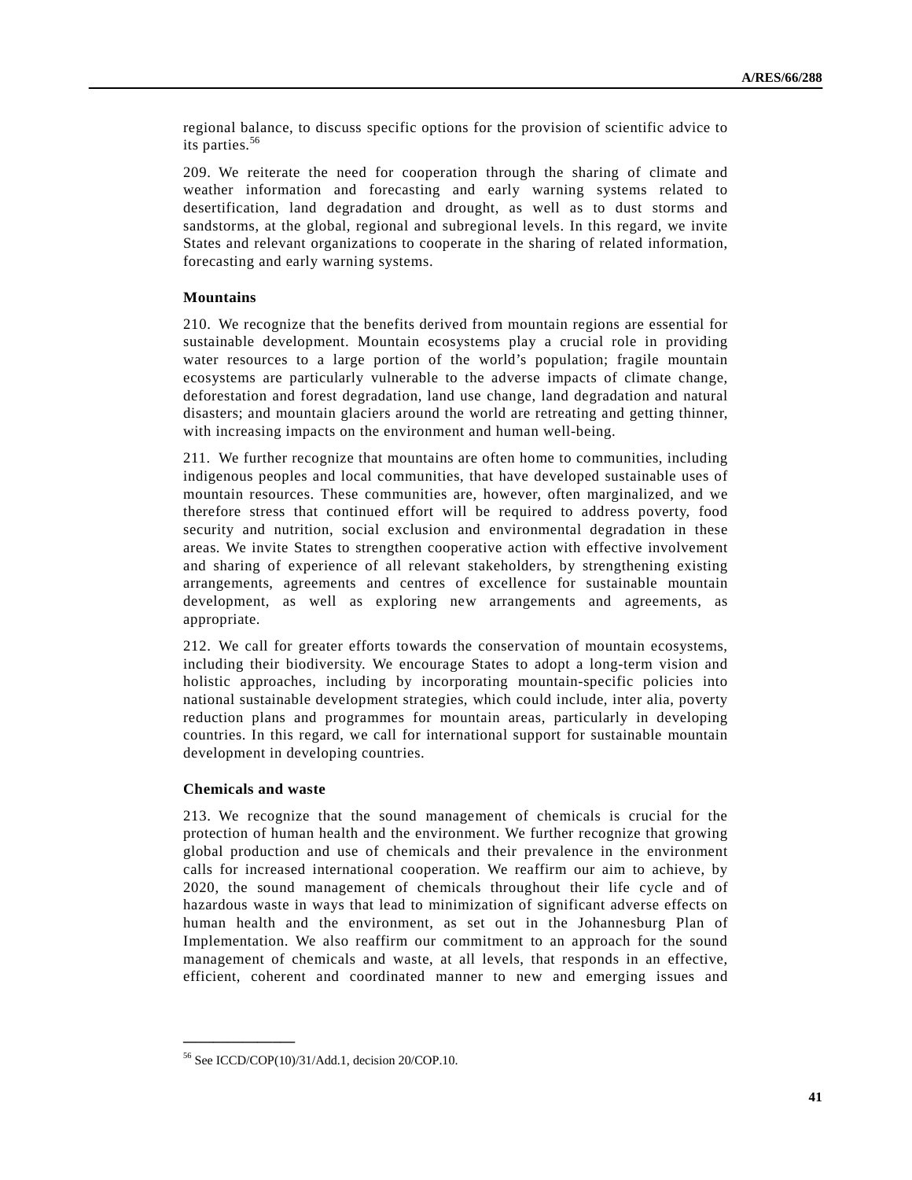regional balance, to discuss specific options for the provision of scientific advice to its parties.[56]

209. We reiterate the need for cooperation through the sharing of climate and weather information and forecasting and early warning systems related to desertification, land degradation and drought, as well as to dust storms and sandstorms, at the global, regional and subregional levels. In this regard, we invite States and relevant organizations to cooperate in the sharing of related information, forecasting and early warning systems.

### Mountains

210. We recognize that the benefits derived from mountain regions are essential for sustainable development. Mountain ecosystems play a crucial role in providing water resources to a large portion of the world's population; fragile mountain ecosystems are particularly vulnerable to the adverse impacts of climate change, deforestation and forest degradation, land use change, land degradation and natural disasters; and mountain glaciers around the world are retreating and getting thinner, with increasing impacts on the environment and human well-being.

211. We further recognize that mountains are often home to communities, including indigenous peoples and local communities, that have developed sustainable uses of mountain resources. These communities are, however, often marginalized, and we therefore stress that continued effort will be required to address poverty, food security and nutrition, social exclusion and environmental degradation in these areas. We invite States to strengthen cooperative action with effective involvement and sharing of experience of all relevant stakeholders, by strengthening existing arrangements, agreements and centres of excellence for sustainable mountain development, as well as exploring new arrangements and agreements, as appropriate.

212. We call for greater efforts towards the conservation of mountain ecosystems, including their biodiversity. We encourage States to adopt a long-term vision and holistic approaches, including by incorporating mountain-specific policies into national sustainable development strategies, which could include, inter alia, poverty reduction plans and programmes for mountain areas, particularly in developing countries. In this regard, we call for international support for sustainable mountain development in developing countries.

### Chemicals and waste

213. We recognize that the sound management of chemicals is crucial for the protection of human health and the environment. We further recognize that growing global production and use of chemicals and their prevalence in the environment calls for increased international cooperation. We reaffirm our aim to achieve, by 2020, the sound management of chemicals throughout their life cycle and of hazardous waste in ways that lead to minimization of significant adverse effects on human health and the environment, as set out in the Johannesburg Plan of Implementation. We also reaffirm our commitment to an approach for the sound management of chemicals and waste, at all levels, that responds in an effective, efficient, coherent and coordinated manner to new and emerging issues and

---

[56] See ICCD/COP(10)/31/Add.1, decision 20/COP.10.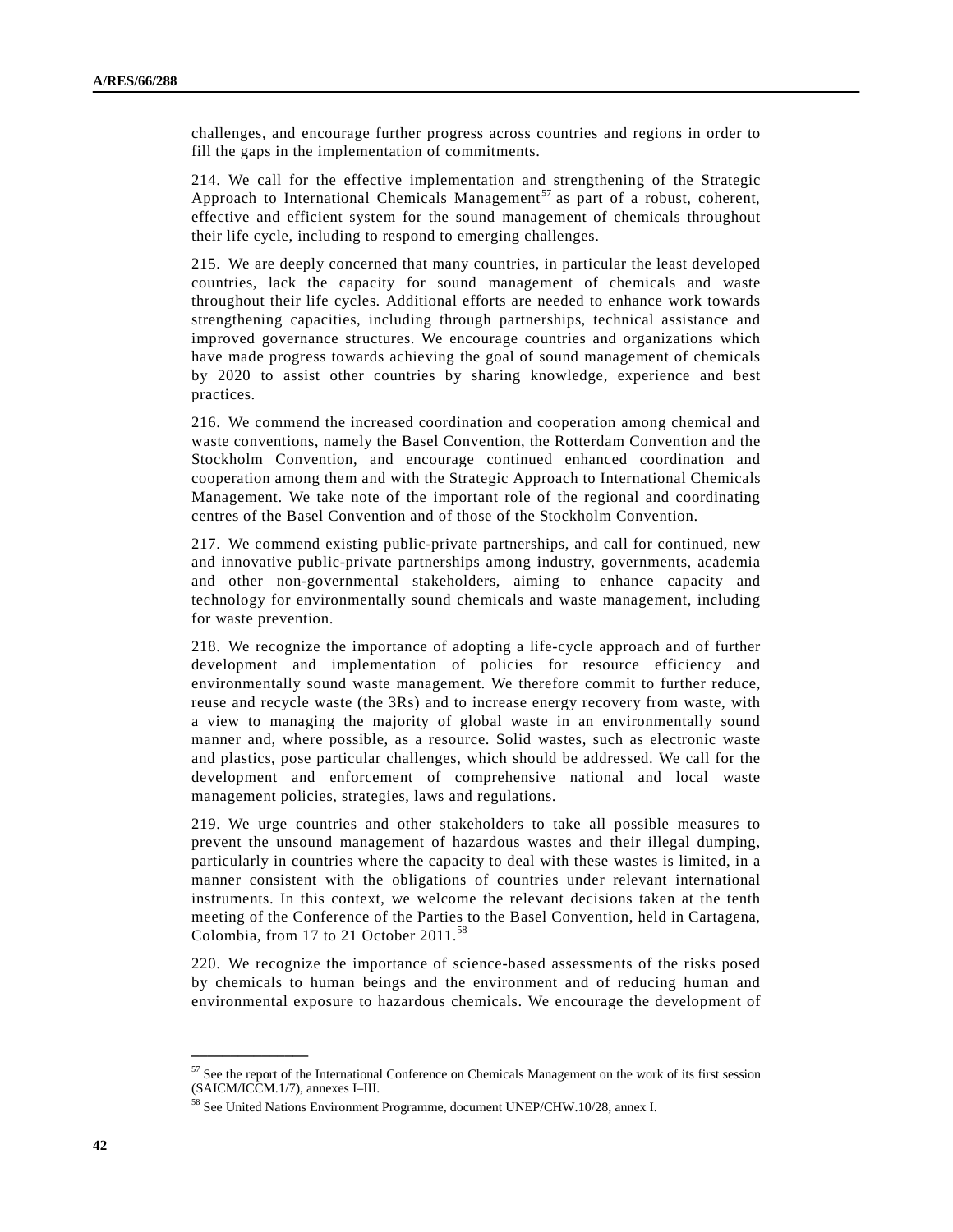challenges, and encourage further progress across countries and regions in order to fill the gaps in the implementation of commitments.

214. We call for the effective implementation and strengthening of the Strategic Approach to International Chemicals Management[57] as part of a robust, coherent, effective and efficient system for the sound management of chemicals throughout their life cycle, including to respond to emerging challenges.

215. We are deeply concerned that many countries, in particular the least developed countries, lack the capacity for sound management of chemicals and waste throughout their life cycles. Additional efforts are needed to enhance work towards strengthening capacities, including through partnerships, technical assistance and improved governance structures. We encourage countries and organizations which have made progress towards achieving the goal of sound management of chemicals by 2020 to assist other countries by sharing knowledge, experience and best practices.

216. We commend the increased coordination and cooperation among chemical and waste conventions, namely the Basel Convention, the Rotterdam Convention and the Stockholm Convention, and encourage continued enhanced coordination and cooperation among them and with the Strategic Approach to International Chemicals Management. We take note of the important role of the regional and coordinating centres of the Basel Convention and of those of the Stockholm Convention.

217. We commend existing public-private partnerships, and call for continued, new and innovative public-private partnerships among industry, governments, academia and other non-governmental stakeholders, aiming to enhance capacity and technology for environmentally sound chemicals and waste management, including for waste prevention.

218. We recognize the importance of adopting a life-cycle approach and of further development and implementation of policies for resource efficiency and environmentally sound waste management. We therefore commit to further reduce, reuse and recycle waste (the 3Rs) and to increase energy recovery from waste, with a view to managing the majority of global waste in an environmentally sound manner and, where possible, as a resource. Solid wastes, such as electronic waste and plastics, pose particular challenges, which should be addressed. We call for the development and enforcement of comprehensive national and local waste management policies, strategies, laws and regulations.

219. We urge countries and other stakeholders to take all possible measures to prevent the unsound management of hazardous wastes and their illegal dumping, particularly in countries where the capacity to deal with these wastes is limited, in a manner consistent with the obligations of countries under relevant international instruments. In this context, we welcome the relevant decisions taken at the tenth meeting of the Conference of the Parties to the Basel Convention, held in Cartagena, Colombia, from 17 to 21 October 2011.[58]

220. We recognize the importance of science-based assessments of the risks posed by chemicals to human beings and the environment and of reducing human and environmental exposure to hazardous chemicals. We encourage the development of

---

[57] See the report of the International Conference on Chemicals Management on the work of its first session (SAICM/ICCM.1/7), annexes I–III.

[58] See United Nations Environment Programme, document UNEP/CHW.10/28, annex I.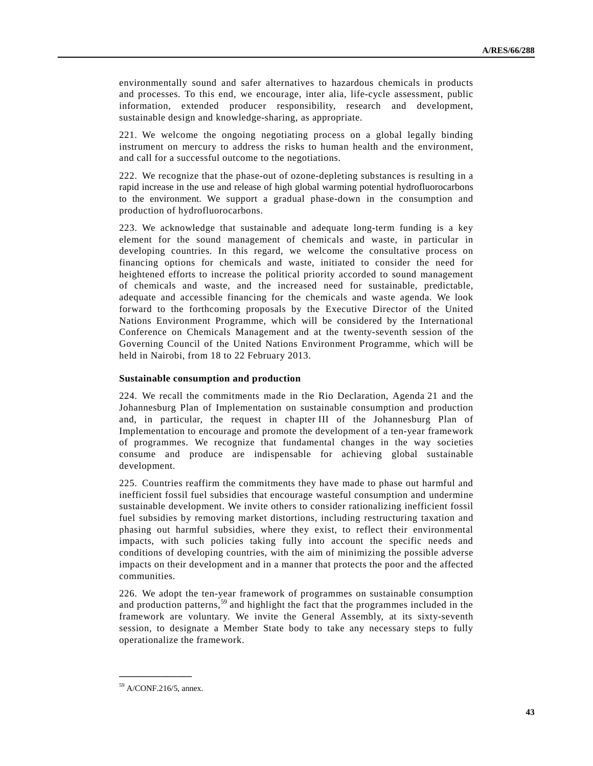environmentally sound and safer alternatives to hazardous chemicals in products and processes. To this end, we encourage, inter alia, life-cycle assessment, public information, extended producer responsibility, research and development, sustainable design and knowledge-sharing, as appropriate.

221. We welcome the ongoing negotiating process on a global legally binding instrument on mercury to address the risks to human health and the environment, and call for a successful outcome to the negotiations.

222. We recognize that the phase-out of ozone-depleting substances is resulting in a rapid increase in the use and release of high global warming potential hydrofluorocarbons to the environment. We support a gradual phase-down in the consumption and production of hydrofluorocarbons.

223. We acknowledge that sustainable and adequate long-term funding is a key element for the sound management of chemicals and waste, in particular in developing countries. In this regard, we welcome the consultative process on financing options for chemicals and waste, initiated to consider the need for heightened efforts to increase the political priority accorded to sound management of chemicals and waste, and the increased need for sustainable, predictable, adequate and accessible financing for the chemicals and waste agenda. We look forward to the forthcoming proposals by the Executive Director of the United Nations Environment Programme, which will be considered by the International Conference on Chemicals Management and at the twenty-seventh session of the Governing Council of the United Nations Environment Programme, which will be held in Nairobi, from 18 to 22 February 2013.

### Sustainable consumption and production

224. We recall the commitments made in the Rio Declaration, Agenda 21 and the Johannesburg Plan of Implementation on sustainable consumption and production and, in particular, the request in chapter III of the Johannesburg Plan of Implementation to encourage and promote the development of a ten-year framework of programmes. We recognize that fundamental changes in the way societies consume and produce are indispensable for achieving global sustainable development.

225. Countries reaffirm the commitments they have made to phase out harmful and inefficient fossil fuel subsidies that encourage wasteful consumption and undermine sustainable development. We invite others to consider rationalizing inefficient fossil fuel subsidies by removing market distortions, including restructuring taxation and phasing out harmful subsidies, where they exist, to reflect their environmental impacts, with such policies taking fully into account the specific needs and conditions of developing countries, with the aim of minimizing the possible adverse impacts on their development and in a manner that protects the poor and the affected communities.

226. We adopt the ten-year framework of programmes on sustainable consumption and production patterns,[59] and highlight the fact that the programmes included in the framework are voluntary. We invite the General Assembly, at its sixty-seventh session, to designate a Member State body to take any necessary steps to fully operationalize the framework.

---

[59] A/CONF.216/5, annex.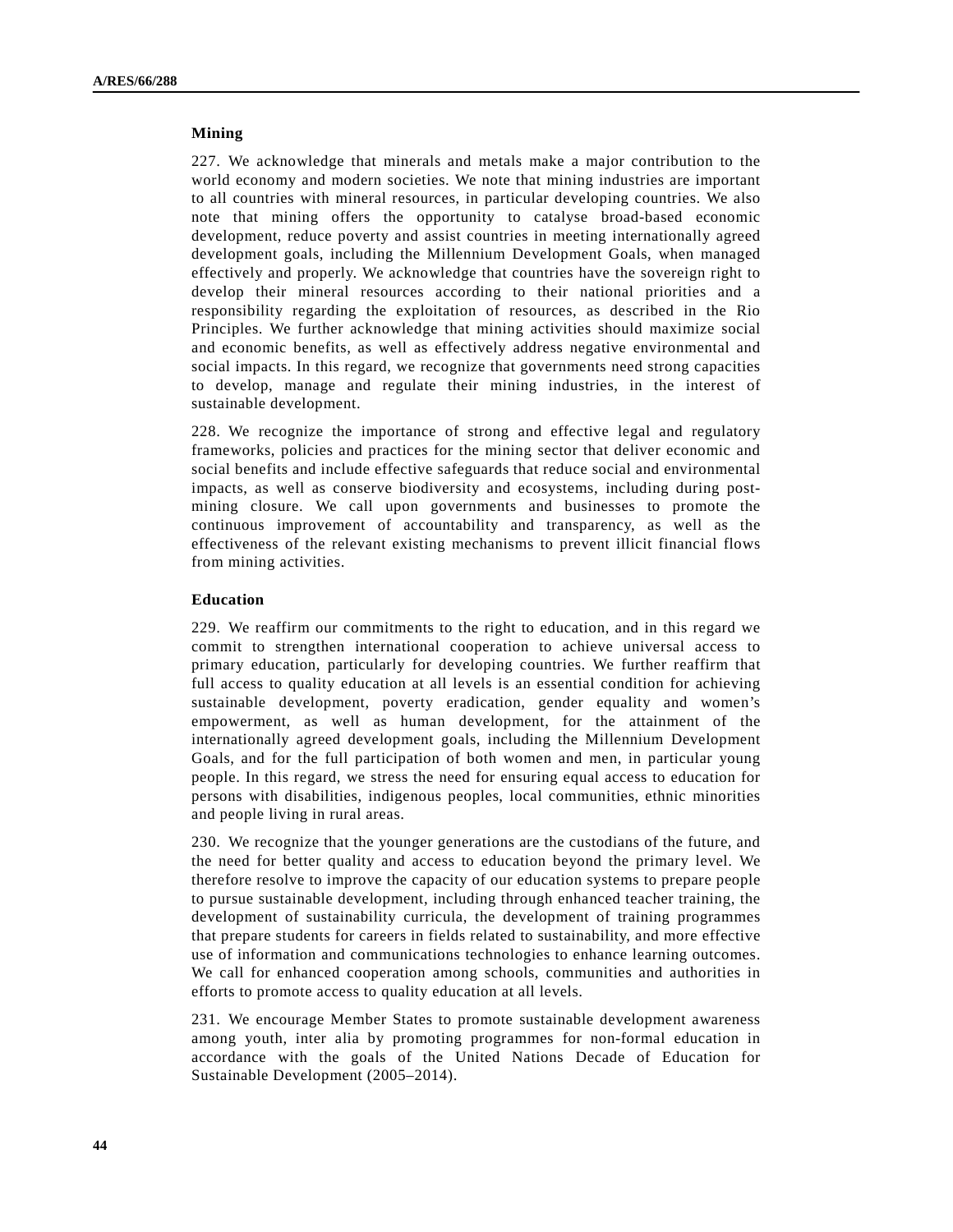### Mining

227. We acknowledge that minerals and metals make a major contribution to the world economy and modern societies. We note that mining industries are important to all countries with mineral resources, in particular developing countries. We also note that mining offers the opportunity to catalyse broad-based economic development, reduce poverty and assist countries in meeting internationally agreed development goals, including the Millennium Development Goals, when managed effectively and properly. We acknowledge that countries have the sovereign right to develop their mineral resources according to their national priorities and a responsibility regarding the exploitation of resources, as described in the Rio Principles. We further acknowledge that mining activities should maximize social and economic benefits, as well as effectively address negative environmental and social impacts. In this regard, we recognize that governments need strong capacities to develop, manage and regulate their mining industries, in the interest of sustainable development.

228. We recognize the importance of strong and effective legal and regulatory frameworks, policies and practices for the mining sector that deliver economic and social benefits and include effective safeguards that reduce social and environmental impacts, as well as conserve biodiversity and ecosystems, including during post-mining closure. We call upon governments and businesses to promote the continuous improvement of accountability and transparency, as well as the effectiveness of the relevant existing mechanisms to prevent illicit financial flows from mining activities.

### Education

229. We reaffirm our commitments to the right to education, and in this regard we commit to strengthen international cooperation to achieve universal access to primary education, particularly for developing countries. We further reaffirm that full access to quality education at all levels is an essential condition for achieving sustainable development, poverty eradication, gender equality and women's empowerment, as well as human development, for the attainment of the internationally agreed development goals, including the Millennium Development Goals, and for the full participation of both women and men, in particular young people. In this regard, we stress the need for ensuring equal access to education for persons with disabilities, indigenous peoples, local communities, ethnic minorities and people living in rural areas.

230. We recognize that the younger generations are the custodians of the future, and the need for better quality and access to education beyond the primary level. We therefore resolve to improve the capacity of our education systems to prepare people to pursue sustainable development, including through enhanced teacher training, the development of sustainability curricula, the development of training programmes that prepare students for careers in fields related to sustainability, and more effective use of information and communications technologies to enhance learning outcomes. We call for enhanced cooperation among schools, communities and authorities in efforts to promote access to quality education at all levels.

231. We encourage Member States to promote sustainable development awareness among youth, inter alia by promoting programmes for non-formal education in accordance with the goals of the United Nations Decade of Education for Sustainable Development (2005–2014).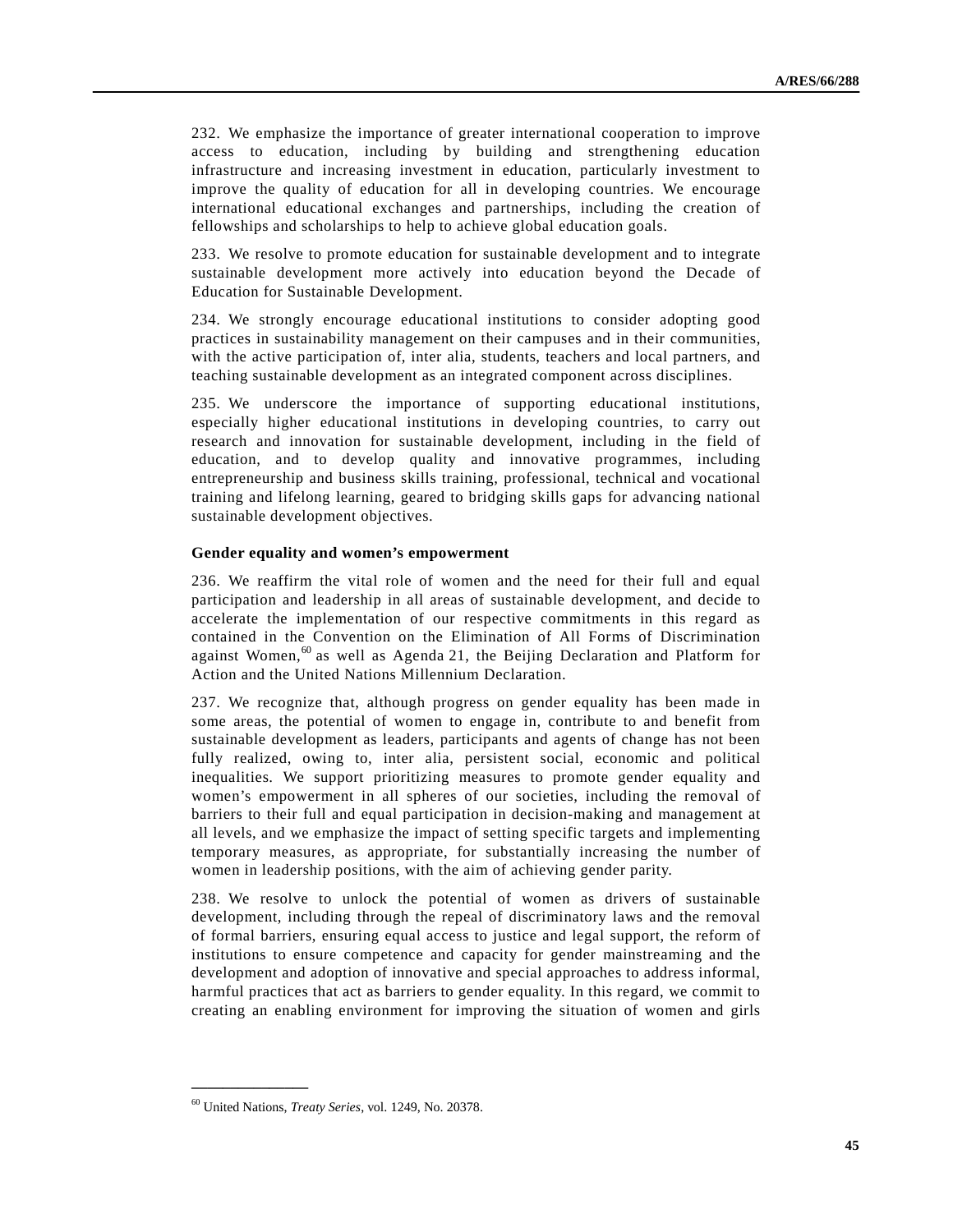232. We emphasize the importance of greater international cooperation to improve access to education, including by building and strengthening education infrastructure and increasing investment in education, particularly investment to improve the quality of education for all in developing countries. We encourage international educational exchanges and partnerships, including the creation of fellowships and scholarships to help to achieve global education goals.

233. We resolve to promote education for sustainable development and to integrate sustainable development more actively into education beyond the Decade of Education for Sustainable Development.

234. We strongly encourage educational institutions to consider adopting good practices in sustainability management on their campuses and in their communities, with the active participation of, inter alia, students, teachers and local partners, and teaching sustainable development as an integrated component across disciplines.

235. We underscore the importance of supporting educational institutions, especially higher educational institutions in developing countries, to carry out research and innovation for sustainable development, including in the field of education, and to develop quality and innovative programmes, including entrepreneurship and business skills training, professional, technical and vocational training and lifelong learning, geared to bridging skills gaps for advancing national sustainable development objectives.

**Gender equality and women's empowerment**

236. We reaffirm the vital role of women and the need for their full and equal participation and leadership in all areas of sustainable development, and decide to accelerate the implementation of our respective commitments in this regard as contained in the Convention on the Elimination of All Forms of Discrimination against Women,[60] as well as Agenda 21, the Beijing Declaration and Platform for Action and the United Nations Millennium Declaration.

237. We recognize that, although progress on gender equality has been made in some areas, the potential of women to engage in, contribute to and benefit from sustainable development as leaders, participants and agents of change has not been fully realized, owing to, inter alia, persistent social, economic and political inequalities. We support prioritizing measures to promote gender equality and women's empowerment in all spheres of our societies, including the removal of barriers to their full and equal participation in decision-making and management at all levels, and we emphasize the impact of setting specific targets and implementing temporary measures, as appropriate, for substantially increasing the number of women in leadership positions, with the aim of achieving gender parity.

238. We resolve to unlock the potential of women as drivers of sustainable development, including through the repeal of discriminatory laws and the removal of formal barriers, ensuring equal access to justice and legal support, the reform of institutions to ensure competence and capacity for gender mainstreaming and the development and adoption of innovative and special approaches to address informal, harmful practices that act as barriers to gender equality. In this regard, we commit to creating an enabling environment for improving the situation of women and girls

---

[60] United Nations, *Treaty Series*, vol. 1249, No. 20378.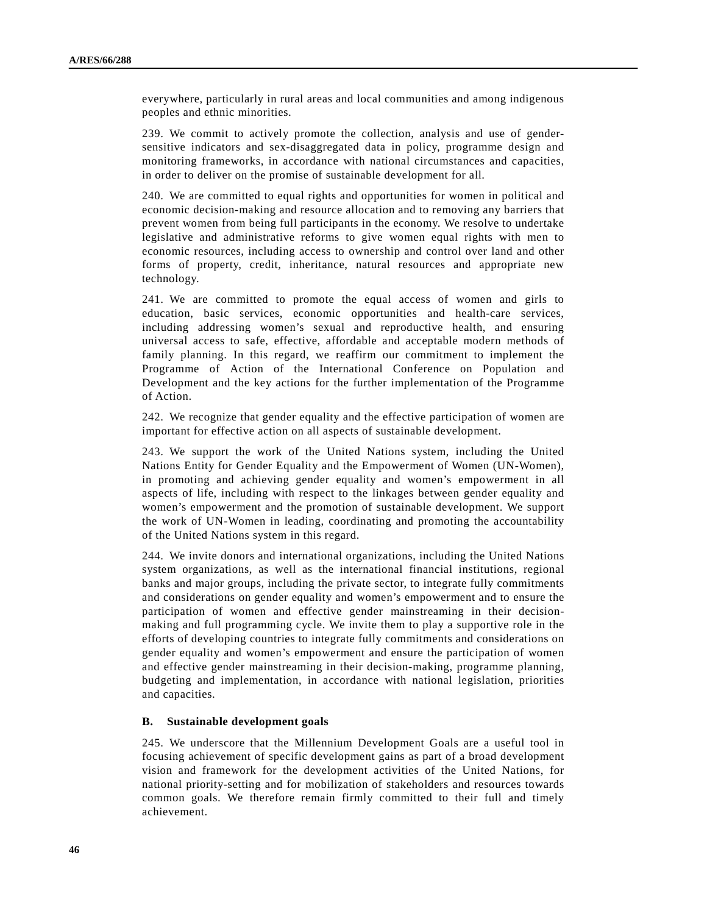everywhere, particularly in rural areas and local communities and among indigenous peoples and ethnic minorities.

239. We commit to actively promote the collection, analysis and use of gender-sensitive indicators and sex-disaggregated data in policy, programme design and monitoring frameworks, in accordance with national circumstances and capacities, in order to deliver on the promise of sustainable development for all.

240. We are committed to equal rights and opportunities for women in political and economic decision-making and resource allocation and to removing any barriers that prevent women from being full participants in the economy. We resolve to undertake legislative and administrative reforms to give women equal rights with men to economic resources, including access to ownership and control over land and other forms of property, credit, inheritance, natural resources and appropriate new technology.

241. We are committed to promote the equal access of women and girls to education, basic services, economic opportunities and health-care services, including addressing women's sexual and reproductive health, and ensuring universal access to safe, effective, affordable and acceptable modern methods of family planning. In this regard, we reaffirm our commitment to implement the Programme of Action of the International Conference on Population and Development and the key actions for the further implementation of the Programme of Action.

242. We recognize that gender equality and the effective participation of women are important for effective action on all aspects of sustainable development.

243. We support the work of the United Nations system, including the United Nations Entity for Gender Equality and the Empowerment of Women (UN-Women), in promoting and achieving gender equality and women's empowerment in all aspects of life, including with respect to the linkages between gender equality and women's empowerment and the promotion of sustainable development. We support the work of UN-Women in leading, coordinating and promoting the accountability of the United Nations system in this regard.

244. We invite donors and international organizations, including the United Nations system organizations, as well as the international financial institutions, regional banks and major groups, including the private sector, to integrate fully commitments and considerations on gender equality and women's empowerment and to ensure the participation of women and effective gender mainstreaming in their decision-making and full programming cycle. We invite them to play a supportive role in the efforts of developing countries to integrate fully commitments and considerations on gender equality and women's empowerment and ensure the participation of women and effective gender mainstreaming in their decision-making, programme planning, budgeting and implementation, in accordance with national legislation, priorities and capacities.

### B. Sustainable development goals

245. We underscore that the Millennium Development Goals are a useful tool in focusing achievement of specific development gains as part of a broad development vision and framework for the development activities of the United Nations, for national priority-setting and for mobilization of stakeholders and resources towards common goals. We therefore remain firmly committed to their full and timely achievement.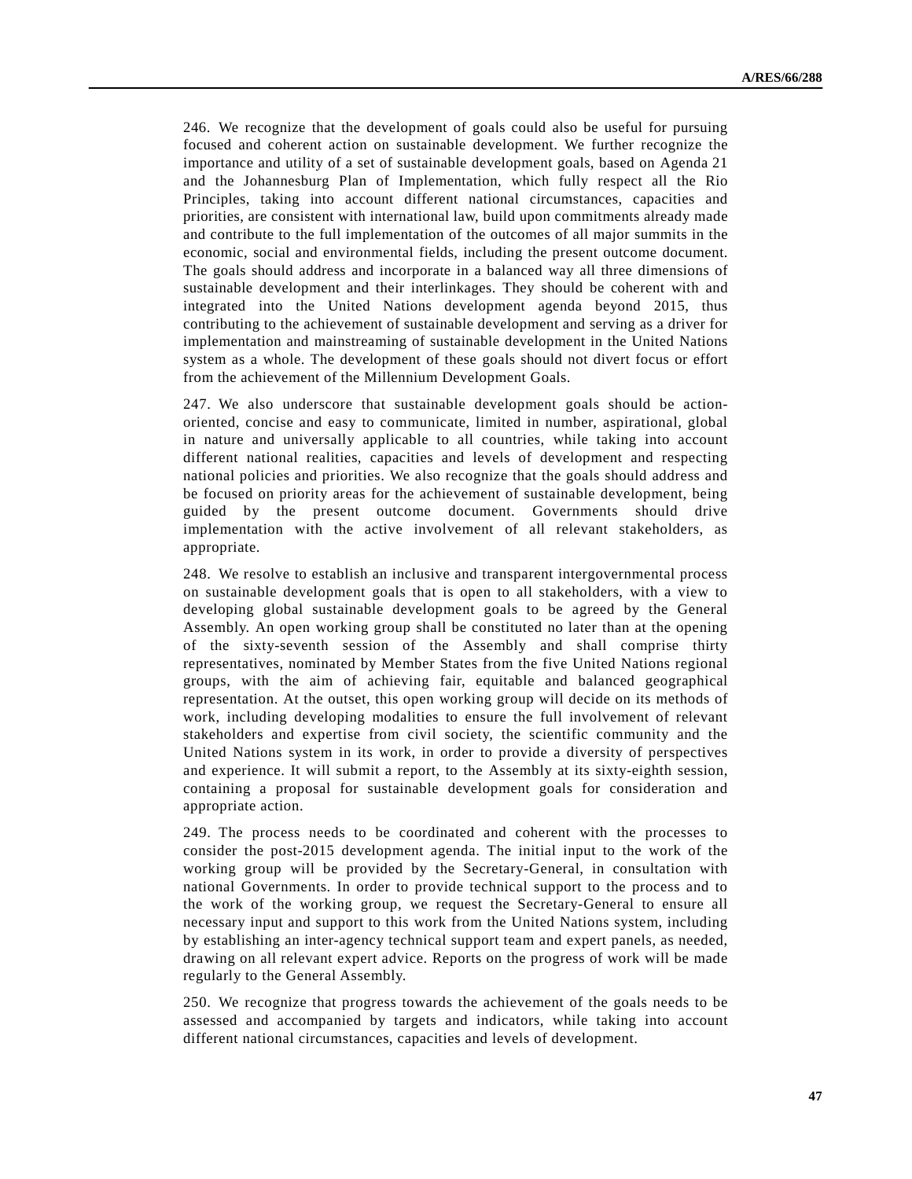246. We recognize that the development of goals could also be useful for pursuing focused and coherent action on sustainable development. We further recognize the importance and utility of a set of sustainable development goals, based on Agenda 21 and the Johannesburg Plan of Implementation, which fully respect all the Rio Principles, taking into account different national circumstances, capacities and priorities, are consistent with international law, build upon commitments already made and contribute to the full implementation of the outcomes of all major summits in the economic, social and environmental fields, including the present outcome document. The goals should address and incorporate in a balanced way all three dimensions of sustainable development and their interlinkages. They should be coherent with and integrated into the United Nations development agenda beyond 2015, thus contributing to the achievement of sustainable development and serving as a driver for implementation and mainstreaming of sustainable development in the United Nations system as a whole. The development of these goals should not divert focus or effort from the achievement of the Millennium Development Goals.

247. We also underscore that sustainable development goals should be action-oriented, concise and easy to communicate, limited in number, aspirational, global in nature and universally applicable to all countries, while taking into account different national realities, capacities and levels of development and respecting national policies and priorities. We also recognize that the goals should address and be focused on priority areas for the achievement of sustainable development, being guided by the present outcome document. Governments should drive implementation with the active involvement of all relevant stakeholders, as appropriate.

248. We resolve to establish an inclusive and transparent intergovernmental process on sustainable development goals that is open to all stakeholders, with a view to developing global sustainable development goals to be agreed by the General Assembly. An open working group shall be constituted no later than at the opening of the sixty-seventh session of the Assembly and shall comprise thirty representatives, nominated by Member States from the five United Nations regional groups, with the aim of achieving fair, equitable and balanced geographical representation. At the outset, this open working group will decide on its methods of work, including developing modalities to ensure the full involvement of relevant stakeholders and expertise from civil society, the scientific community and the United Nations system in its work, in order to provide a diversity of perspectives and experience. It will submit a report, to the Assembly at its sixty-eighth session, containing a proposal for sustainable development goals for consideration and appropriate action.

249. The process needs to be coordinated and coherent with the processes to consider the post-2015 development agenda. The initial input to the work of the working group will be provided by the Secretary-General, in consultation with national Governments. In order to provide technical support to the process and to the work of the working group, we request the Secretary-General to ensure all necessary input and support to this work from the United Nations system, including by establishing an inter-agency technical support team and expert panels, as needed, drawing on all relevant expert advice. Reports on the progress of work will be made regularly to the General Assembly.

250. We recognize that progress towards the achievement of the goals needs to be assessed and accompanied by targets and indicators, while taking into account different national circumstances, capacities and levels of development.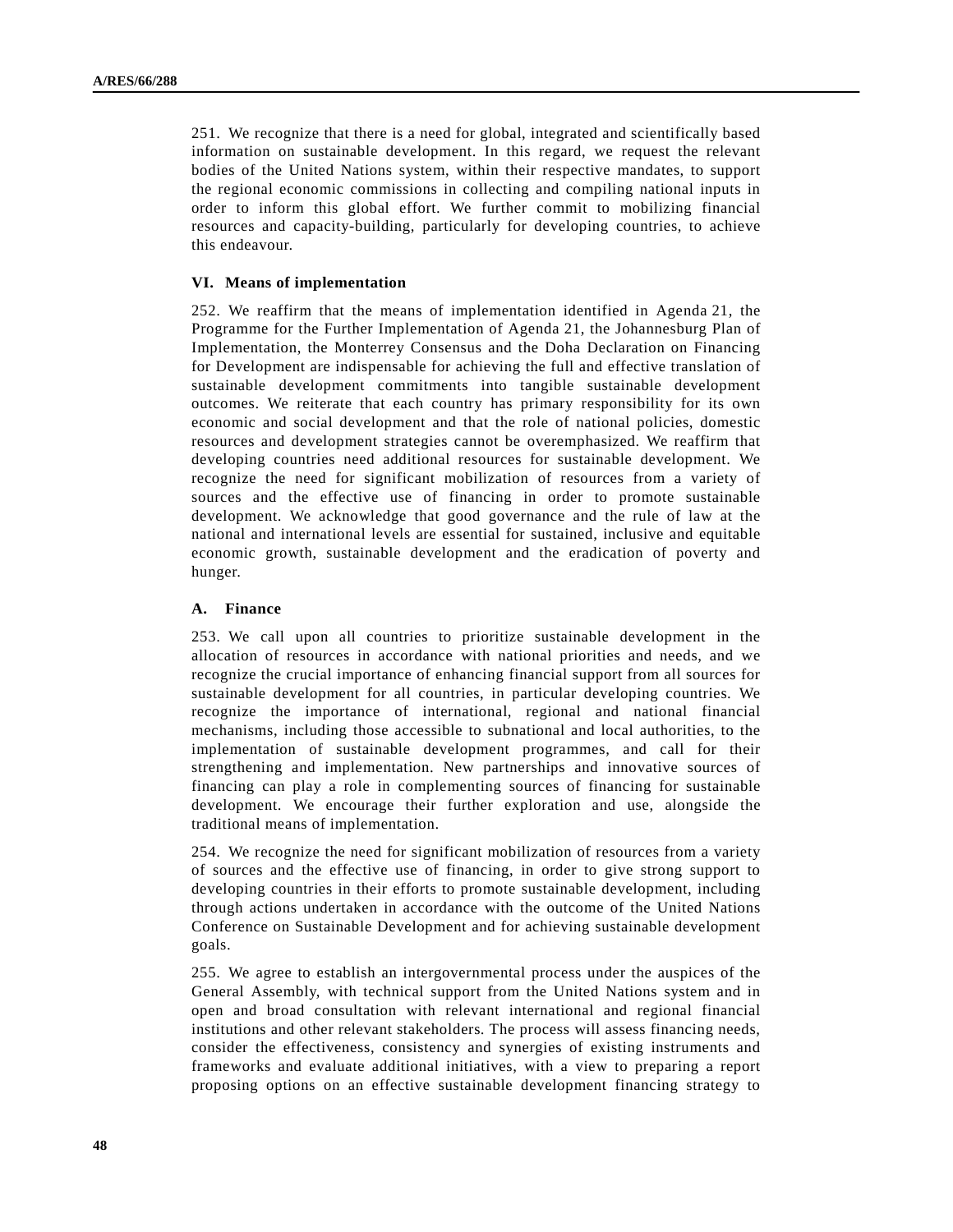251. We recognize that there is a need for global, integrated and scientifically based information on sustainable development. In this regard, we request the relevant bodies of the United Nations system, within their respective mandates, to support the regional economic commissions in collecting and compiling national inputs in order to inform this global effort. We further commit to mobilizing financial resources and capacity-building, particularly for developing countries, to achieve this endeavour.

## VI. Means of implementation

252. We reaffirm that the means of implementation identified in Agenda 21, the Programme for the Further Implementation of Agenda 21, the Johannesburg Plan of Implementation, the Monterrey Consensus and the Doha Declaration on Financing for Development are indispensable for achieving the full and effective translation of sustainable development commitments into tangible sustainable development outcomes. We reiterate that each country has primary responsibility for its own economic and social development and that the role of national policies, domestic resources and development strategies cannot be overemphasized. We reaffirm that developing countries need additional resources for sustainable development. We recognize the need for significant mobilization of resources from a variety of sources and the effective use of financing in order to promote sustainable development. We acknowledge that good governance and the rule of law at the national and international levels are essential for sustained, inclusive and equitable economic growth, sustainable development and the eradication of poverty and hunger.

### A. Finance

253. We call upon all countries to prioritize sustainable development in the allocation of resources in accordance with national priorities and needs, and we recognize the crucial importance of enhancing financial support from all sources for sustainable development for all countries, in particular developing countries. We recognize the importance of international, regional and national financial mechanisms, including those accessible to subnational and local authorities, to the implementation of sustainable development programmes, and call for their strengthening and implementation. New partnerships and innovative sources of financing can play a role in complementing sources of financing for sustainable development. We encourage their further exploration and use, alongside the traditional means of implementation.

254. We recognize the need for significant mobilization of resources from a variety of sources and the effective use of financing, in order to give strong support to developing countries in their efforts to promote sustainable development, including through actions undertaken in accordance with the outcome of the United Nations Conference on Sustainable Development and for achieving sustainable development goals.

255. We agree to establish an intergovernmental process under the auspices of the General Assembly, with technical support from the United Nations system and in open and broad consultation with relevant international and regional financial institutions and other relevant stakeholders. The process will assess financing needs, consider the effectiveness, consistency and synergies of existing instruments and frameworks and evaluate additional initiatives, with a view to preparing a report proposing options on an effective sustainable development financing strategy to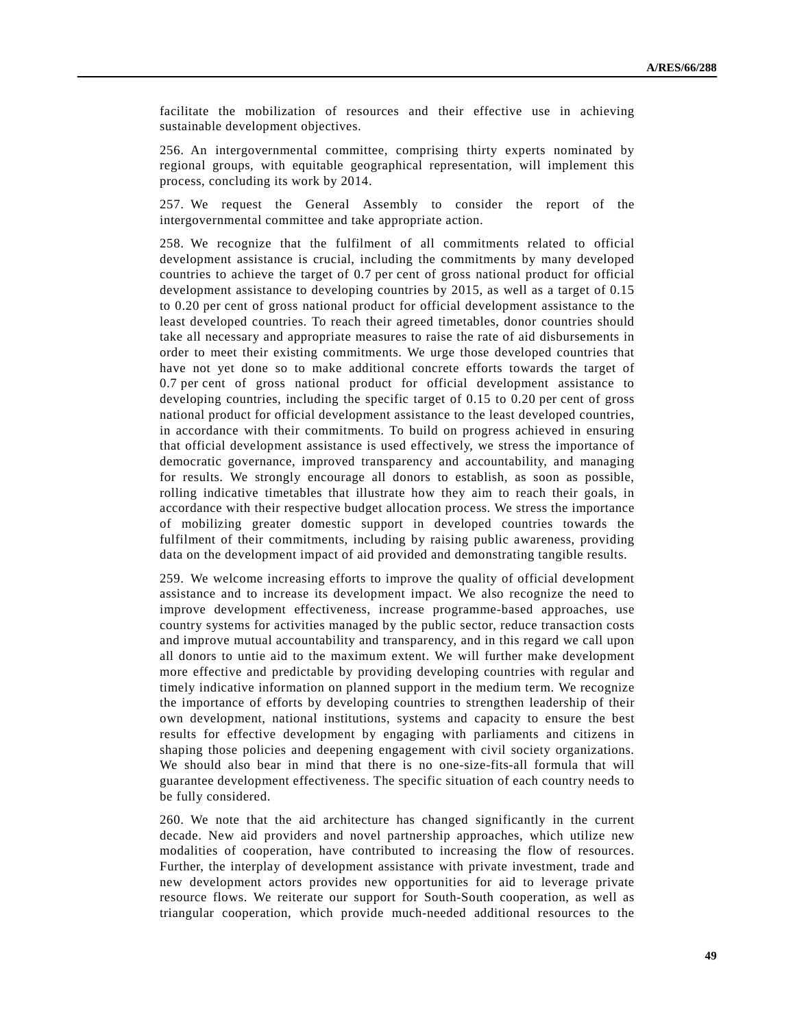facilitate the mobilization of resources and their effective use in achieving sustainable development objectives.

256. An intergovernmental committee, comprising thirty experts nominated by regional groups, with equitable geographical representation, will implement this process, concluding its work by 2014.

257. We request the General Assembly to consider the report of the intergovernmental committee and take appropriate action.

258. We recognize that the fulfilment of all commitments related to official development assistance is crucial, including the commitments by many developed countries to achieve the target of 0.7 per cent of gross national product for official development assistance to developing countries by 2015, as well as a target of 0.15 to 0.20 per cent of gross national product for official development assistance to the least developed countries. To reach their agreed timetables, donor countries should take all necessary and appropriate measures to raise the rate of aid disbursements in order to meet their existing commitments. We urge those developed countries that have not yet done so to make additional concrete efforts towards the target of 0.7 per cent of gross national product for official development assistance to developing countries, including the specific target of 0.15 to 0.20 per cent of gross national product for official development assistance to the least developed countries, in accordance with their commitments. To build on progress achieved in ensuring that official development assistance is used effectively, we stress the importance of democratic governance, improved transparency and accountability, and managing for results. We strongly encourage all donors to establish, as soon as possible, rolling indicative timetables that illustrate how they aim to reach their goals, in accordance with their respective budget allocation process. We stress the importance of mobilizing greater domestic support in developed countries towards the fulfilment of their commitments, including by raising public awareness, providing data on the development impact of aid provided and demonstrating tangible results.

259. We welcome increasing efforts to improve the quality of official development assistance and to increase its development impact. We also recognize the need to improve development effectiveness, increase programme-based approaches, use country systems for activities managed by the public sector, reduce transaction costs and improve mutual accountability and transparency, and in this regard we call upon all donors to untie aid to the maximum extent. We will further make development more effective and predictable by providing developing countries with regular and timely indicative information on planned support in the medium term. We recognize the importance of efforts by developing countries to strengthen leadership of their own development, national institutions, systems and capacity to ensure the best results for effective development by engaging with parliaments and citizens in shaping those policies and deepening engagement with civil society organizations. We should also bear in mind that there is no one-size-fits-all formula that will guarantee development effectiveness. The specific situation of each country needs to be fully considered.

260. We note that the aid architecture has changed significantly in the current decade. New aid providers and novel partnership approaches, which utilize new modalities of cooperation, have contributed to increasing the flow of resources. Further, the interplay of development assistance with private investment, trade and new development actors provides new opportunities for aid to leverage private resource flows. We reiterate our support for South-South cooperation, as well as triangular cooperation, which provide much-needed additional resources to the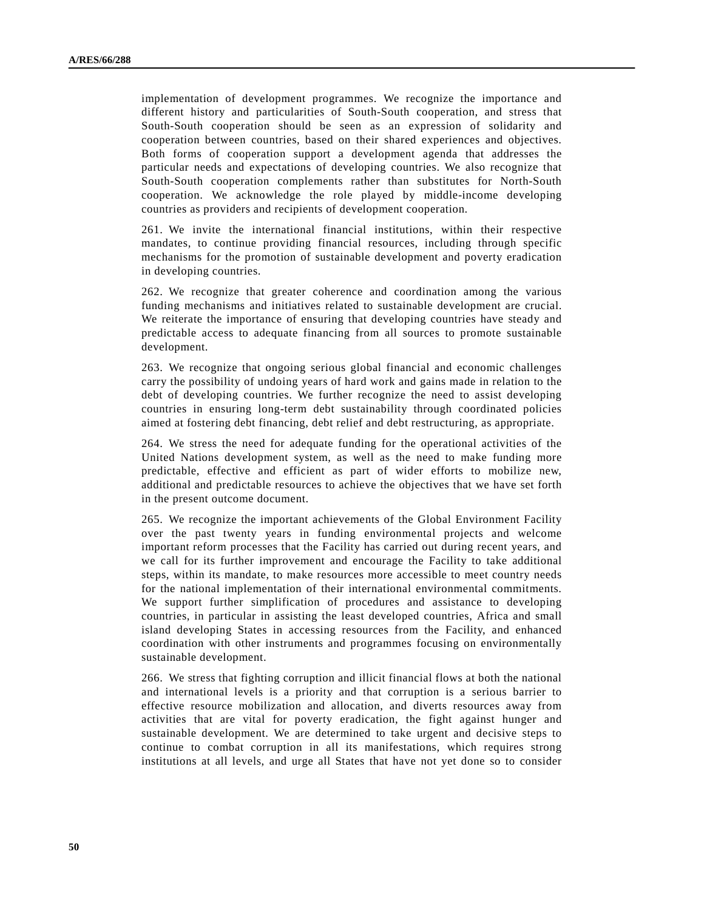implementation of development programmes. We recognize the importance and different history and particularities of South-South cooperation, and stress that South-South cooperation should be seen as an expression of solidarity and cooperation between countries, based on their shared experiences and objectives. Both forms of cooperation support a development agenda that addresses the particular needs and expectations of developing countries. We also recognize that South-South cooperation complements rather than substitutes for North-South cooperation. We acknowledge the role played by middle-income developing countries as providers and recipients of development cooperation.

261. We invite the international financial institutions, within their respective mandates, to continue providing financial resources, including through specific mechanisms for the promotion of sustainable development and poverty eradication in developing countries.

262. We recognize that greater coherence and coordination among the various funding mechanisms and initiatives related to sustainable development are crucial. We reiterate the importance of ensuring that developing countries have steady and predictable access to adequate financing from all sources to promote sustainable development.

263. We recognize that ongoing serious global financial and economic challenges carry the possibility of undoing years of hard work and gains made in relation to the debt of developing countries. We further recognize the need to assist developing countries in ensuring long-term debt sustainability through coordinated policies aimed at fostering debt financing, debt relief and debt restructuring, as appropriate.

264. We stress the need for adequate funding for the operational activities of the United Nations development system, as well as the need to make funding more predictable, effective and efficient as part of wider efforts to mobilize new, additional and predictable resources to achieve the objectives that we have set forth in the present outcome document.

265. We recognize the important achievements of the Global Environment Facility over the past twenty years in funding environmental projects and welcome important reform processes that the Facility has carried out during recent years, and we call for its further improvement and encourage the Facility to take additional steps, within its mandate, to make resources more accessible to meet country needs for the national implementation of their international environmental commitments. We support further simplification of procedures and assistance to developing countries, in particular in assisting the least developed countries, Africa and small island developing States in accessing resources from the Facility, and enhanced coordination with other instruments and programmes focusing on environmentally sustainable development.

266. We stress that fighting corruption and illicit financial flows at both the national and international levels is a priority and that corruption is a serious barrier to effective resource mobilization and allocation, and diverts resources away from activities that are vital for poverty eradication, the fight against hunger and sustainable development. We are determined to take urgent and decisive steps to continue to combat corruption in all its manifestations, which requires strong institutions at all levels, and urge all States that have not yet done so to consider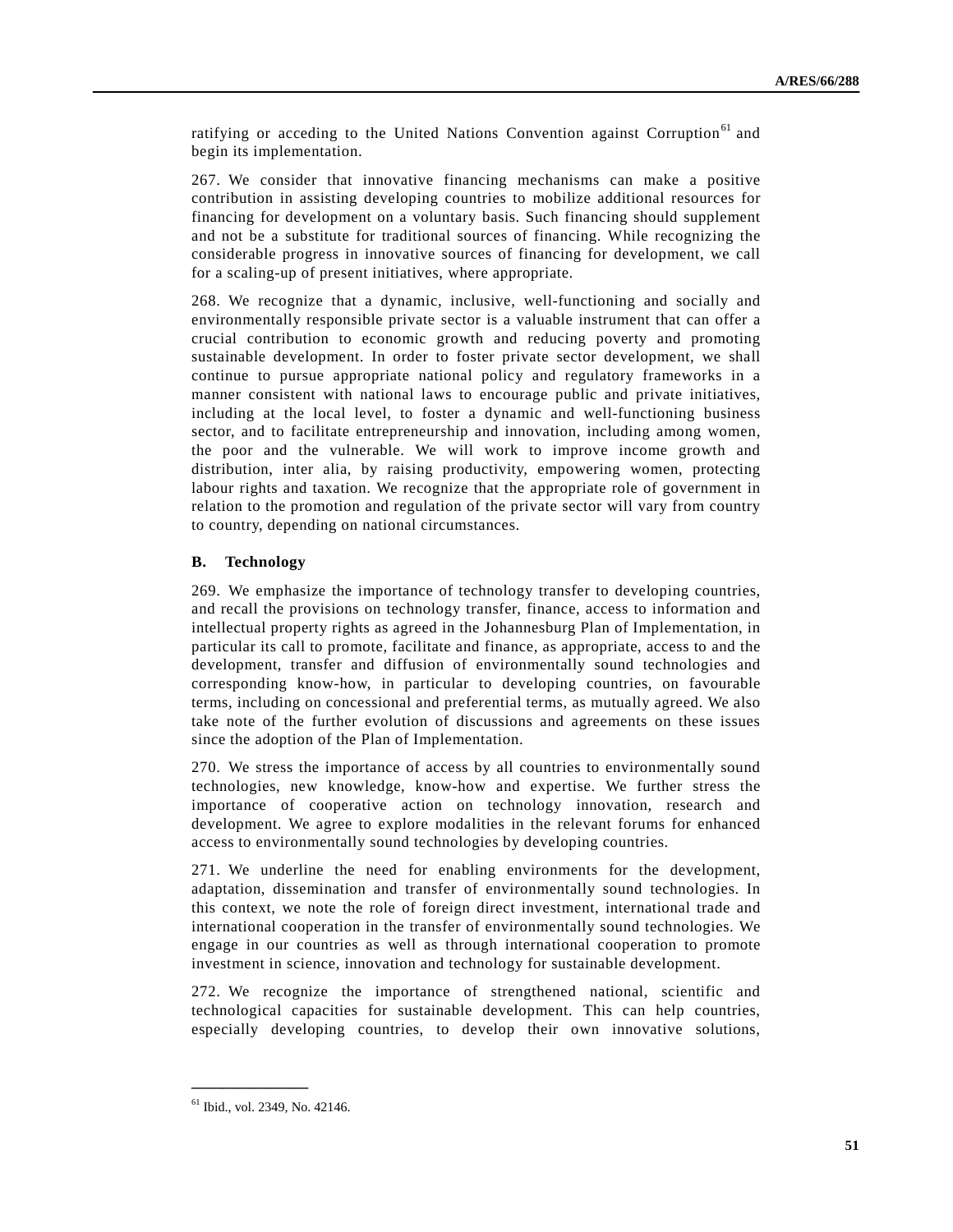ratifying or acceding to the United Nations Convention against Corruption[61] and begin its implementation.

267. We consider that innovative financing mechanisms can make a positive contribution in assisting developing countries to mobilize additional resources for financing for development on a voluntary basis. Such financing should supplement and not be a substitute for traditional sources of financing. While recognizing the considerable progress in innovative sources of financing for development, we call for a scaling-up of present initiatives, where appropriate.

268. We recognize that a dynamic, inclusive, well-functioning and socially and environmentally responsible private sector is a valuable instrument that can offer a crucial contribution to economic growth and reducing poverty and promoting sustainable development. In order to foster private sector development, we shall continue to pursue appropriate national policy and regulatory frameworks in a manner consistent with national laws to encourage public and private initiatives, including at the local level, to foster a dynamic and well-functioning business sector, and to facilitate entrepreneurship and innovation, including among women, the poor and the vulnerable. We will work to improve income growth and distribution, inter alia, by raising productivity, empowering women, protecting labour rights and taxation. We recognize that the appropriate role of government in relation to the promotion and regulation of the private sector will vary from country to country, depending on national circumstances.

## B. Technology

269. We emphasize the importance of technology transfer to developing countries, and recall the provisions on technology transfer, finance, access to information and intellectual property rights as agreed in the Johannesburg Plan of Implementation, in particular its call to promote, facilitate and finance, as appropriate, access to and the development, transfer and diffusion of environmentally sound technologies and corresponding know-how, in particular to developing countries, on favourable terms, including on concessional and preferential terms, as mutually agreed. We also take note of the further evolution of discussions and agreements on these issues since the adoption of the Plan of Implementation.

270. We stress the importance of access by all countries to environmentally sound technologies, new knowledge, know-how and expertise. We further stress the importance of cooperative action on technology innovation, research and development. We agree to explore modalities in the relevant forums for enhanced access to environmentally sound technologies by developing countries.

271. We underline the need for enabling environments for the development, adaptation, dissemination and transfer of environmentally sound technologies. In this context, we note the role of foreign direct investment, international trade and international cooperation in the transfer of environmentally sound technologies. We engage in our countries as well as through international cooperation to promote investment in science, innovation and technology for sustainable development.

272. We recognize the importance of strengthened national, scientific and technological capacities for sustainable development. This can help countries, especially developing countries, to develop their own innovative solutions,

---

[61] Ibid., vol. 2349, No. 42146.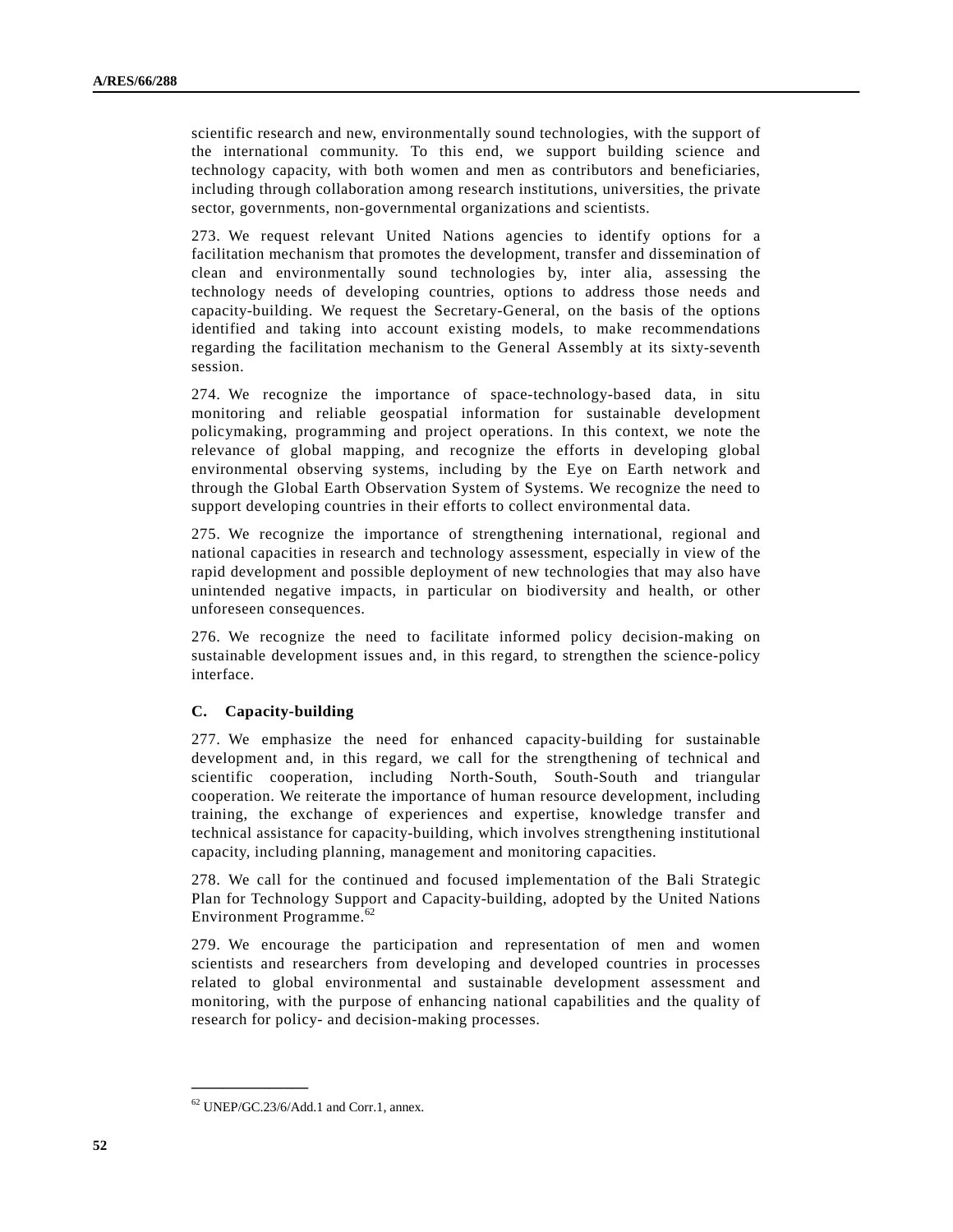scientific research and new, environmentally sound technologies, with the support of the international community. To this end, we support building science and technology capacity, with both women and men as contributors and beneficiaries, including through collaboration among research institutions, universities, the private sector, governments, non-governmental organizations and scientists.

273. We request relevant United Nations agencies to identify options for a facilitation mechanism that promotes the development, transfer and dissemination of clean and environmentally sound technologies by, inter alia, assessing the technology needs of developing countries, options to address those needs and capacity-building. We request the Secretary-General, on the basis of the options identified and taking into account existing models, to make recommendations regarding the facilitation mechanism to the General Assembly at its sixty-seventh session.

274. We recognize the importance of space-technology-based data, in situ monitoring and reliable geospatial information for sustainable development policymaking, programming and project operations. In this context, we note the relevance of global mapping, and recognize the efforts in developing global environmental observing systems, including by the Eye on Earth network and through the Global Earth Observation System of Systems. We recognize the need to support developing countries in their efforts to collect environmental data.

275. We recognize the importance of strengthening international, regional and national capacities in research and technology assessment, especially in view of the rapid development and possible deployment of new technologies that may also have unintended negative impacts, in particular on biodiversity and health, or other unforeseen consequences.

276. We recognize the need to facilitate informed policy decision-making on sustainable development issues and, in this regard, to strengthen the science-policy interface.

### C. Capacity-building

277. We emphasize the need for enhanced capacity-building for sustainable development and, in this regard, we call for the strengthening of technical and scientific cooperation, including North-South, South-South and triangular cooperation. We reiterate the importance of human resource development, including training, the exchange of experiences and expertise, knowledge transfer and technical assistance for capacity-building, which involves strengthening institutional capacity, including planning, management and monitoring capacities.

278. We call for the continued and focused implementation of the Bali Strategic Plan for Technology Support and Capacity-building, adopted by the United Nations Environment Programme.[62]

279. We encourage the participation and representation of men and women scientists and researchers from developing and developed countries in processes related to global environmental and sustainable development assessment and monitoring, with the purpose of enhancing national capabilities and the quality of research for policy- and decision-making processes.

---

[62] UNEP/GC.23/6/Add.1 and Corr.1, annex.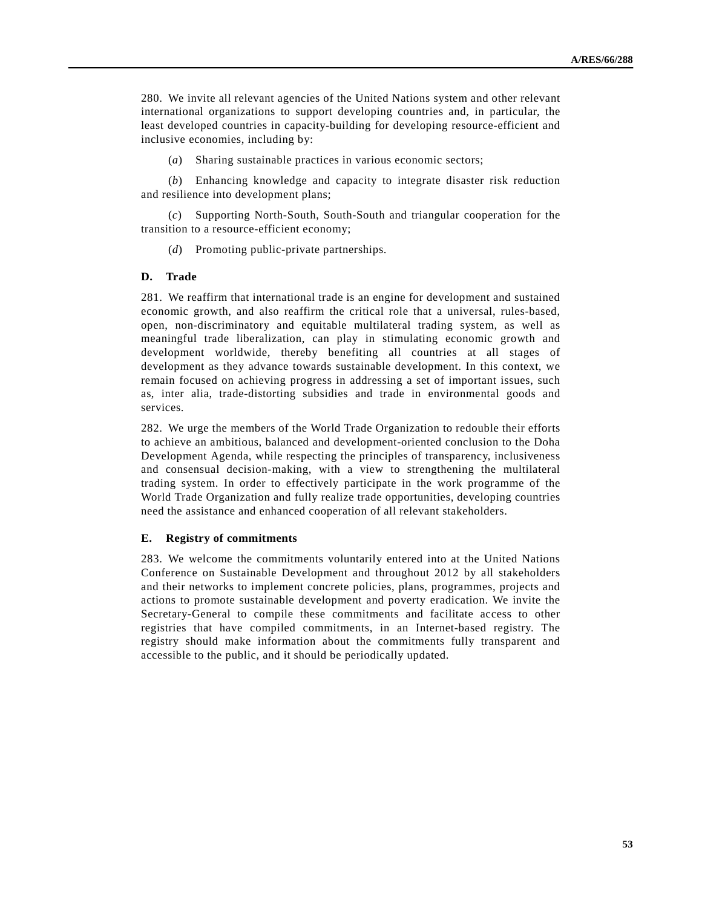280. We invite all relevant agencies of the United Nations system and other relevant international organizations to support developing countries and, in particular, the least developed countries in capacity-building for developing resource-efficient and inclusive economies, including by:

(*a*) Sharing sustainable practices in various economic sectors;

(*b*) Enhancing knowledge and capacity to integrate disaster risk reduction and resilience into development plans;

(*c*) Supporting North-South, South-South and triangular cooperation for the transition to a resource-efficient economy;

(*d*) Promoting public-private partnerships.

### D. Trade

281. We reaffirm that international trade is an engine for development and sustained economic growth, and also reaffirm the critical role that a universal, rules-based, open, non-discriminatory and equitable multilateral trading system, as well as meaningful trade liberalization, can play in stimulating economic growth and development worldwide, thereby benefiting all countries at all stages of development as they advance towards sustainable development. In this context, we remain focused on achieving progress in addressing a set of important issues, such as, inter alia, trade-distorting subsidies and trade in environmental goods and services.

282. We urge the members of the World Trade Organization to redouble their efforts to achieve an ambitious, balanced and development-oriented conclusion to the Doha Development Agenda, while respecting the principles of transparency, inclusiveness and consensual decision-making, with a view to strengthening the multilateral trading system. In order to effectively participate in the work programme of the World Trade Organization and fully realize trade opportunities, developing countries need the assistance and enhanced cooperation of all relevant stakeholders.

### E. Registry of commitments

283. We welcome the commitments voluntarily entered into at the United Nations Conference on Sustainable Development and throughout 2012 by all stakeholders and their networks to implement concrete policies, plans, programmes, projects and actions to promote sustainable development and poverty eradication. We invite the Secretary-General to compile these commitments and facilitate access to other registries that have compiled commitments, in an Internet-based registry. The registry should make information about the commitments fully transparent and accessible to the public, and it should be periodically updated.